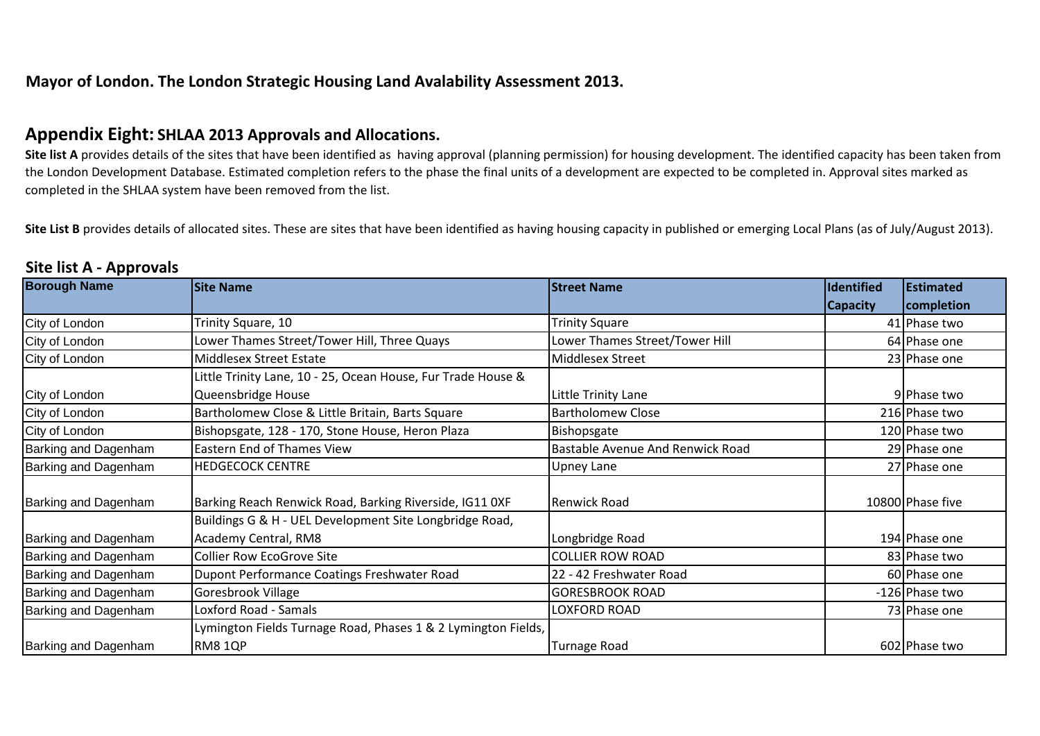**Mayor of London. The London Strategic Housing Land Avalability Assessment 2013.**

## Appendix Eight: SHLAA 2013 Approvals and Allocations.

**Site list A** provides details of the sites that have been identified as having approval (planning permission) for housing development. The identified capacity has been taken from the London Development Database. Estimated completion refers to the phase the final units of a development are expected to be completed in. Approval sites marked as completed in the SHLAA system have been removed from the list.

**Site List B** provides details of allocated sites. These are sites that have been identified as having housing capacity in published or emerging Local Plans (as of July/August 2013).

### Site list A - Approvals

| Borough Name | Site Name | Street Name | Identified Capacity | Estimated completion |
|---|---|---|---|---|
| City of London | Trinity Square, 10 | Trinity Square | 41 | Phase two |
| City of London | Lower Thames Street/Tower Hill, Three Quays | Lower Thames Street/Tower Hill | 64 | Phase one |
| City of London | Middlesex Street Estate | Middlesex Street | 23 | Phase one |
| City of London | Little Trinity Lane, 10 - 25, Ocean House, Fur Trade House & Queensbridge House | Little Trinity Lane | 9 | Phase two |
| City of London | Bartholomew Close & Little Britain, Barts Square | Bartholomew Close | 216 | Phase two |
| City of London | Bishopsgate, 128 - 170, Stone House, Heron Plaza | Bishopsgate | 120 | Phase two |
| Barking and Dagenham | Eastern End of Thames View | Bastable Avenue And Renwick Road | 29 | Phase one |
| Barking and Dagenham | HEDGECOCK CENTRE | Upney Lane | 27 | Phase one |
| Barking and Dagenham | Barking Reach Renwick Road, Barking Riverside, IG11 0XF | Renwick Road | 10800 | Phase five |
| Barking and Dagenham | Buildings G & H - UEL Development Site Longbridge Road, Academy Central, RM8 | Longbridge Road | 194 | Phase one |
| Barking and Dagenham | Collier Row EcoGrove Site | COLLIER ROW ROAD | 83 | Phase two |
| Barking and Dagenham | Dupont Performance Coatings Freshwater Road | 22 - 42 Freshwater Road | 60 | Phase one |
| Barking and Dagenham | Goresbrook Village | GORESBROOK ROAD | -126 | Phase two |
| Barking and Dagenham | Loxford Road - Samals | LOXFORD ROAD | 73 | Phase one |
| Barking and Dagenham | Lymington Fields Turnage Road, Phases 1 & 2 Lymington Fields, RM8 1QP | Turnage Road | 602 | Phase two |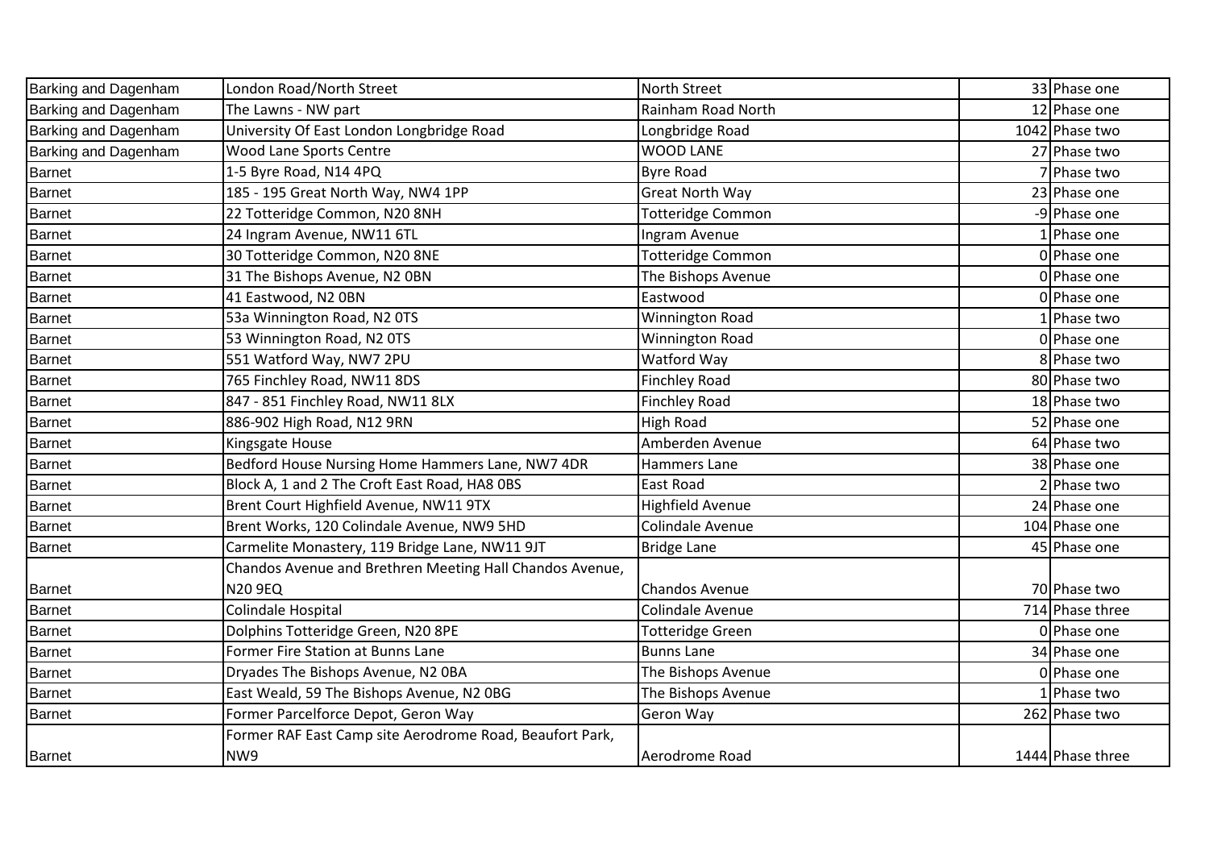| | | | | |
|---|---|---|---|---|
| Barking and Dagenham | London Road/North Street | North Street | 33 | Phase one |
| Barking and Dagenham | The Lawns - NW part | Rainham Road North | 12 | Phase one |
| Barking and Dagenham | University Of East London Longbridge Road | Longbridge Road | 1042 | Phase two |
| Barking and Dagenham | Wood Lane Sports Centre | WOOD LANE | 27 | Phase two |
| Barnet | 1-5 Byre Road, N14 4PQ | Byre Road | 7 | Phase two |
| Barnet | 185 - 195 Great North Way, NW4 1PP | Great North Way | 23 | Phase one |
| Barnet | 22 Totteridge Common, N20 8NH | Totteridge Common | -9 | Phase one |
| Barnet | 24 Ingram Avenue, NW11 6TL | Ingram Avenue | 1 | Phase one |
| Barnet | 30 Totteridge Common, N20 8NE | Totteridge Common | 0 | Phase one |
| Barnet | 31 The Bishops Avenue, N2 0BN | The Bishops Avenue | 0 | Phase one |
| Barnet | 41 Eastwood, N2 0BN | Eastwood | 0 | Phase one |
| Barnet | 53a Winnington Road, N2 0TS | Winnington Road | 1 | Phase two |
| Barnet | 53 Winnington Road, N2 0TS | Winnington Road | 0 | Phase one |
| Barnet | 551 Watford Way, NW7 2PU | Watford Way | 8 | Phase two |
| Barnet | 765 Finchley Road, NW11 8DS | Finchley Road | 80 | Phase two |
| Barnet | 847 - 851 Finchley Road, NW11 8LX | Finchley Road | 18 | Phase two |
| Barnet | 886-902 High Road, N12 9RN | High Road | 52 | Phase one |
| Barnet | Kingsgate House | Amberden Avenue | 64 | Phase two |
| Barnet | Bedford House Nursing Home Hammers Lane, NW7 4DR | Hammers Lane | 38 | Phase one |
| Barnet | Block A, 1 and 2 The Croft East Road, HA8 0BS | East Road | 2 | Phase two |
| Barnet | Brent Court Highfield Avenue, NW11 9TX | Highfield Avenue | 24 | Phase one |
| Barnet | Brent Works, 120 Colindale Avenue, NW9 5HD | Colindale Avenue | 104 | Phase one |
| Barnet | Carmelite Monastery, 119 Bridge Lane, NW11 9JT | Bridge Lane | 45 | Phase one |
| Barnet | Chandos Avenue and Brethren Meeting Hall Chandos Avenue, N20 9EQ | Chandos Avenue | 70 | Phase two |
| Barnet | Colindale Hospital | Colindale Avenue | 714 | Phase three |
| Barnet | Dolphins Totteridge Green, N20 8PE | Totteridge Green | 0 | Phase one |
| Barnet | Former Fire Station at Bunns Lane | Bunns Lane | 34 | Phase one |
| Barnet | Dryades The Bishops Avenue, N2 0BA | The Bishops Avenue | 0 | Phase one |
| Barnet | East Weald, 59 The Bishops Avenue, N2 0BG | The Bishops Avenue | 1 | Phase two |
| Barnet | Former Parcelforce Depot, Geron Way | Geron Way | 262 | Phase two |
| Barnet | Former RAF East Camp site Aerodrome Road, Beaufort Park, NW9 | Aerodrome Road | 1444 | Phase three |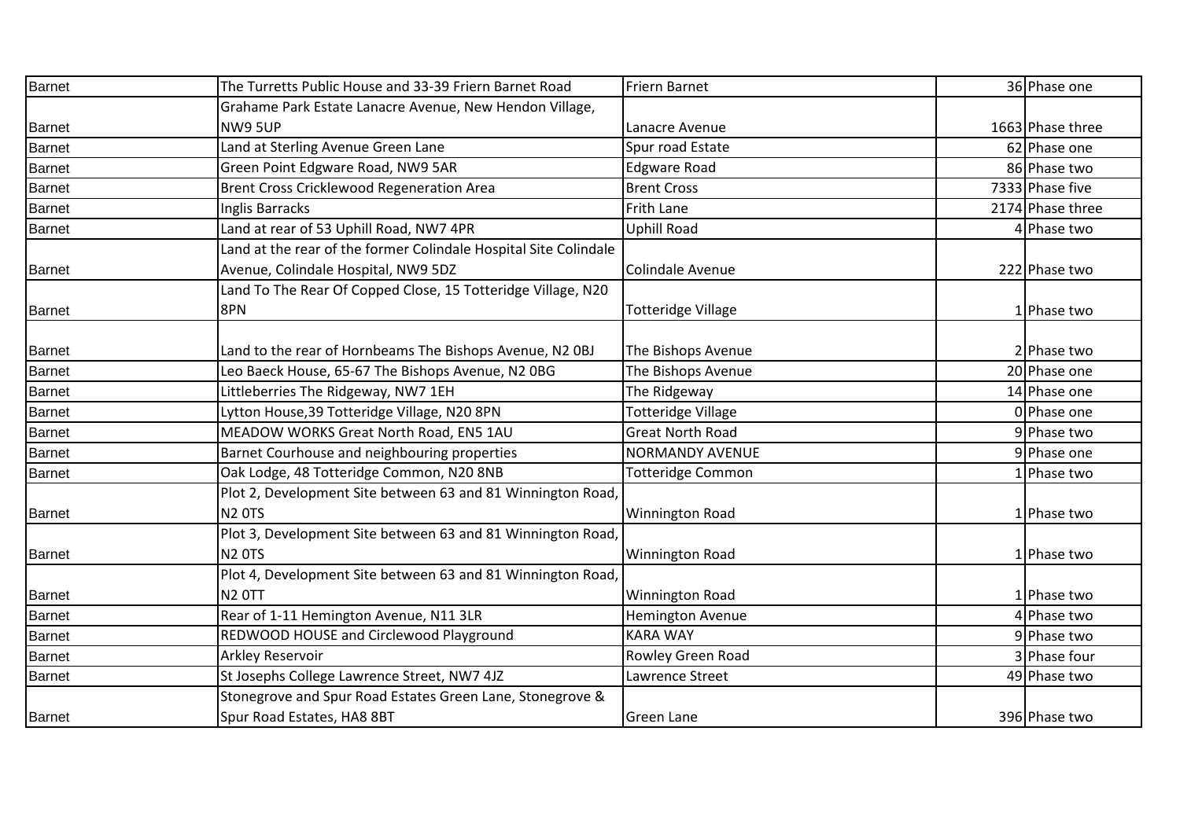| | | | | |
|---|---|---|---|---|
| Barnet | The Turretts Public House and 33-39 Friern Barnet Road | Friern Barnet | 36 | Phase one |
| Barnet | Grahame Park Estate Lanacre Avenue, New Hendon Village, NW9 5UP | Lanacre Avenue | 1663 | Phase three |
| Barnet | Land at Sterling Avenue Green Lane | Spur road Estate | 62 | Phase one |
| Barnet | Green Point Edgware Road, NW9 5AR | Edgware Road | 86 | Phase two |
| Barnet | Brent Cross Cricklewood Regeneration Area | Brent Cross | 7333 | Phase five |
| Barnet | Inglis Barracks | Frith Lane | 2174 | Phase three |
| Barnet | Land at rear of 53 Uphill Road, NW7 4PR | Uphill Road | 4 | Phase two |
| Barnet | Land at the rear of the former Colindale Hospital Site Colindale Avenue, Colindale Hospital, NW9 5DZ | Colindale Avenue | 222 | Phase two |
| Barnet | Land To The Rear Of Copped Close, 15 Totteridge Village, N20 8PN | Totteridge Village | 1 | Phase two |
| Barnet | Land to the rear of Hornbeams The Bishops Avenue, N2 0BJ | The Bishops Avenue | 2 | Phase two |
| Barnet | Leo Baeck House, 65-67 The Bishops Avenue, N2 0BG | The Bishops Avenue | 20 | Phase one |
| Barnet | Littleberries The Ridgeway, NW7 1EH | The Ridgeway | 14 | Phase one |
| Barnet | Lytton House,39 Totteridge Village, N20 8PN | Totteridge Village | 0 | Phase one |
| Barnet | MEADOW WORKS Great North Road, EN5 1AU | Great North Road | 9 | Phase two |
| Barnet | Barnet Courhouse and neighbouring properties | NORMANDY AVENUE | 9 | Phase one |
| Barnet | Oak Lodge, 48 Totteridge Common, N20 8NB | Totteridge Common | 1 | Phase two |
| Barnet | Plot 2, Development Site between 63 and 81 Winnington Road, N2 0TS | Winnington Road | 1 | Phase two |
| Barnet | Plot 3, Development Site between 63 and 81 Winnington Road, N2 0TS | Winnington Road | 1 | Phase two |
| Barnet | Plot 4, Development Site between 63 and 81 Winnington Road, N2 0TT | Winnington Road | 1 | Phase two |
| Barnet | Rear of 1-11 Hemington Avenue, N11 3LR | Hemington Avenue | 4 | Phase two |
| Barnet | REDWOOD HOUSE and Circlewood Playground | KARA WAY | 9 | Phase two |
| Barnet | Arkley Reservoir | Rowley Green Road | 3 | Phase four |
| Barnet | St Josephs College Lawrence Street, NW7 4JZ | Lawrence Street | 49 | Phase two |
| Barnet | Stonegrove and Spur Road Estates Green Lane, Stonegrove & Spur Road Estates, HA8 8BT | Green Lane | 396 | Phase two |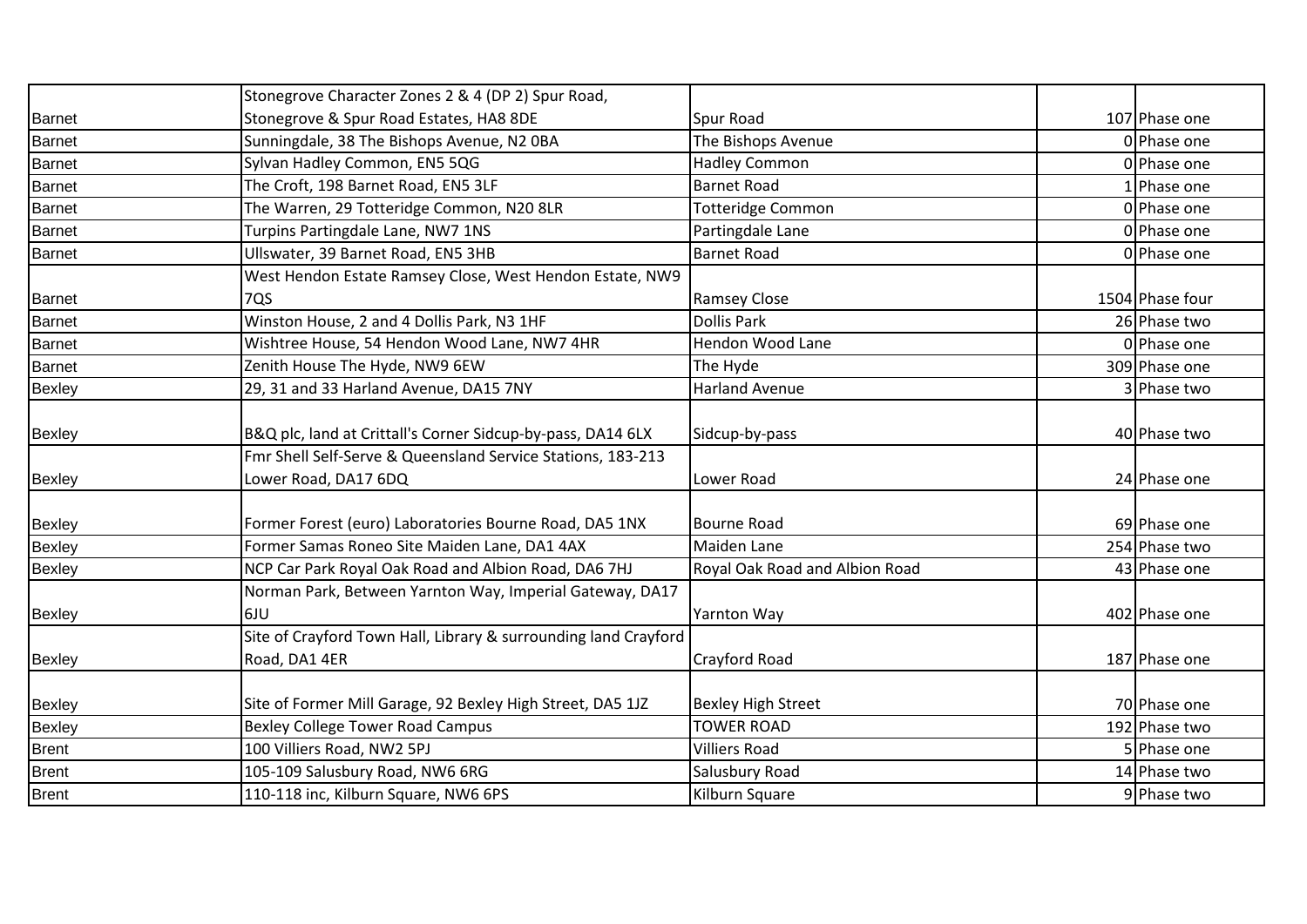| | | | | |
|---|---|---|---|---|
| Barnet | Stonegrove Character Zones 2 & 4 (DP 2) Spur Road, Stonegrove & Spur Road Estates, HA8 8DE | Spur Road | 107 | Phase one |
| Barnet | Sunningdale, 38 The Bishops Avenue, N2 0BA | The Bishops Avenue | 0 | Phase one |
| Barnet | Sylvan Hadley Common, EN5 5QG | Hadley Common | 0 | Phase one |
| Barnet | The Croft, 198 Barnet Road, EN5 3LF | Barnet Road | 1 | Phase one |
| Barnet | The Warren, 29 Totteridge Common, N20 8LR | Totteridge Common | 0 | Phase one |
| Barnet | Turpins Partingdale Lane, NW7 1NS | Partingdale Lane | 0 | Phase one |
| Barnet | Ullswater, 39 Barnet Road, EN5 3HB | Barnet Road | 0 | Phase one |
| Barnet | West Hendon Estate Ramsey Close, West Hendon Estate, NW9 7QS | Ramsey Close | 1504 | Phase four |
| Barnet | Winston House, 2 and 4 Dollis Park, N3 1HF | Dollis Park | 26 | Phase two |
| Barnet | Wishtree House, 54 Hendon Wood Lane, NW7 4HR | Hendon Wood Lane | 0 | Phase one |
| Barnet | Zenith House The Hyde, NW9 6EW | The Hyde | 309 | Phase one |
| Bexley | 29, 31 and 33 Harland Avenue, DA15 7NY | Harland Avenue | 3 | Phase two |
| Bexley | B&Q plc, land at Crittall's Corner Sidcup-by-pass, DA14 6LX | Sidcup-by-pass | 40 | Phase two |
| Bexley | Fmr Shell Self-Serve & Queensland Service Stations, 183-213 Lower Road, DA17 6DQ | Lower Road | 24 | Phase one |
| Bexley | Former Forest (euro) Laboratories Bourne Road, DA5 1NX | Bourne Road | 69 | Phase one |
| Bexley | Former Samas Roneo Site Maiden Lane, DA1 4AX | Maiden Lane | 254 | Phase two |
| Bexley | NCP Car Park Royal Oak Road and Albion Road, DA6 7HJ | Royal Oak Road and Albion Road | 43 | Phase one |
| Bexley | Norman Park, Between Yarnton Way, Imperial Gateway, DA17 6JU | Yarnton Way | 402 | Phase one |
| Bexley | Site of Crayford Town Hall, Library & surrounding land Crayford Road, DA1 4ER | Crayford Road | 187 | Phase one |
| Bexley | Site of Former Mill Garage, 92 Bexley High Street, DA5 1JZ | Bexley High Street | 70 | Phase one |
| Bexley | Bexley College Tower Road Campus | TOWER ROAD | 192 | Phase two |
| Brent | 100 Villiers Road, NW2 5PJ | Villiers Road | 5 | Phase one |
| Brent | 105-109 Salusbury Road, NW6 6RG | Salusbury Road | 14 | Phase two |
| Brent | 110-118 inc, Kilburn Square, NW6 6PS | Kilburn Square | 9 | Phase two |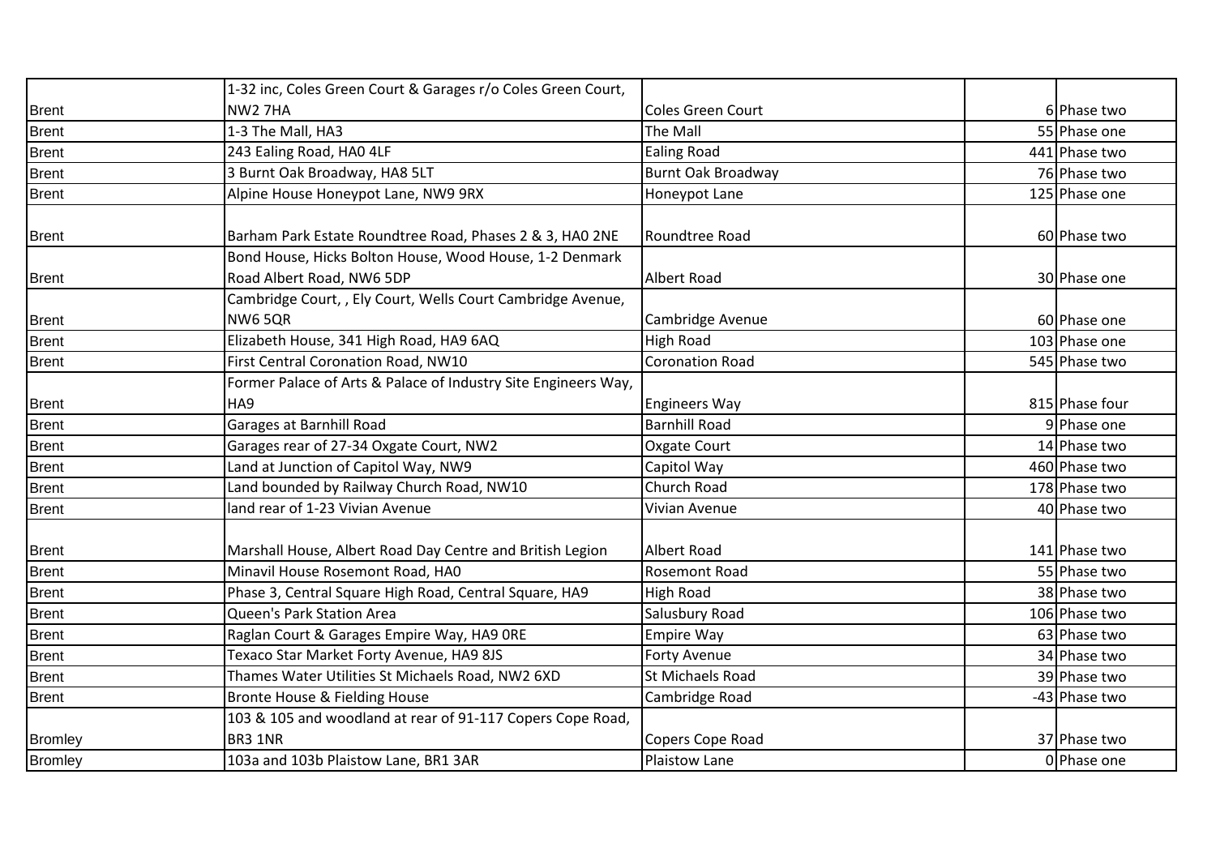| | | | | |
|---|---|---|---|---|
| Brent | 1-32 inc, Coles Green Court & Garages r/o Coles Green Court, NW2 7HA | Coles Green Court | 6 | Phase two |
| Brent | 1-3 The Mall, HA3 | The Mall | 55 | Phase one |
| Brent | 243 Ealing Road, HA0 4LF | Ealing Road | 441 | Phase two |
| Brent | 3 Burnt Oak Broadway, HA8 5LT | Burnt Oak Broadway | 76 | Phase two |
| Brent | Alpine House Honeypot Lane, NW9 9RX | Honeypot Lane | 125 | Phase one |
| Brent | Barham Park Estate Roundtree Road, Phases 2 & 3, HA0 2NE | Roundtree Road | 60 | Phase two |
| Brent | Bond House, Hicks Bolton House, Wood House, 1-2 Denmark Road Albert Road, NW6 5DP | Albert Road | 30 | Phase one |
| Brent | Cambridge Court, , Ely Court, Wells Court Cambridge Avenue, NW6 5QR | Cambridge Avenue | 60 | Phase one |
| Brent | Elizabeth House, 341 High Road, HA9 6AQ | High Road | 103 | Phase one |
| Brent | First Central Coronation Road, NW10 | Coronation Road | 545 | Phase two |
| Brent | Former Palace of Arts & Palace of Industry Site Engineers Way, HA9 | Engineers Way | 815 | Phase four |
| Brent | Garages at Barnhill Road | Barnhill Road | 9 | Phase one |
| Brent | Garages rear of 27-34 Oxgate Court, NW2 | Oxgate Court | 14 | Phase two |
| Brent | Land at Junction of Capitol Way, NW9 | Capitol Way | 460 | Phase two |
| Brent | Land bounded by Railway Church Road, NW10 | Church Road | 178 | Phase two |
| Brent | land rear of 1-23 Vivian Avenue | Vivian Avenue | 40 | Phase two |
| Brent | Marshall House, Albert Road Day Centre and British Legion | Albert Road | 141 | Phase two |
| Brent | Minavil House Rosemont Road, HA0 | Rosemont Road | 55 | Phase two |
| Brent | Phase 3, Central Square High Road, Central Square, HA9 | High Road | 38 | Phase two |
| Brent | Queen's Park Station Area | Salusbury Road | 106 | Phase two |
| Brent | Raglan Court & Garages Empire Way, HA9 0RE | Empire Way | 63 | Phase two |
| Brent | Texaco Star Market Forty Avenue, HA9 8JS | Forty Avenue | 34 | Phase two |
| Brent | Thames Water Utilities St Michaels Road, NW2 6XD | St Michaels Road | 39 | Phase two |
| Brent | Bronte House & Fielding House | Cambridge Road | -43 | Phase two |
| Bromley | 103 & 105 and woodland at rear of 91-117 Copers Cope Road, BR3 1NR | Copers Cope Road | 37 | Phase two |
| Bromley | 103a and 103b Plaistow Lane, BR1 3AR | Plaistow Lane | 0 | Phase one |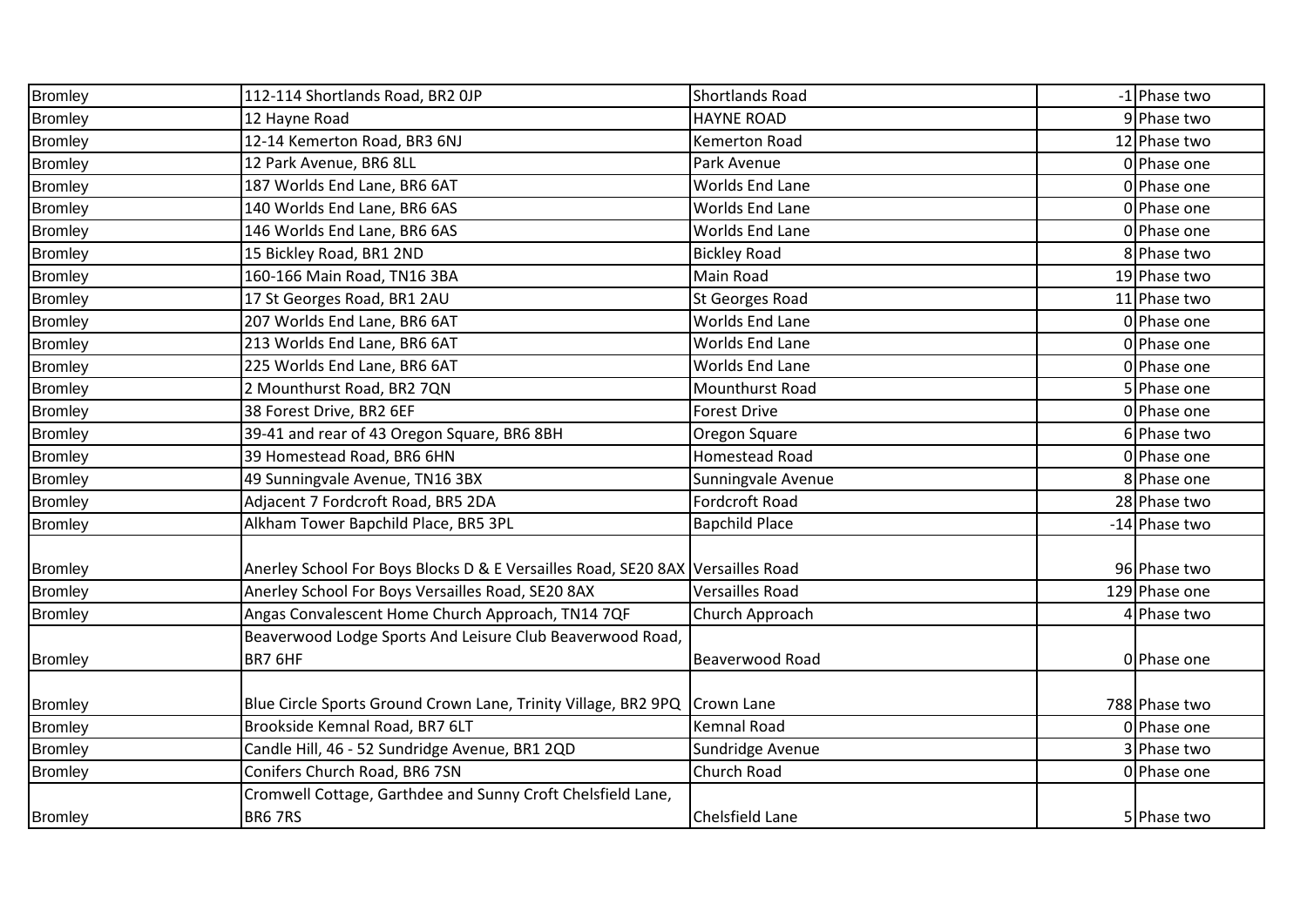| Bromley | 112-114 Shortlands Road, BR2 0JP | Shortlands Road | -1 | Phase two |
|---|---|---|---|---|
| Bromley | 12 Hayne Road | HAYNE ROAD | 9 | Phase two |
| Bromley | 12-14 Kemerton Road, BR3 6NJ | Kemerton Road | 12 | Phase two |
| Bromley | 12 Park Avenue, BR6 8LL | Park Avenue | 0 | Phase one |
| Bromley | 187 Worlds End Lane, BR6 6AT | Worlds End Lane | 0 | Phase one |
| Bromley | 140 Worlds End Lane, BR6 6AS | Worlds End Lane | 0 | Phase one |
| Bromley | 146 Worlds End Lane, BR6 6AS | Worlds End Lane | 0 | Phase one |
| Bromley | 15 Bickley Road, BR1 2ND | Bickley Road | 8 | Phase two |
| Bromley | 160-166 Main Road, TN16 3BA | Main Road | 19 | Phase two |
| Bromley | 17 St Georges Road, BR1 2AU | St Georges Road | 11 | Phase two |
| Bromley | 207 Worlds End Lane, BR6 6AT | Worlds End Lane | 0 | Phase one |
| Bromley | 213 Worlds End Lane, BR6 6AT | Worlds End Lane | 0 | Phase one |
| Bromley | 225 Worlds End Lane, BR6 6AT | Worlds End Lane | 0 | Phase one |
| Bromley | 2 Mounthurst Road, BR2 7QN | Mounthurst Road | 5 | Phase one |
| Bromley | 38 Forest Drive, BR2 6EF | Forest Drive | 0 | Phase one |
| Bromley | 39-41 and rear of 43 Oregon Square, BR6 8BH | Oregon Square | 6 | Phase two |
| Bromley | 39 Homestead Road, BR6 6HN | Homestead Road | 0 | Phase one |
| Bromley | 49 Sunningvale Avenue, TN16 3BX | Sunningvale Avenue | 8 | Phase one |
| Bromley | Adjacent 7 Fordcroft Road, BR5 2DA | Fordcroft Road | 28 | Phase two |
| Bromley | Alkham Tower Bapchild Place, BR5 3PL | Bapchild Place | -14 | Phase two |
| Bromley | Anerley School For Boys Blocks D & E Versailles Road, SE20 8AX | Versailles Road | 96 | Phase two |
| Bromley | Anerley School For Boys Versailles Road, SE20 8AX | Versailles Road | 129 | Phase one |
| Bromley | Angas Convalescent Home Church Approach, TN14 7QF | Church Approach | 4 | Phase two |
| Bromley | Beaverwood Lodge Sports And Leisure Club Beaverwood Road, BR7 6HF | Beaverwood Road | 0 | Phase one |
| Bromley | Blue Circle Sports Ground Crown Lane, Trinity Village, BR2 9PQ | Crown Lane | 788 | Phase two |
| Bromley | Brookside Kemnal Road, BR7 6LT | Kemnal Road | 0 | Phase one |
| Bromley | Candle Hill, 46 - 52 Sundridge Avenue, BR1 2QD | Sundridge Avenue | 3 | Phase two |
| Bromley | Conifers Church Road, BR6 7SN | Church Road | 0 | Phase one |
| Bromley | Cromwell Cottage, Garthdee and Sunny Croft Chelsfield Lane, BR6 7RS | Chelsfield Lane | 5 | Phase two |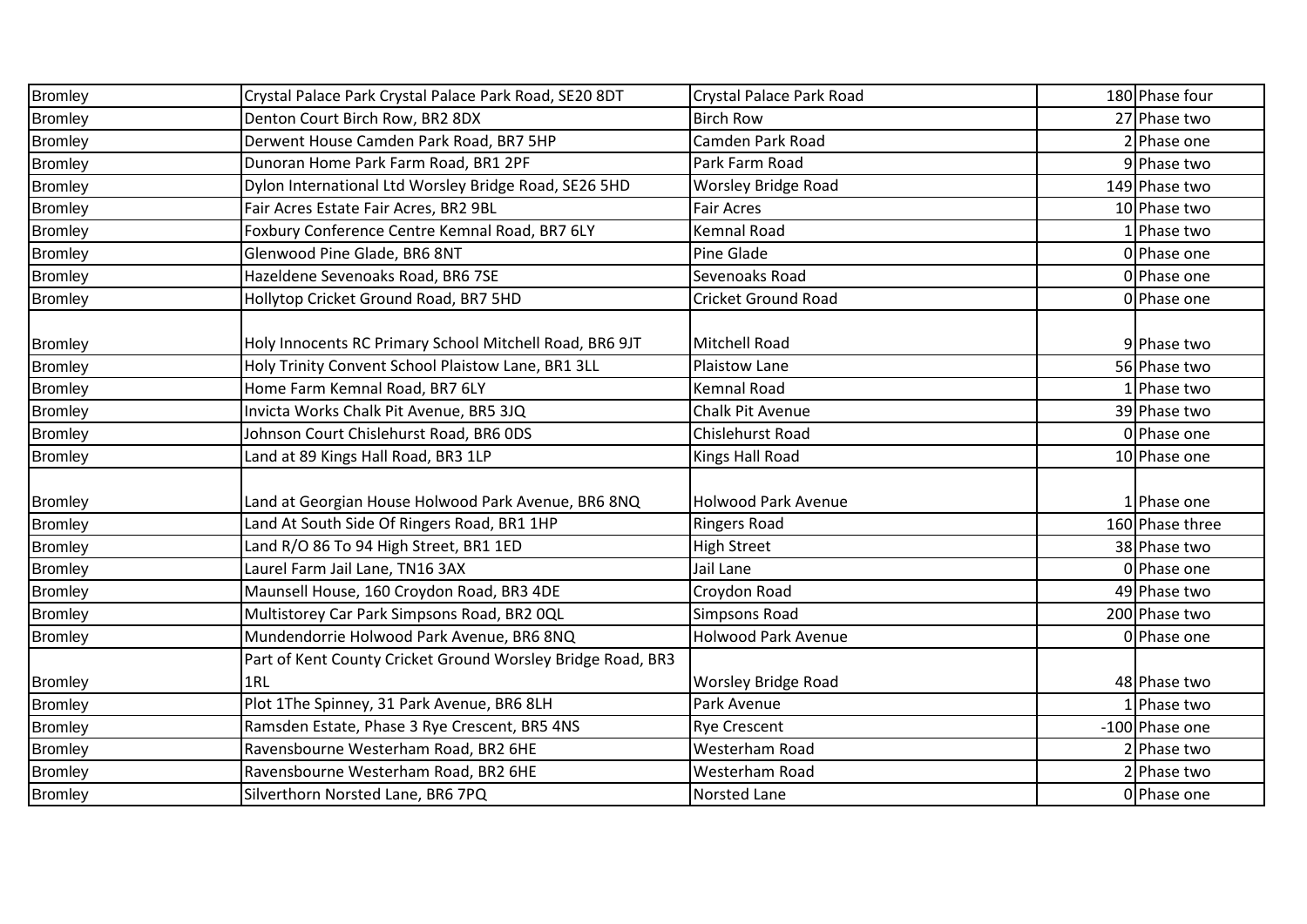| | | | | |
|---|---|---|---|---|
| Bromley | Crystal Palace Park Crystal Palace Park Road, SE20 8DT | Crystal Palace Park Road | 180 | Phase four |
| Bromley | Denton Court Birch Row, BR2 8DX | Birch Row | 27 | Phase two |
| Bromley | Derwent House Camden Park Road, BR7 5HP | Camden Park Road | 2 | Phase one |
| Bromley | Dunoran Home Park Farm Road, BR1 2PF | Park Farm Road | 9 | Phase two |
| Bromley | Dylon International Ltd Worsley Bridge Road, SE26 5HD | Worsley Bridge Road | 149 | Phase two |
| Bromley | Fair Acres Estate Fair Acres, BR2 9BL | Fair Acres | 10 | Phase two |
| Bromley | Foxbury Conference Centre Kemnal Road, BR7 6LY | Kemnal Road | 1 | Phase two |
| Bromley | Glenwood Pine Glade, BR6 8NT | Pine Glade | 0 | Phase one |
| Bromley | Hazeldene Sevenoaks Road, BR6 7SE | Sevenoaks Road | 0 | Phase one |
| Bromley | Hollytop Cricket Ground Road, BR7 5HD | Cricket Ground Road | 0 | Phase one |
| Bromley | Holy Innocents RC Primary School Mitchell Road, BR6 9JT | Mitchell Road | 9 | Phase two |
| Bromley | Holy Trinity Convent School Plaistow Lane, BR1 3LL | Plaistow Lane | 56 | Phase two |
| Bromley | Home Farm Kemnal Road, BR7 6LY | Kemnal Road | 1 | Phase two |
| Bromley | Invicta Works Chalk Pit Avenue, BR5 3JQ | Chalk Pit Avenue | 39 | Phase two |
| Bromley | Johnson Court Chislehurst Road, BR6 0DS | Chislehurst Road | 0 | Phase one |
| Bromley | Land at 89 Kings Hall Road, BR3 1LP | Kings Hall Road | 10 | Phase one |
| Bromley | Land at Georgian House Holwood Park Avenue, BR6 8NQ | Holwood Park Avenue | 1 | Phase one |
| Bromley | Land At South Side Of Ringers Road, BR1 1HP | Ringers Road | 160 | Phase three |
| Bromley | Land R/O 86 To 94 High Street, BR1 1ED | High Street | 38 | Phase two |
| Bromley | Laurel Farm Jail Lane, TN16 3AX | Jail Lane | 0 | Phase one |
| Bromley | Maunsell House, 160 Croydon Road, BR3 4DE | Croydon Road | 49 | Phase two |
| Bromley | Multistorey Car Park Simpsons Road, BR2 0QL | Simpsons Road | 200 | Phase two |
| Bromley | Mundendorrie Holwood Park Avenue, BR6 8NQ | Holwood Park Avenue | 0 | Phase one |
| Bromley | Part of Kent County Cricket Ground Worsley Bridge Road, BR3 1RL | Worsley Bridge Road | 48 | Phase two |
| Bromley | Plot 1The Spinney, 31 Park Avenue, BR6 8LH | Park Avenue | 1 | Phase two |
| Bromley | Ramsden Estate, Phase 3 Rye Crescent, BR5 4NS | Rye Crescent | -100 | Phase one |
| Bromley | Ravensbourne Westerham Road, BR2 6HE | Westerham Road | 2 | Phase two |
| Bromley | Ravensbourne Westerham Road, BR2 6HE | Westerham Road | 2 | Phase two |
| Bromley | Silverthorn Norsted Lane, BR6 7PQ | Norsted Lane | 0 | Phase one |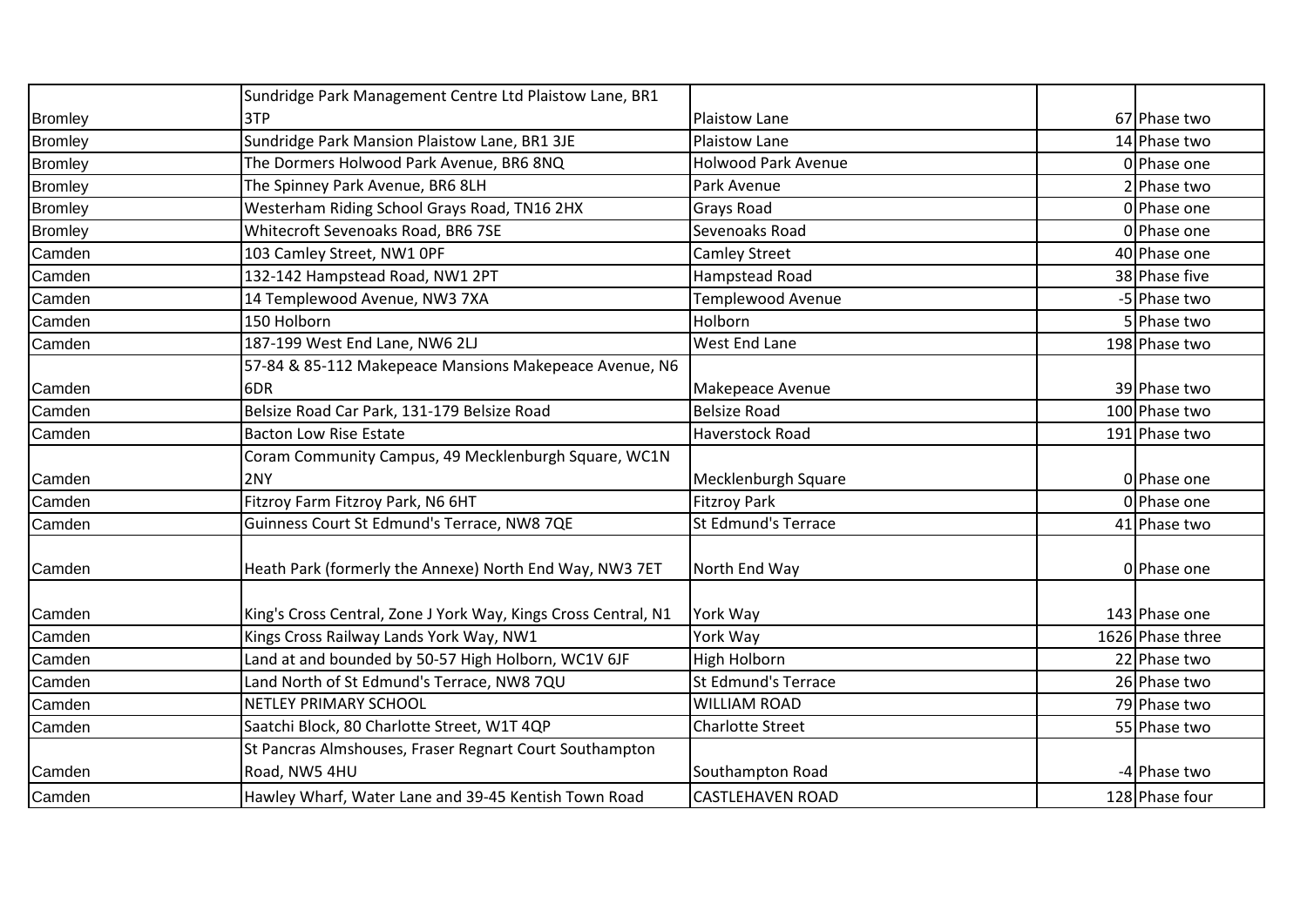| | | | | |
|---|---|---|---|---|
| Bromley | Sundridge Park Management Centre Ltd Plaistow Lane, BR1 3TP | Plaistow Lane | 67 | Phase two |
| Bromley | Sundridge Park Mansion Plaistow Lane, BR1 3JE | Plaistow Lane | 14 | Phase two |
| Bromley | The Dormers Holwood Park Avenue, BR6 8NQ | Holwood Park Avenue | 0 | Phase one |
| Bromley | The Spinney Park Avenue, BR6 8LH | Park Avenue | 2 | Phase two |
| Bromley | Westerham Riding School Grays Road, TN16 2HX | Grays Road | 0 | Phase one |
| Bromley | Whitecroft Sevenoaks Road, BR6 7SE | Sevenoaks Road | 0 | Phase one |
| Camden | 103 Camley Street, NW1 0PF | Camley Street | 40 | Phase one |
| Camden | 132-142 Hampstead Road, NW1 2PT | Hampstead Road | 38 | Phase five |
| Camden | 14 Templewood Avenue, NW3 7XA | Templewood Avenue | -5 | Phase two |
| Camden | 150 Holborn | Holborn | 5 | Phase two |
| Camden | 187-199 West End Lane, NW6 2LJ | West End Lane | 198 | Phase two |
| Camden | 57-84 & 85-112 Makepeace Mansions Makepeace Avenue, N6 6DR | Makepeace Avenue | 39 | Phase two |
| Camden | Belsize Road Car Park, 131-179 Belsize Road | Belsize Road | 100 | Phase two |
| Camden | Bacton Low Rise Estate | Haverstock Road | 191 | Phase two |
| Camden | Coram Community Campus, 49 Mecklenburgh Square, WC1N 2NY | Mecklenburgh Square | 0 | Phase one |
| Camden | Fitzroy Farm Fitzroy Park, N6 6HT | Fitzroy Park | 0 | Phase one |
| Camden | Guinness Court St Edmund's Terrace, NW8 7QE | St Edmund's Terrace | 41 | Phase two |
| Camden | Heath Park (formerly the Annexe) North End Way, NW3 7ET | North End Way | 0 | Phase one |
| Camden | King's Cross Central, Zone J York Way, Kings Cross Central, N1 | York Way | 143 | Phase one |
| Camden | Kings Cross Railway Lands York Way, NW1 | York Way | 1626 | Phase three |
| Camden | Land at and bounded by 50-57 High Holborn, WC1V 6JF | High Holborn | 22 | Phase two |
| Camden | Land North of St Edmund's Terrace, NW8 7QU | St Edmund's Terrace | 26 | Phase two |
| Camden | NETLEY PRIMARY SCHOOL | WILLIAM ROAD | 79 | Phase two |
| Camden | Saatchi Block, 80 Charlotte Street, W1T 4QP | Charlotte Street | 55 | Phase two |
| Camden | St Pancras Almshouses, Fraser Regnart Court Southampton Road, NW5 4HU | Southampton Road | -4 | Phase two |
| Camden | Hawley Wharf, Water Lane and 39-45 Kentish Town Road | CASTLEHAVEN ROAD | 128 | Phase four |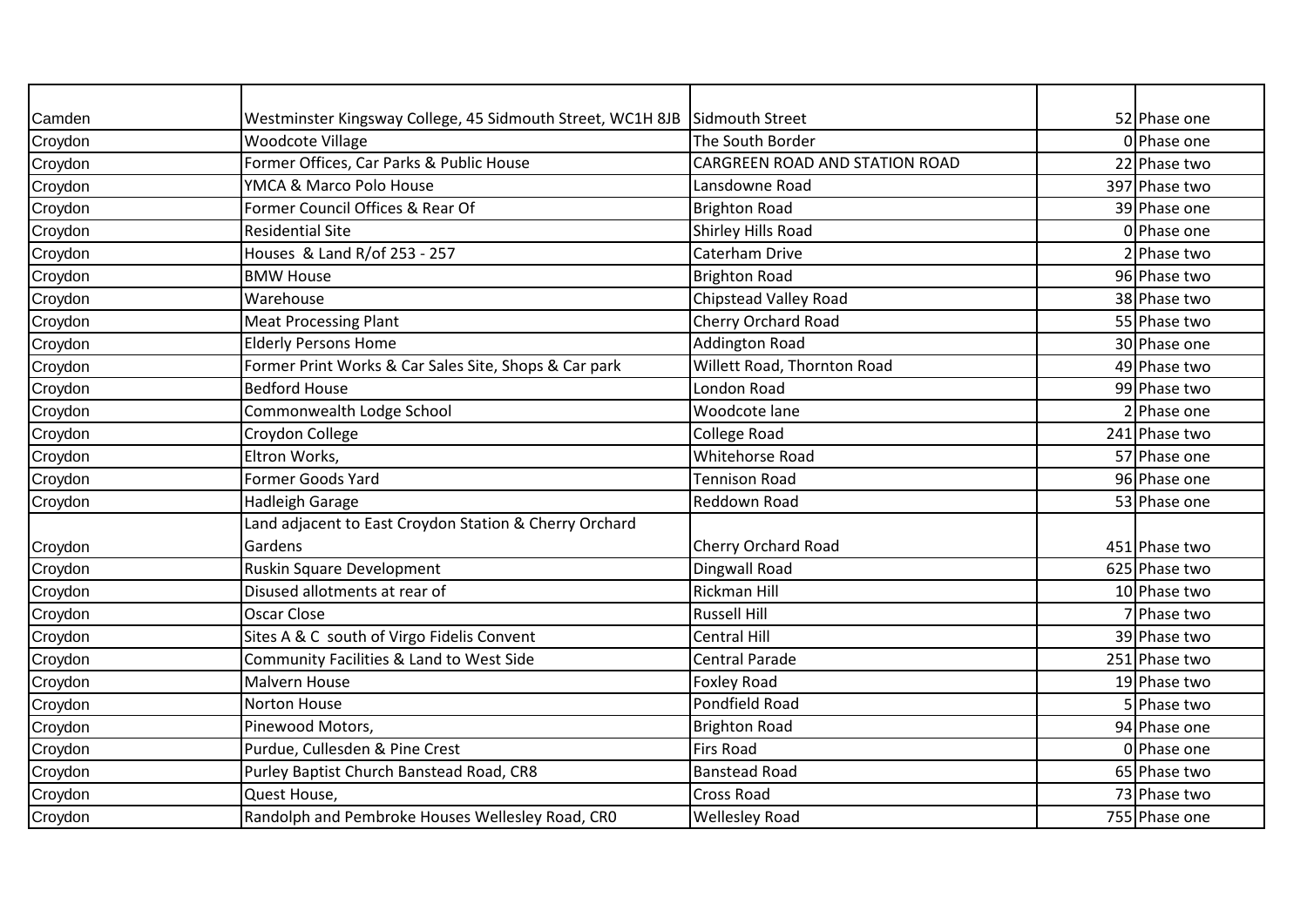| | | | | |
|---|---|---|---|---|
| Camden | Westminster Kingsway College, 45 Sidmouth Street, WC1H 8JB | Sidmouth Street | 52 | Phase one |
| Croydon | Woodcote Village | The South Border | 0 | Phase one |
| Croydon | Former Offices, Car Parks & Public House | CARGREEN ROAD AND STATION ROAD | 22 | Phase two |
| Croydon | YMCA & Marco Polo House | Lansdowne Road | 397 | Phase two |
| Croydon | Former Council Offices & Rear Of | Brighton Road | 39 | Phase one |
| Croydon | Residential Site | Shirley Hills Road | 0 | Phase one |
| Croydon | Houses & Land R/of 253 - 257 | Caterham Drive | 2 | Phase two |
| Croydon | BMW House | Brighton Road | 96 | Phase two |
| Croydon | Warehouse | Chipstead Valley Road | 38 | Phase two |
| Croydon | Meat Processing Plant | Cherry Orchard Road | 55 | Phase two |
| Croydon | Elderly Persons Home | Addington Road | 30 | Phase one |
| Croydon | Former Print Works & Car Sales Site, Shops & Car park | Willett Road, Thornton Road | 49 | Phase two |
| Croydon | Bedford House | London Road | 99 | Phase two |
| Croydon | Commonwealth Lodge School | Woodcote lane | 2 | Phase one |
| Croydon | Croydon College | College Road | 241 | Phase two |
| Croydon | Eltron Works, | Whitehorse Road | 57 | Phase one |
| Croydon | Former Goods Yard | Tennison Road | 96 | Phase one |
| Croydon | Hadleigh Garage | Reddown Road | 53 | Phase one |
| Croydon | Land adjacent to East Croydon Station & Cherry Orchard Gardens | Cherry Orchard Road | 451 | Phase two |
| Croydon | Ruskin Square Development | Dingwall Road | 625 | Phase two |
| Croydon | Disused allotments at rear of | Rickman Hill | 10 | Phase two |
| Croydon | Oscar Close | Russell Hill | 7 | Phase two |
| Croydon | Sites A & C south of Virgo Fidelis Convent | Central Hill | 39 | Phase two |
| Croydon | Community Facilities & Land to West Side | Central Parade | 251 | Phase two |
| Croydon | Malvern House | Foxley Road | 19 | Phase two |
| Croydon | Norton House | Pondfield Road | 5 | Phase two |
| Croydon | Pinewood Motors, | Brighton Road | 94 | Phase one |
| Croydon | Purdue, Cullesden & Pine Crest | Firs Road | 0 | Phase one |
| Croydon | Purley Baptist Church Banstead Road, CR8 | Banstead Road | 65 | Phase two |
| Croydon | Quest House, | Cross Road | 73 | Phase two |
| Croydon | Randolph and Pembroke Houses Wellesley Road, CR0 | Wellesley Road | 755 | Phase one |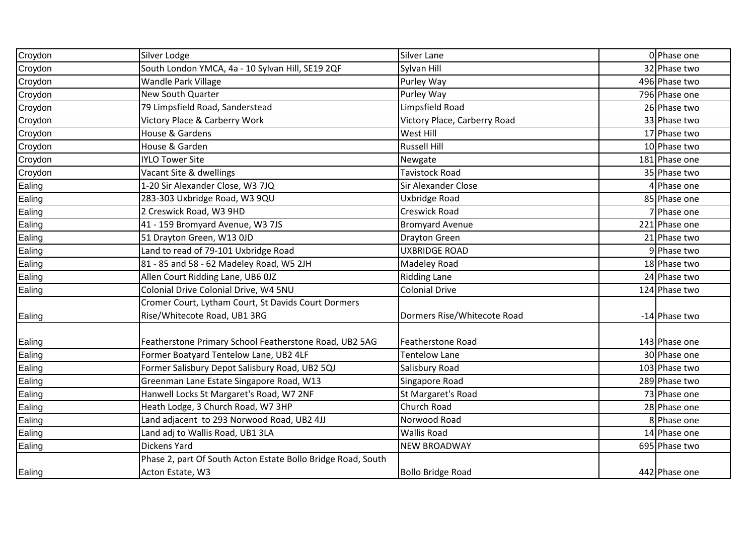| Croydon | Silver Lodge | Silver Lane | 0 | Phase one |
|---|---|---|---|---|
| Croydon | South London YMCA, 4a - 10 Sylvan Hill, SE19 2QF | Sylvan Hill | 32 | Phase two |
| Croydon | Wandle Park Village | Purley Way | 496 | Phase two |
| Croydon | New South Quarter | Purley Way | 796 | Phase one |
| Croydon | 79 Limpsfield Road, Sanderstead | Limpsfield Road | 26 | Phase two |
| Croydon | Victory Place & Carberry Work | Victory Place, Carberry Road | 33 | Phase two |
| Croydon | House & Gardens | West Hill | 17 | Phase two |
| Croydon | House & Garden | Russell Hill | 10 | Phase two |
| Croydon | IYLO Tower Site | Newgate | 181 | Phase one |
| Croydon | Vacant Site & dwellings | Tavistock Road | 35 | Phase two |
| Ealing | 1-20 Sir Alexander Close, W3 7JQ | Sir Alexander Close | 4 | Phase one |
| Ealing | 283-303 Uxbridge Road, W3 9QU | Uxbridge Road | 85 | Phase one |
| Ealing | 2 Creswick Road, W3 9HD | Creswick Road | 7 | Phase one |
| Ealing | 41 - 159 Bromyard Avenue, W3 7JS | Bromyard Avenue | 221 | Phase one |
| Ealing | 51 Drayton Green, W13 0JD | Drayton Green | 21 | Phase two |
| Ealing | Land to read of 79-101 Uxbridge Road | UXBRIDGE ROAD | 9 | Phase two |
| Ealing | 81 - 85 and 58 - 62 Madeley Road, W5 2JH | Madeley Road | 18 | Phase two |
| Ealing | Allen Court Ridding Lane, UB6 0JZ | Ridding Lane | 24 | Phase two |
| Ealing | Colonial Drive Colonial Drive, W4 5NU | Colonial Drive | 124 | Phase two |
| Ealing | Cromer Court, Lytham Court, St Davids Court Dormers Rise/Whitecote Road, UB1 3RG | Dormers Rise/Whitecote Road | -14 | Phase two |
| Ealing | Featherstone Primary School Featherstone Road, UB2 5AG | Featherstone Road | 143 | Phase one |
| Ealing | Former Boatyard Tentelow Lane, UB2 4LF | Tentelow Lane | 30 | Phase one |
| Ealing | Former Salisbury Depot Salisbury Road, UB2 5QJ | Salisbury Road | 103 | Phase two |
| Ealing | Greenman Lane Estate Singapore Road, W13 | Singapore Road | 289 | Phase two |
| Ealing | Hanwell Locks St Margaret's Road, W7 2NF | St Margaret's Road | 73 | Phase one |
| Ealing | Heath Lodge, 3 Church Road, W7 3HP | Church Road | 28 | Phase one |
| Ealing | Land adjacent to 293 Norwood Road, UB2 4JJ | Norwood Road | 8 | Phase one |
| Ealing | Land adj to Wallis Road, UB1 3LA | Wallis Road | 14 | Phase one |
| Ealing | Dickens Yard | NEW BROADWAY | 695 | Phase two |
| Ealing | Phase 2, part Of South Acton Estate Bollo Bridge Road, South Acton Estate, W3 | Bollo Bridge Road | 442 | Phase one |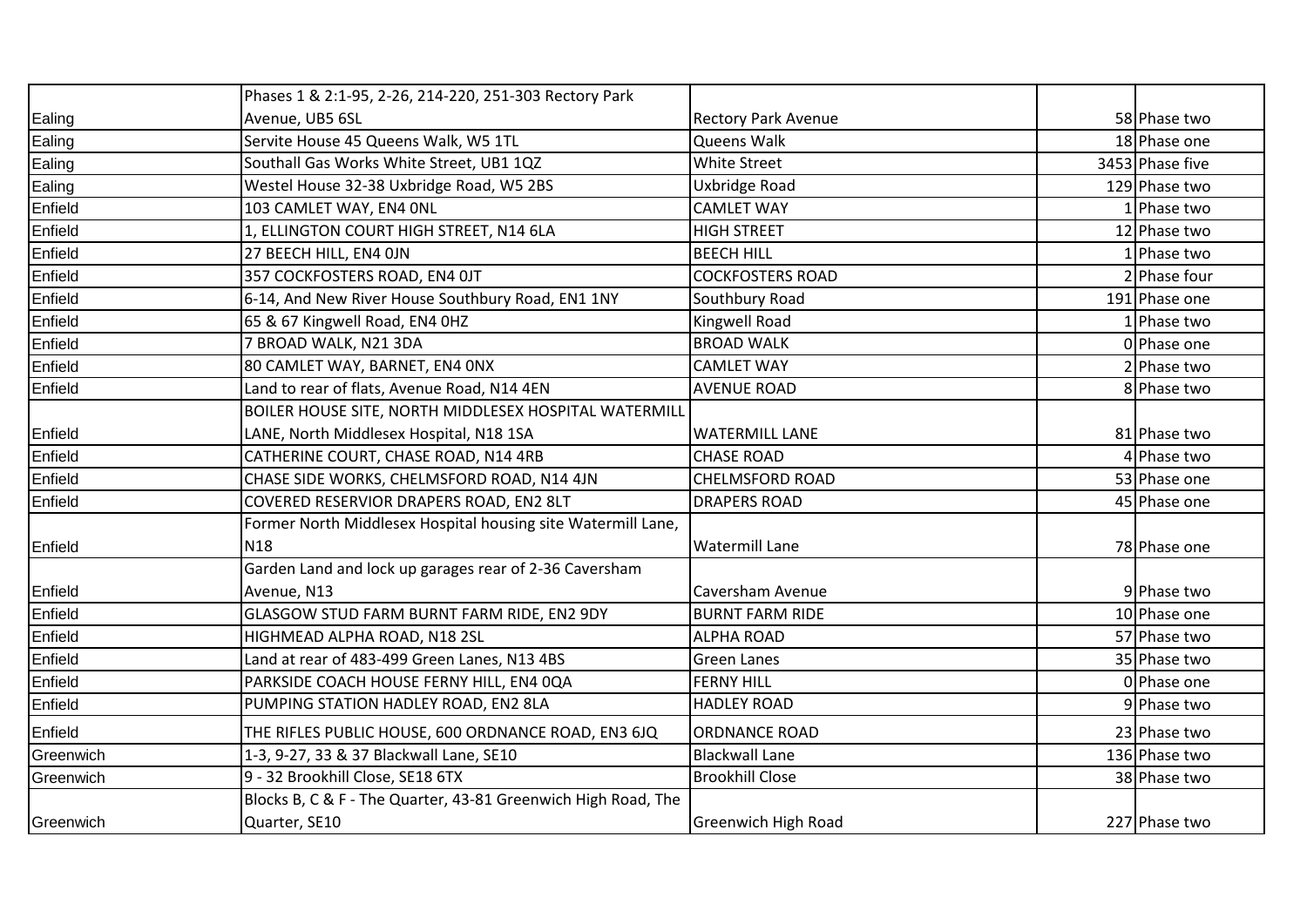| | | | | |
|---|---|---|---|---|
| Ealing | Phases 1 & 2:1-95, 2-26, 214-220, 251-303 Rectory Park Avenue, UB5 6SL | Rectory Park Avenue | 58 | Phase two |
| Ealing | Servite House 45 Queens Walk, W5 1TL | Queens Walk | 18 | Phase one |
| Ealing | Southall Gas Works White Street, UB1 1QZ | White Street | 3453 | Phase five |
| Ealing | Westel House 32-38 Uxbridge Road, W5 2BS | Uxbridge Road | 129 | Phase two |
| Enfield | 103 CAMLET WAY, EN4 0NL | CAMLET WAY | 1 | Phase two |
| Enfield | 1, ELLINGTON COURT HIGH STREET, N14 6LA | HIGH STREET | 12 | Phase two |
| Enfield | 27 BEECH HILL, EN4 0JN | BEECH HILL | 1 | Phase two |
| Enfield | 357 COCKFOSTERS ROAD, EN4 0JT | COCKFOSTERS ROAD | 2 | Phase four |
| Enfield | 6-14, And New River House Southbury Road, EN1 1NY | Southbury Road | 191 | Phase one |
| Enfield | 65 & 67 Kingwell Road, EN4 0HZ | Kingwell Road | 1 | Phase two |
| Enfield | 7 BROAD WALK, N21 3DA | BROAD WALK | 0 | Phase one |
| Enfield | 80 CAMLET WAY, BARNET, EN4 0NX | CAMLET WAY | 2 | Phase two |
| Enfield | Land to rear of flats, Avenue Road, N14 4EN | AVENUE ROAD | 8 | Phase two |
| Enfield | BOILER HOUSE SITE, NORTH MIDDLESEX HOSPITAL WATERMILL LANE, North Middlesex Hospital, N18 1SA | WATERMILL LANE | 81 | Phase two |
| Enfield | CATHERINE COURT, CHASE ROAD, N14 4RB | CHASE ROAD | 4 | Phase two |
| Enfield | CHASE SIDE WORKS, CHELMSFORD ROAD, N14 4JN | CHELMSFORD ROAD | 53 | Phase one |
| Enfield | COVERED RESERVIOR DRAPERS ROAD, EN2 8LT | DRAPERS ROAD | 45 | Phase one |
| Enfield | Former North Middlesex Hospital housing site Watermill Lane, N18 | Watermill Lane | 78 | Phase one |
| Enfield | Garden Land and lock up garages rear of 2-36 Caversham Avenue, N13 | Caversham Avenue | 9 | Phase two |
| Enfield | GLASGOW STUD FARM BURNT FARM RIDE, EN2 9DY | BURNT FARM RIDE | 10 | Phase one |
| Enfield | HIGHMEAD ALPHA ROAD, N18 2SL | ALPHA ROAD | 57 | Phase two |
| Enfield | Land at rear of 483-499 Green Lanes, N13 4BS | Green Lanes | 35 | Phase two |
| Enfield | PARKSIDE COACH HOUSE FERNY HILL, EN4 0QA | FERNY HILL | 0 | Phase one |
| Enfield | PUMPING STATION HADLEY ROAD, EN2 8LA | HADLEY ROAD | 9 | Phase two |
| Enfield | THE RIFLES PUBLIC HOUSE, 600 ORDNANCE ROAD, EN3 6JQ | ORDNANCE ROAD | 23 | Phase two |
| Greenwich | 1-3, 9-27, 33 & 37 Blackwall Lane, SE10 | Blackwall Lane | 136 | Phase two |
| Greenwich | 9 - 32 Brookhill Close, SE18 6TX | Brookhill Close | 38 | Phase two |
| Greenwich | Blocks B, C & F - The Quarter, 43-81 Greenwich High Road, The Quarter, SE10 | Greenwich High Road | 227 | Phase two |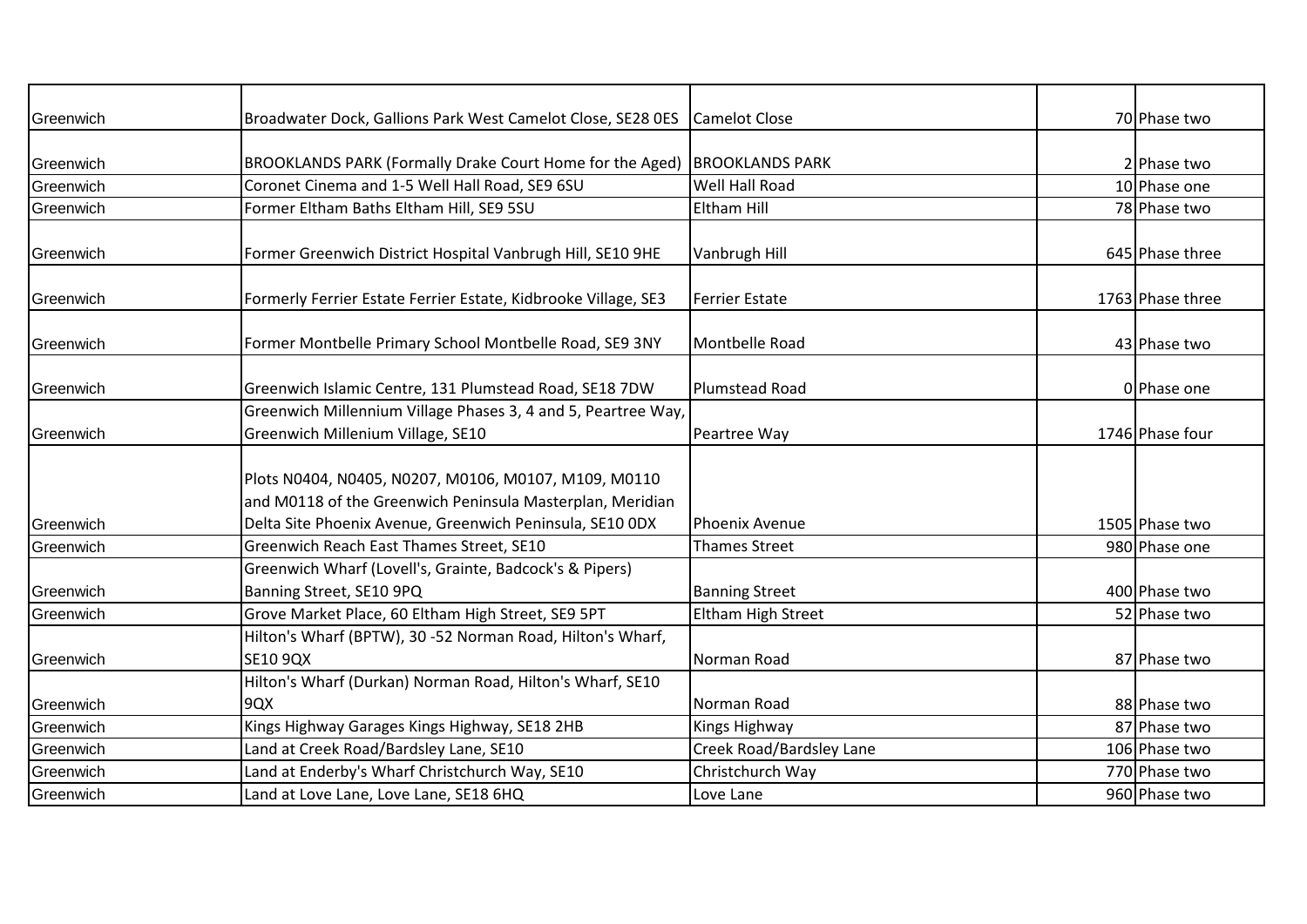| | | | | |
|---|---|---|---|---|
| Greenwich | Broadwater Dock, Gallions Park West Camelot Close, SE28 0ES | Camelot Close | 70 | Phase two |
| Greenwich | BROOKLANDS PARK (Formally Drake Court Home for the Aged) | BROOKLANDS PARK | 2 | Phase two |
| Greenwich | Coronet Cinema and 1-5 Well Hall Road, SE9 6SU | Well Hall Road | 10 | Phase one |
| Greenwich | Former Eltham Baths Eltham Hill, SE9 5SU | Eltham Hill | 78 | Phase two |
| Greenwich | Former Greenwich District Hospital Vanbrugh Hill, SE10 9HE | Vanbrugh Hill | 645 | Phase three |
| Greenwich | Formerly Ferrier Estate Ferrier Estate, Kidbrooke Village, SE3 | Ferrier Estate | 1763 | Phase three |
| Greenwich | Former Montbelle Primary School Montbelle Road, SE9 3NY | Montbelle Road | 43 | Phase two |
| Greenwich | Greenwich Islamic Centre, 131 Plumstead Road, SE18 7DW | Plumstead Road | 0 | Phase one |
| Greenwich | Greenwich Millennium Village Phases 3, 4 and 5, Peartree Way, Greenwich Millenium Village, SE10 | Peartree Way | 1746 | Phase four |
| Greenwich | Plots N0404, N0405, N0207, M0106, M0107, M109, M0110 and M0118 of the Greenwich Peninsula Masterplan, Meridian Delta Site Phoenix Avenue, Greenwich Peninsula, SE10 0DX | Phoenix Avenue | 1505 | Phase two |
| Greenwich | Greenwich Reach East Thames Street, SE10 | Thames Street | 980 | Phase one |
| Greenwich | Greenwich Wharf (Lovell's, Grainte, Badcock's & Pipers) Banning Street, SE10 9PQ | Banning Street | 400 | Phase two |
| Greenwich | Grove Market Place, 60 Eltham High Street, SE9 5PT | Eltham High Street | 52 | Phase two |
| Greenwich | Hilton's Wharf (BPTW), 30 -52 Norman Road, Hilton's Wharf, SE10 9QX | Norman Road | 87 | Phase two |
| Greenwich | Hilton's Wharf (Durkan) Norman Road, Hilton's Wharf, SE10 9QX | Norman Road | 88 | Phase two |
| Greenwich | Kings Highway Garages Kings Highway, SE18 2HB | Kings Highway | 87 | Phase two |
| Greenwich | Land at Creek Road/Bardsley Lane, SE10 | Creek Road/Bardsley Lane | 106 | Phase two |
| Greenwich | Land at Enderby's Wharf Christchurch Way, SE10 | Christchurch Way | 770 | Phase two |
| Greenwich | Land at Love Lane, Love Lane, SE18 6HQ | Love Lane | 960 | Phase two |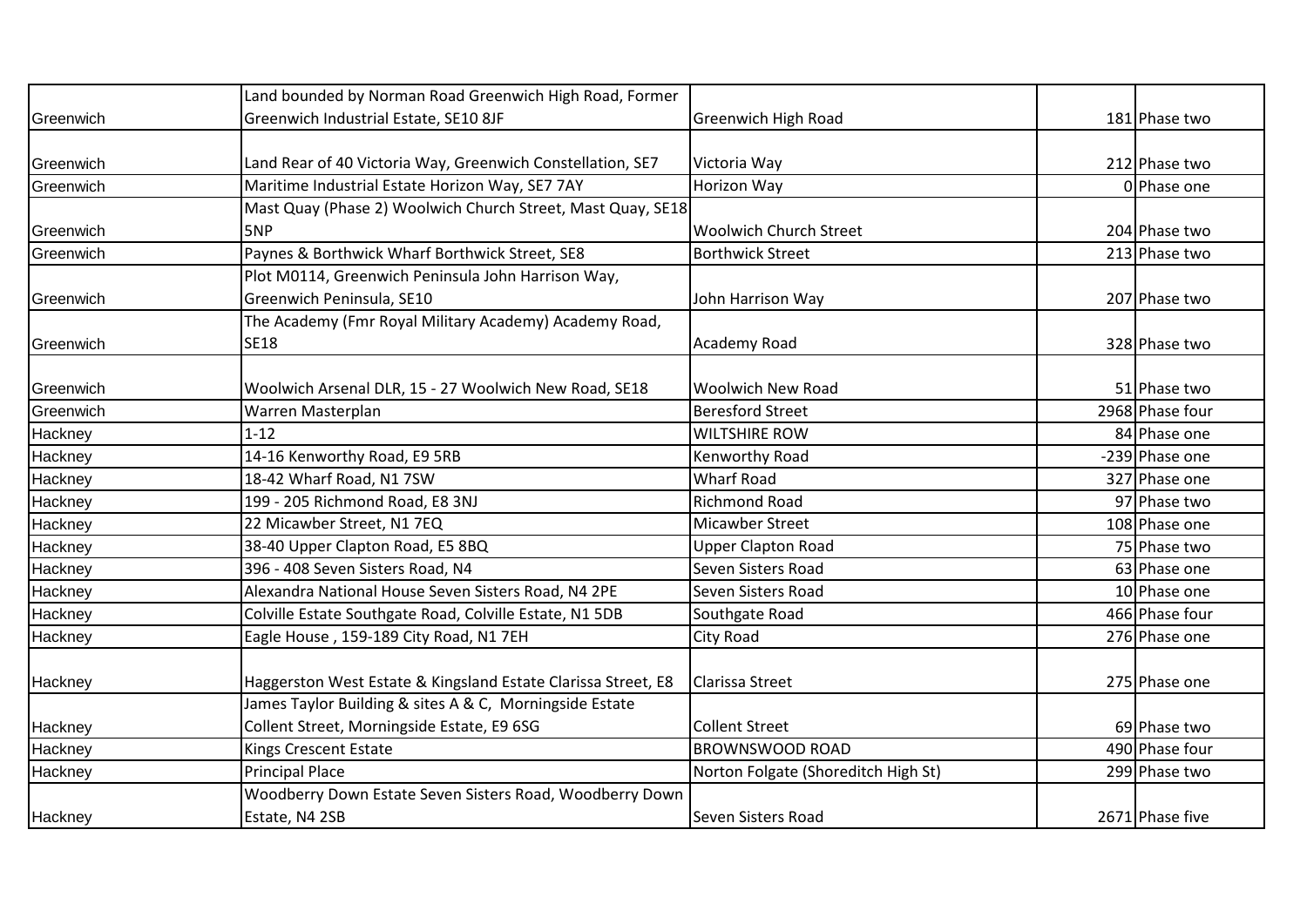| | | | | |
|---|---|---|---|---|
| Greenwich | Land bounded by Norman Road Greenwich High Road, Former Greenwich Industrial Estate, SE10 8JF | Greenwich High Road | 181 | Phase two |
| Greenwich | Land Rear of 40 Victoria Way, Greenwich Constellation, SE7 | Victoria Way | 212 | Phase two |
| Greenwich | Maritime Industrial Estate Horizon Way, SE7 7AY | Horizon Way | 0 | Phase one |
| Greenwich | Mast Quay (Phase 2) Woolwich Church Street, Mast Quay, SE18 5NP | Woolwich Church Street | 204 | Phase two |
| Greenwich | Paynes & Borthwick Wharf Borthwick Street, SE8 | Borthwick Street | 213 | Phase two |
| Greenwich | Plot M0114, Greenwich Peninsula John Harrison Way, Greenwich Peninsula, SE10 | John Harrison Way | 207 | Phase two |
| Greenwich | The Academy (Fmr Royal Military Academy) Academy Road, SE18 | Academy Road | 328 | Phase two |
| Greenwich | Woolwich Arsenal DLR, 15 - 27 Woolwich New Road, SE18 | Woolwich New Road | 51 | Phase two |
| Greenwich | Warren Masterplan | Beresford Street | 2968 | Phase four |
| Hackney | 1-12 | WILTSHIRE ROW | 84 | Phase one |
| Hackney | 14-16 Kenworthy Road, E9 5RB | Kenworthy Road | -239 | Phase one |
| Hackney | 18-42 Wharf Road, N1 7SW | Wharf Road | 327 | Phase one |
| Hackney | 199 - 205 Richmond Road, E8 3NJ | Richmond Road | 97 | Phase two |
| Hackney | 22 Micawber Street, N1 7EQ | Micawber Street | 108 | Phase one |
| Hackney | 38-40 Upper Clapton Road, E5 8BQ | Upper Clapton Road | 75 | Phase two |
| Hackney | 396 - 408 Seven Sisters Road, N4 | Seven Sisters Road | 63 | Phase one |
| Hackney | Alexandra National House Seven Sisters Road, N4 2PE | Seven Sisters Road | 10 | Phase one |
| Hackney | Colville Estate Southgate Road, Colville Estate, N1 5DB | Southgate Road | 466 | Phase four |
| Hackney | Eagle House , 159-189 City Road, N1 7EH | City Road | 276 | Phase one |
| Hackney | Haggerston West Estate & Kingsland Estate Clarissa Street, E8 | Clarissa Street | 275 | Phase one |
| Hackney | James Taylor Building & sites A & C, Morningside Estate Collent Street, Morningside Estate, E9 6SG | Collent Street | 69 | Phase two |
| Hackney | Kings Crescent Estate | BROWNSWOOD ROAD | 490 | Phase four |
| Hackney | Principal Place | Norton Folgate (Shoreditch High St) | 299 | Phase two |
| Hackney | Woodberry Down Estate Seven Sisters Road, Woodberry Down Estate, N4 2SB | Seven Sisters Road | 2671 | Phase five |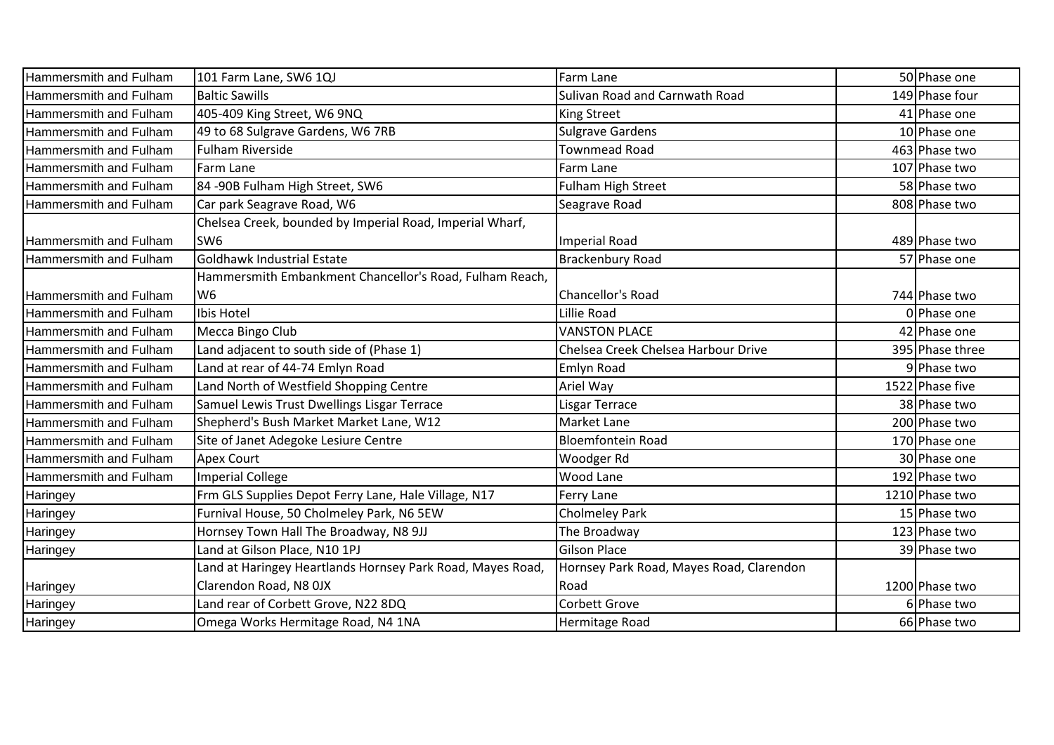| | | | | |
|---|---|---|---|---|
| Hammersmith and Fulham | 101 Farm Lane, SW6 1QJ | Farm Lane | 50 | Phase one |
| Hammersmith and Fulham | Baltic Sawills | Sulivan Road and Carnwath Road | 149 | Phase four |
| Hammersmith and Fulham | 405-409 King Street, W6 9NQ | King Street | 41 | Phase one |
| Hammersmith and Fulham | 49 to 68 Sulgrave Gardens, W6 7RB | Sulgrave Gardens | 10 | Phase one |
| Hammersmith and Fulham | Fulham Riverside | Townmead Road | 463 | Phase two |
| Hammersmith and Fulham | Farm Lane | Farm Lane | 107 | Phase two |
| Hammersmith and Fulham | 84 -90B Fulham High Street, SW6 | Fulham High Street | 58 | Phase two |
| Hammersmith and Fulham | Car park Seagrave Road, W6 | Seagrave Road | 808 | Phase two |
| Hammersmith and Fulham | Chelsea Creek, bounded by Imperial Road, Imperial Wharf, SW6 | Imperial Road | 489 | Phase two |
| Hammersmith and Fulham | Goldhawk Industrial Estate | Brackenbury Road | 57 | Phase one |
| Hammersmith and Fulham | Hammersmith Embankment Chancellor's Road, Fulham Reach, W6 | Chancellor's Road | 744 | Phase two |
| Hammersmith and Fulham | Ibis Hotel | Lillie Road | 0 | Phase one |
| Hammersmith and Fulham | Mecca Bingo Club | VANSTON PLACE | 42 | Phase one |
| Hammersmith and Fulham | Land adjacent to south side of (Phase 1) | Chelsea Creek Chelsea Harbour Drive | 395 | Phase three |
| Hammersmith and Fulham | Land at rear of 44-74 Emlyn Road | Emlyn Road | 9 | Phase two |
| Hammersmith and Fulham | Land North of Westfield Shopping Centre | Ariel Way | 1522 | Phase five |
| Hammersmith and Fulham | Samuel Lewis Trust Dwellings Lisgar Terrace | Lisgar Terrace | 38 | Phase two |
| Hammersmith and Fulham | Shepherd's Bush Market Market Lane, W12 | Market Lane | 200 | Phase two |
| Hammersmith and Fulham | Site of Janet Adegoke Lesiure Centre | Bloemfontein Road | 170 | Phase one |
| Hammersmith and Fulham | Apex Court | Woodger Rd | 30 | Phase one |
| Hammersmith and Fulham | Imperial College | Wood Lane | 192 | Phase two |
| Haringey | Frm GLS Supplies Depot Ferry Lane, Hale Village, N17 | Ferry Lane | 1210 | Phase two |
| Haringey | Furnival House, 50 Cholmeley Park, N6 5EW | Cholmeley Park | 15 | Phase two |
| Haringey | Hornsey Town Hall The Broadway, N8 9JJ | The Broadway | 123 | Phase two |
| Haringey | Land at Gilson Place, N10 1PJ | Gilson Place | 39 | Phase two |
| Haringey | Land at Haringey Heartlands Hornsey Park Road, Mayes Road, Clarendon Road, N8 0JX | Hornsey Park Road, Mayes Road, Clarendon Road | 1200 | Phase two |
| Haringey | Land rear of Corbett Grove, N22 8DQ | Corbett Grove | 6 | Phase two |
| Haringey | Omega Works Hermitage Road, N4 1NA | Hermitage Road | 66 | Phase two |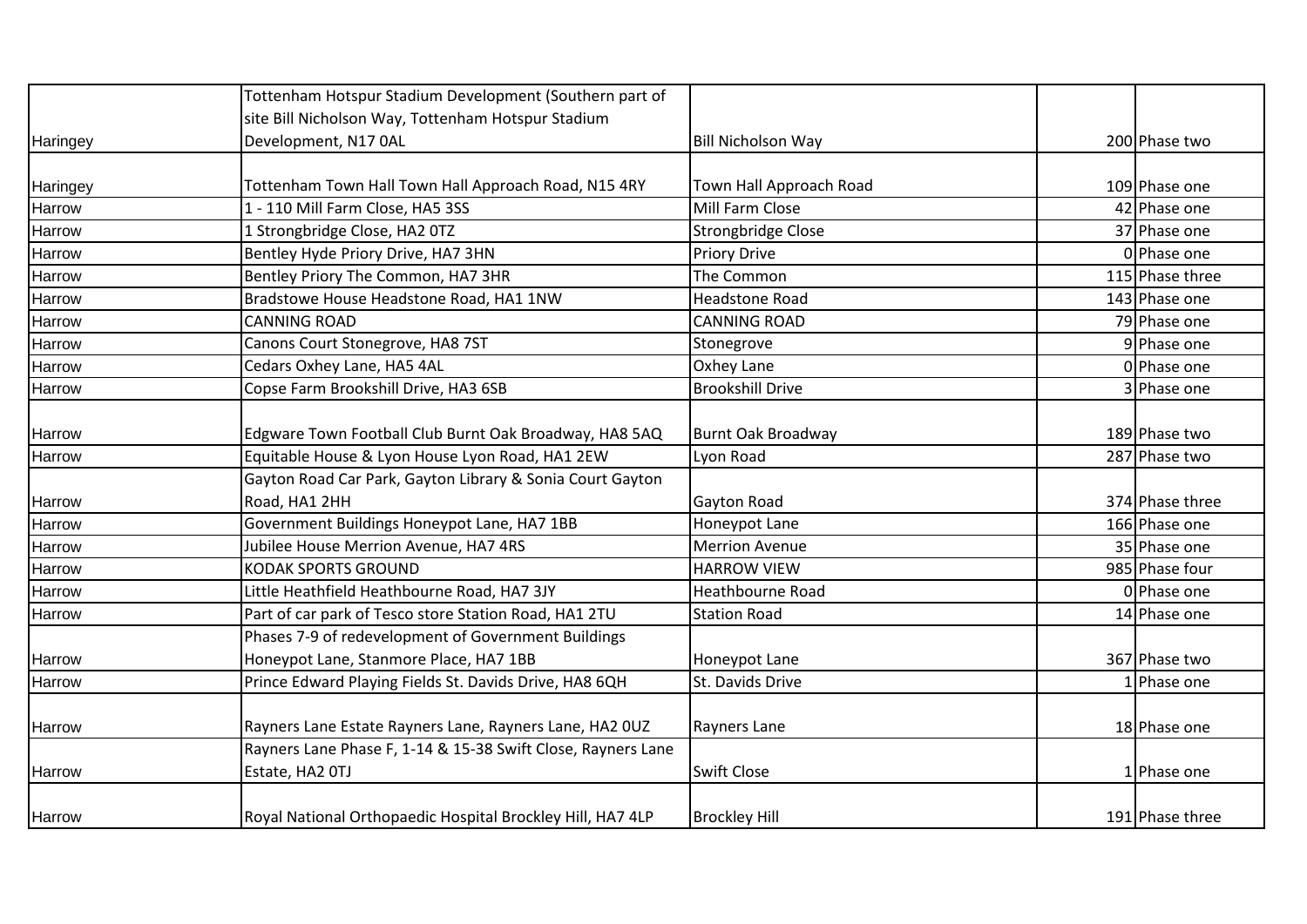| | | | | |
|---|---|---|---|---|
| Haringey | Tottenham Hotspur Stadium Development (Southern part of site Bill Nicholson Way, Tottenham Hotspur Stadium Development, N17 0AL | Bill Nicholson Way | 200 | Phase two |
| Haringey | Tottenham Town Hall Town Hall Approach Road, N15 4RY | Town Hall Approach Road | 109 | Phase one |
| Harrow | 1 - 110 Mill Farm Close, HA5 3SS | Mill Farm Close | 42 | Phase one |
| Harrow | 1 Strongbridge Close, HA2 0TZ | Strongbridge Close | 37 | Phase one |
| Harrow | Bentley Hyde Priory Drive, HA7 3HN | Priory Drive | 0 | Phase one |
| Harrow | Bentley Priory The Common, HA7 3HR | The Common | 115 | Phase three |
| Harrow | Bradstowe House Headstone Road, HA1 1NW | Headstone Road | 143 | Phase one |
| Harrow | CANNING ROAD | CANNING ROAD | 79 | Phase one |
| Harrow | Canons Court Stonegrove, HA8 7ST | Stonegrove | 9 | Phase one |
| Harrow | Cedars Oxhey Lane, HA5 4AL | Oxhey Lane | 0 | Phase one |
| Harrow | Copse Farm Brookshill Drive, HA3 6SB | Brookshill Drive | 3 | Phase one |
| Harrow | Edgware Town Football Club Burnt Oak Broadway, HA8 5AQ | Burnt Oak Broadway | 189 | Phase two |
| Harrow | Equitable House & Lyon House Lyon Road, HA1 2EW | Lyon Road | 287 | Phase two |
| Harrow | Gayton Road Car Park, Gayton Library & Sonia Court Gayton Road, HA1 2HH | Gayton Road | 374 | Phase three |
| Harrow | Government Buildings Honeypot Lane, HA7 1BB | Honeypot Lane | 166 | Phase one |
| Harrow | Jubilee House Merrion Avenue, HA7 4RS | Merrion Avenue | 35 | Phase one |
| Harrow | KODAK SPORTS GROUND | HARROW VIEW | 985 | Phase four |
| Harrow | Little Heathfield Heathbourne Road, HA7 3JY | Heathbourne Road | 0 | Phase one |
| Harrow | Part of car park of Tesco store Station Road, HA1 2TU | Station Road | 14 | Phase one |
| Harrow | Phases 7-9 of redevelopment of Government Buildings Honeypot Lane, Stanmore Place, HA7 1BB | Honeypot Lane | 367 | Phase two |
| Harrow | Prince Edward Playing Fields St. Davids Drive, HA8 6QH | St. Davids Drive | 1 | Phase one |
| Harrow | Rayners Lane Estate Rayners Lane, Rayners Lane, HA2 0UZ | Rayners Lane | 18 | Phase one |
| Harrow | Rayners Lane Phase F, 1-14 & 15-38 Swift Close, Rayners Lane Estate, HA2 0TJ | Swift Close | 1 | Phase one |
| Harrow | Royal National Orthopaedic Hospital Brockley Hill, HA7 4LP | Brockley Hill | 191 | Phase three |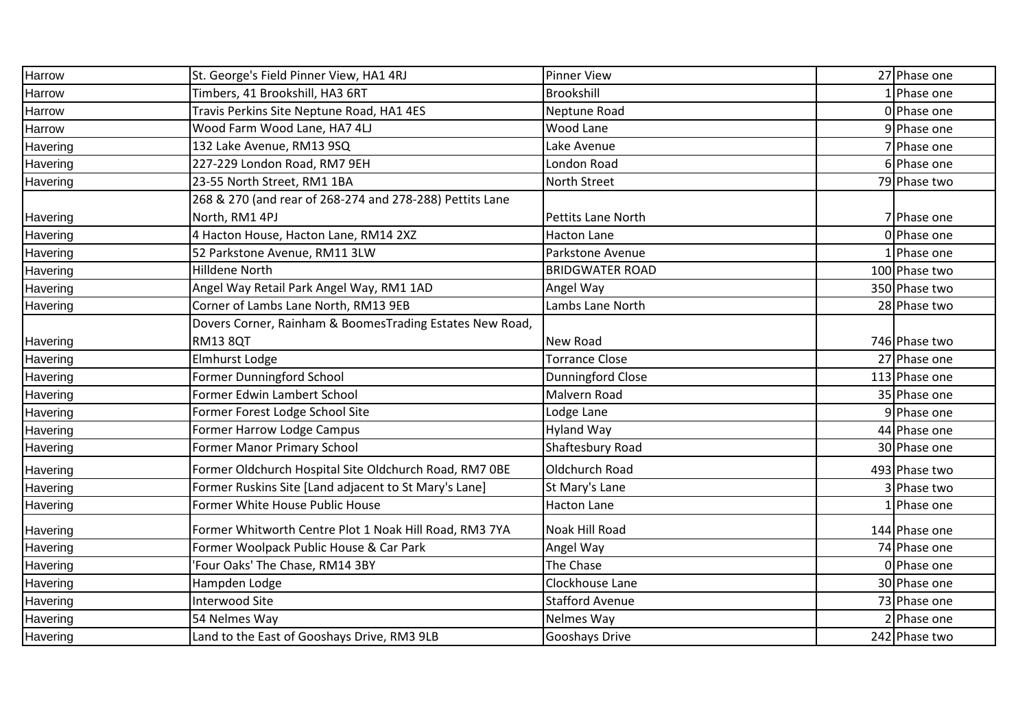| | | | | |
|---|---|---|---|---|
| Harrow | St. George's Field Pinner View, HA1 4RJ | Pinner View | 27 | Phase one |
| Harrow | Timbers, 41 Brookshill, HA3 6RT | Brookshill | 1 | Phase one |
| Harrow | Travis Perkins Site Neptune Road, HA1 4ES | Neptune Road | 0 | Phase one |
| Harrow | Wood Farm Wood Lane, HA7 4LJ | Wood Lane | 9 | Phase one |
| Havering | 132 Lake Avenue, RM13 9SQ | Lake Avenue | 7 | Phase one |
| Havering | 227-229 London Road, RM7 9EH | London Road | 6 | Phase one |
| Havering | 23-55 North Street, RM1 1BA | North Street | 79 | Phase two |
| Havering | 268 & 270 (and rear of 268-274 and 278-288) Pettits Lane North, RM1 4PJ | Pettits Lane North | 7 | Phase one |
| Havering | 4 Hacton House, Hacton Lane, RM14 2XZ | Hacton Lane | 0 | Phase one |
| Havering | 52 Parkstone Avenue, RM11 3LW | Parkstone Avenue | 1 | Phase one |
| Havering | Hilldene North | BRIDGWATER ROAD | 100 | Phase two |
| Havering | Angel Way Retail Park Angel Way, RM1 1AD | Angel Way | 350 | Phase two |
| Havering | Corner of Lambs Lane North, RM13 9EB | Lambs Lane North | 28 | Phase two |
| Havering | Dovers Corner, Rainham & BoomesTrading Estates New Road, RM13 8QT | New Road | 746 | Phase two |
| Havering | Elmhurst Lodge | Torrance Close | 27 | Phase one |
| Havering | Former Dunningford School | Dunningford Close | 113 | Phase one |
| Havering | Former Edwin Lambert School | Malvern Road | 35 | Phase one |
| Havering | Former Forest Lodge School Site | Lodge Lane | 9 | Phase one |
| Havering | Former Harrow Lodge Campus | Hyland Way | 44 | Phase one |
| Havering | Former Manor Primary School | Shaftesbury Road | 30 | Phase one |
| Havering | Former Oldchurch Hospital Site Oldchurch Road, RM7 0BE | Oldchurch Road | 493 | Phase two |
| Havering | Former Ruskins Site [Land adjacent to St Mary's Lane] | St Mary's Lane | 3 | Phase two |
| Havering | Former White House Public House | Hacton Lane | 1 | Phase one |
| Havering | Former Whitworth Centre Plot 1 Noak Hill Road, RM3 7YA | Noak Hill Road | 144 | Phase one |
| Havering | Former Woolpack Public House & Car Park | Angel Way | 74 | Phase one |
| Havering | 'Four Oaks' The Chase, RM14 3BY | The Chase | 0 | Phase one |
| Havering | Hampden Lodge | Clockhouse Lane | 30 | Phase one |
| Havering | Interwood Site | Stafford Avenue | 73 | Phase one |
| Havering | 54 Nelmes Way | Nelmes Way | 2 | Phase one |
| Havering | Land to the East of Gooshays Drive, RM3 9LB | Gooshays Drive | 242 | Phase two |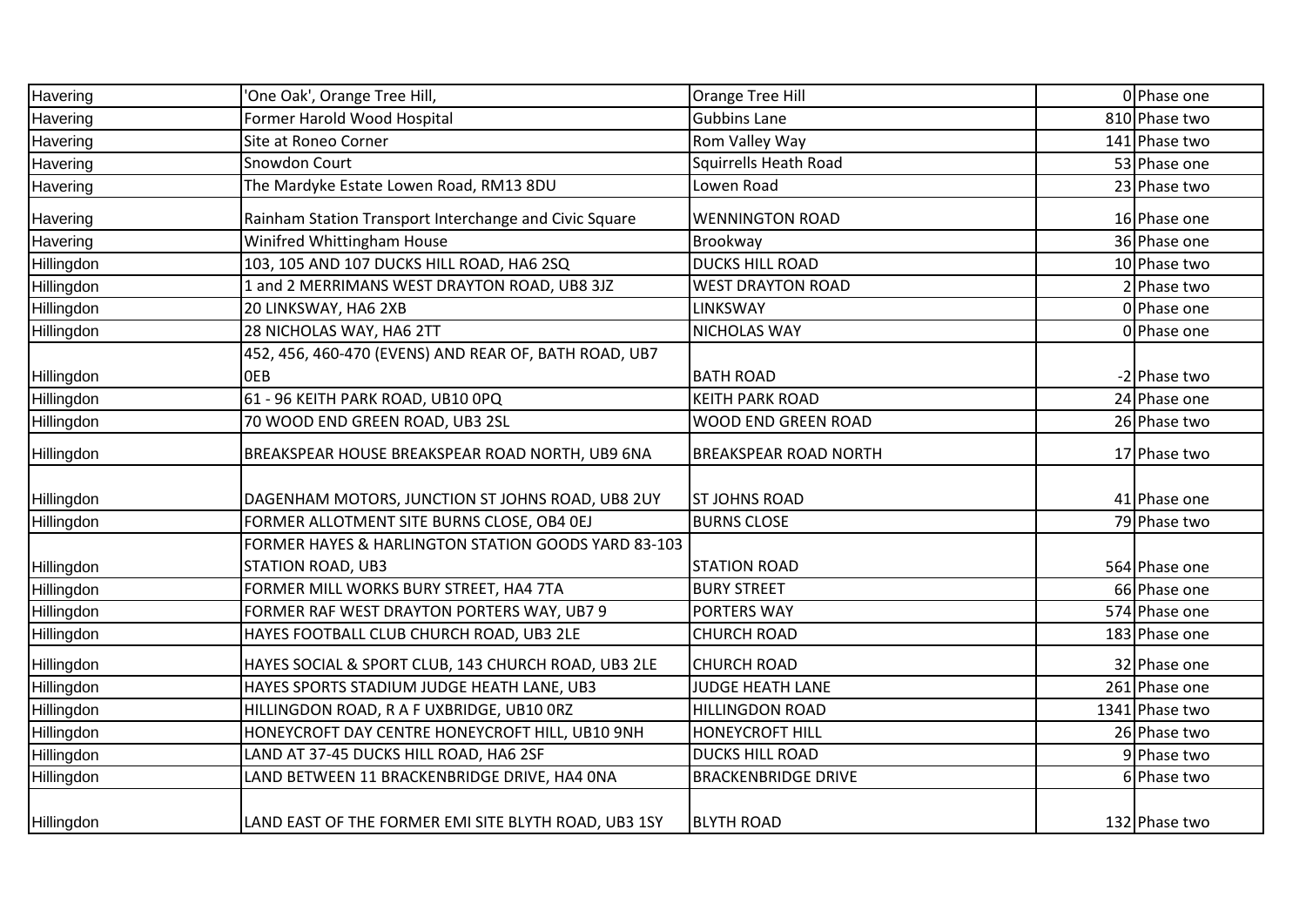| | | | | |
|---|---|---|---|---|
| Havering | 'One Oak', Orange Tree Hill, | Orange Tree Hill | 0 | Phase one |
| Havering | Former Harold Wood Hospital | Gubbins Lane | 810 | Phase two |
| Havering | Site at Roneo Corner | Rom Valley Way | 141 | Phase two |
| Havering | Snowdon Court | Squirrells Heath Road | 53 | Phase one |
| Havering | The Mardyke Estate Lowen Road, RM13 8DU | Lowen Road | 23 | Phase two |
| Havering | Rainham Station Transport Interchange and Civic Square | WENNINGTON ROAD | 16 | Phase one |
| Havering | Winifred Whittingham House | Brookway | 36 | Phase one |
| Hillingdon | 103, 105 AND 107 DUCKS HILL ROAD, HA6 2SQ | DUCKS HILL ROAD | 10 | Phase two |
| Hillingdon | 1 and 2 MERRIMANS WEST DRAYTON ROAD, UB8 3JZ | WEST DRAYTON ROAD | 2 | Phase two |
| Hillingdon | 20 LINKSWAY, HA6 2XB | LINKSWAY | 0 | Phase one |
| Hillingdon | 28 NICHOLAS WAY, HA6 2TT | NICHOLAS WAY | 0 | Phase one |
| Hillingdon | 452, 456, 460-470 (EVENS) AND REAR OF, BATH ROAD, UB7 0EB | BATH ROAD | -2 | Phase two |
| Hillingdon | 61 - 96 KEITH PARK ROAD, UB10 0PQ | KEITH PARK ROAD | 24 | Phase one |
| Hillingdon | 70 WOOD END GREEN ROAD, UB3 2SL | WOOD END GREEN ROAD | 26 | Phase two |
| Hillingdon | BREAKSPEAR HOUSE BREAKSPEAR ROAD NORTH, UB9 6NA | BREAKSPEAR ROAD NORTH | 17 | Phase two |
| Hillingdon | DAGENHAM MOTORS, JUNCTION ST JOHNS ROAD, UB8 2UY | ST JOHNS ROAD | 41 | Phase one |
| Hillingdon | FORMER ALLOTMENT SITE BURNS CLOSE, OB4 0EJ | BURNS CLOSE | 79 | Phase two |
| Hillingdon | FORMER HAYES & HARLINGTON STATION GOODS YARD 83-103 STATION ROAD, UB3 | STATION ROAD | 564 | Phase one |
| Hillingdon | FORMER MILL WORKS BURY STREET, HA4 7TA | BURY STREET | 66 | Phase one |
| Hillingdon | FORMER RAF WEST DRAYTON PORTERS WAY, UB7 9 | PORTERS WAY | 574 | Phase one |
| Hillingdon | HAYES FOOTBALL CLUB CHURCH ROAD, UB3 2LE | CHURCH ROAD | 183 | Phase one |
| Hillingdon | HAYES SOCIAL & SPORT CLUB, 143 CHURCH ROAD, UB3 2LE | CHURCH ROAD | 32 | Phase one |
| Hillingdon | HAYES SPORTS STADIUM JUDGE HEATH LANE, UB3 | JUDGE HEATH LANE | 261 | Phase one |
| Hillingdon | HILLINGDON ROAD, R A F UXBRIDGE, UB10 0RZ | HILLINGDON ROAD | 1341 | Phase two |
| Hillingdon | HONEYCROFT DAY CENTRE HONEYCROFT HILL, UB10 9NH | HONEYCROFT HILL | 26 | Phase two |
| Hillingdon | LAND AT 37-45 DUCKS HILL ROAD, HA6 2SF | DUCKS HILL ROAD | 9 | Phase two |
| Hillingdon | LAND BETWEEN 11 BRACKENBRIDGE DRIVE, HA4 0NA | BRACKENBRIDGE DRIVE | 6 | Phase two |
| Hillingdon | LAND EAST OF THE FORMER EMI SITE BLYTH ROAD, UB3 1SY | BLYTH ROAD | 132 | Phase two |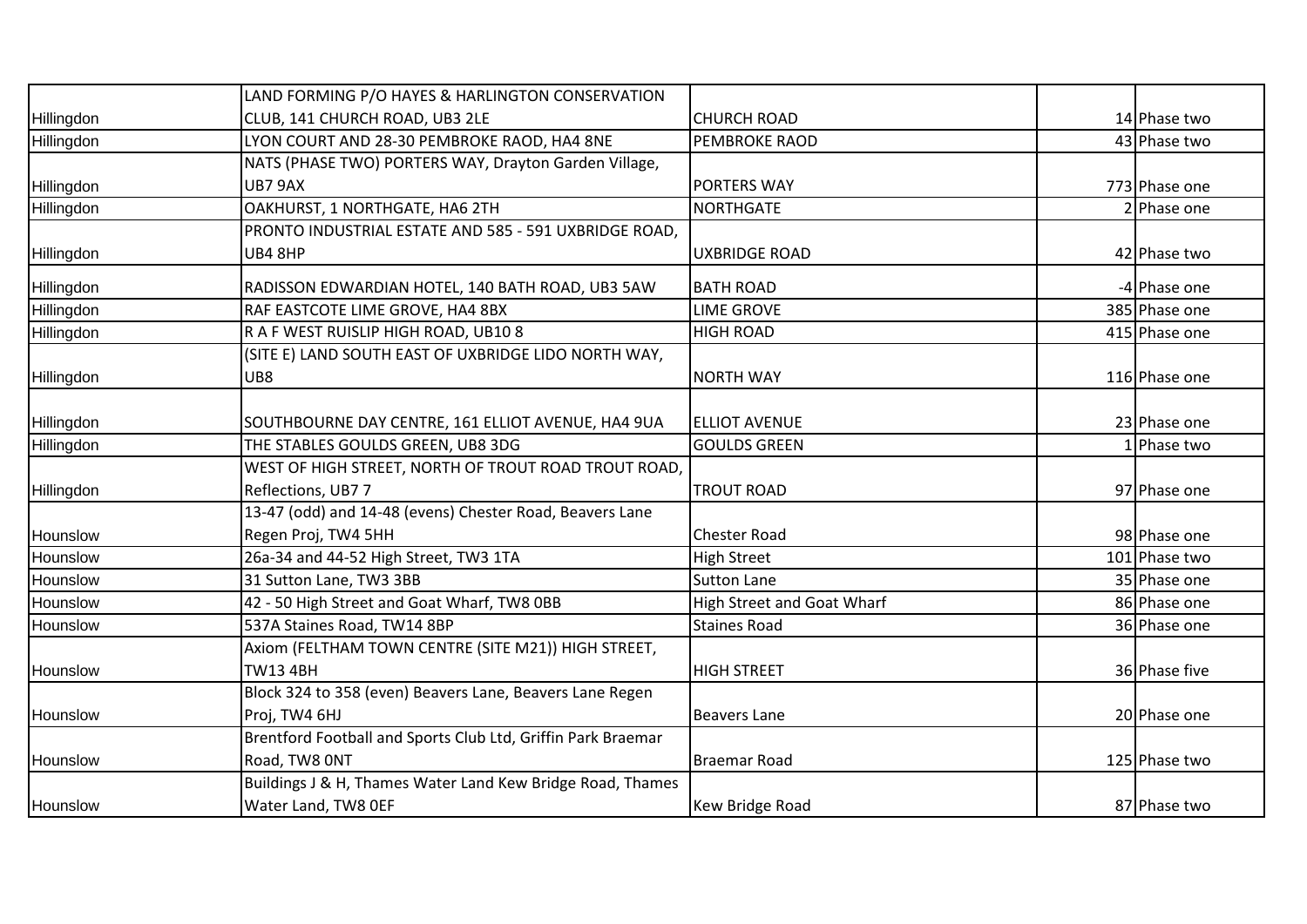| | | | | |
|---|---|---|---|---|
| Hillingdon | LAND FORMING P/O HAYES & HARLINGTON CONSERVATION CLUB, 141 CHURCH ROAD, UB3 2LE | CHURCH ROAD | 14 | Phase two |
| Hillingdon | LYON COURT AND 28-30 PEMBROKE RAOD, HA4 8NE | PEMBROKE RAOD | 43 | Phase two |
| Hillingdon | NATS (PHASE TWO) PORTERS WAY, Drayton Garden Village, UB7 9AX | PORTERS WAY | 773 | Phase one |
| Hillingdon | OAKHURST, 1 NORTHGATE, HA6 2TH | NORTHGATE | 2 | Phase one |
| Hillingdon | PRONTO INDUSTRIAL ESTATE AND 585 - 591 UXBRIDGE ROAD, UB4 8HP | UXBRIDGE ROAD | 42 | Phase two |
| Hillingdon | RADISSON EDWARDIAN HOTEL, 140 BATH ROAD, UB3 5AW | BATH ROAD | -4 | Phase one |
| Hillingdon | RAF EASTCOTE LIME GROVE, HA4 8BX | LIME GROVE | 385 | Phase one |
| Hillingdon | R A F WEST RUISLIP HIGH ROAD, UB10 8 | HIGH ROAD | 415 | Phase one |
| Hillingdon | (SITE E) LAND SOUTH EAST OF UXBRIDGE LIDO NORTH WAY, UB8 | NORTH WAY | 116 | Phase one |
| Hillingdon | SOUTHBOURNE DAY CENTRE, 161 ELLIOT AVENUE, HA4 9UA | ELLIOT AVENUE | 23 | Phase one |
| Hillingdon | THE STABLES GOULDS GREEN, UB8 3DG | GOULDS GREEN | 1 | Phase two |
| Hillingdon | WEST OF HIGH STREET, NORTH OF TROUT ROAD TROUT ROAD, Reflections, UB7 7 | TROUT ROAD | 97 | Phase one |
| Hounslow | 13-47 (odd) and 14-48 (evens) Chester Road, Beavers Lane Regen Proj, TW4 5HH | Chester Road | 98 | Phase one |
| Hounslow | 26a-34 and 44-52 High Street, TW3 1TA | High Street | 101 | Phase two |
| Hounslow | 31 Sutton Lane, TW3 3BB | Sutton Lane | 35 | Phase one |
| Hounslow | 42 - 50 High Street and Goat Wharf, TW8 0BB | High Street and Goat Wharf | 86 | Phase one |
| Hounslow | 537A Staines Road, TW14 8BP | Staines Road | 36 | Phase one |
| Hounslow | Axiom (FELTHAM TOWN CENTRE (SITE M21)) HIGH STREET, TW13 4BH | HIGH STREET | 36 | Phase five |
| Hounslow | Block 324 to 358 (even) Beavers Lane, Beavers Lane Regen Proj, TW4 6HJ | Beavers Lane | 20 | Phase one |
| Hounslow | Brentford Football and Sports Club Ltd, Griffin Park Braemar Road, TW8 0NT | Braemar Road | 125 | Phase two |
| Hounslow | Buildings J & H, Thames Water Land Kew Bridge Road, Thames Water Land, TW8 0EF | Kew Bridge Road | 87 | Phase two |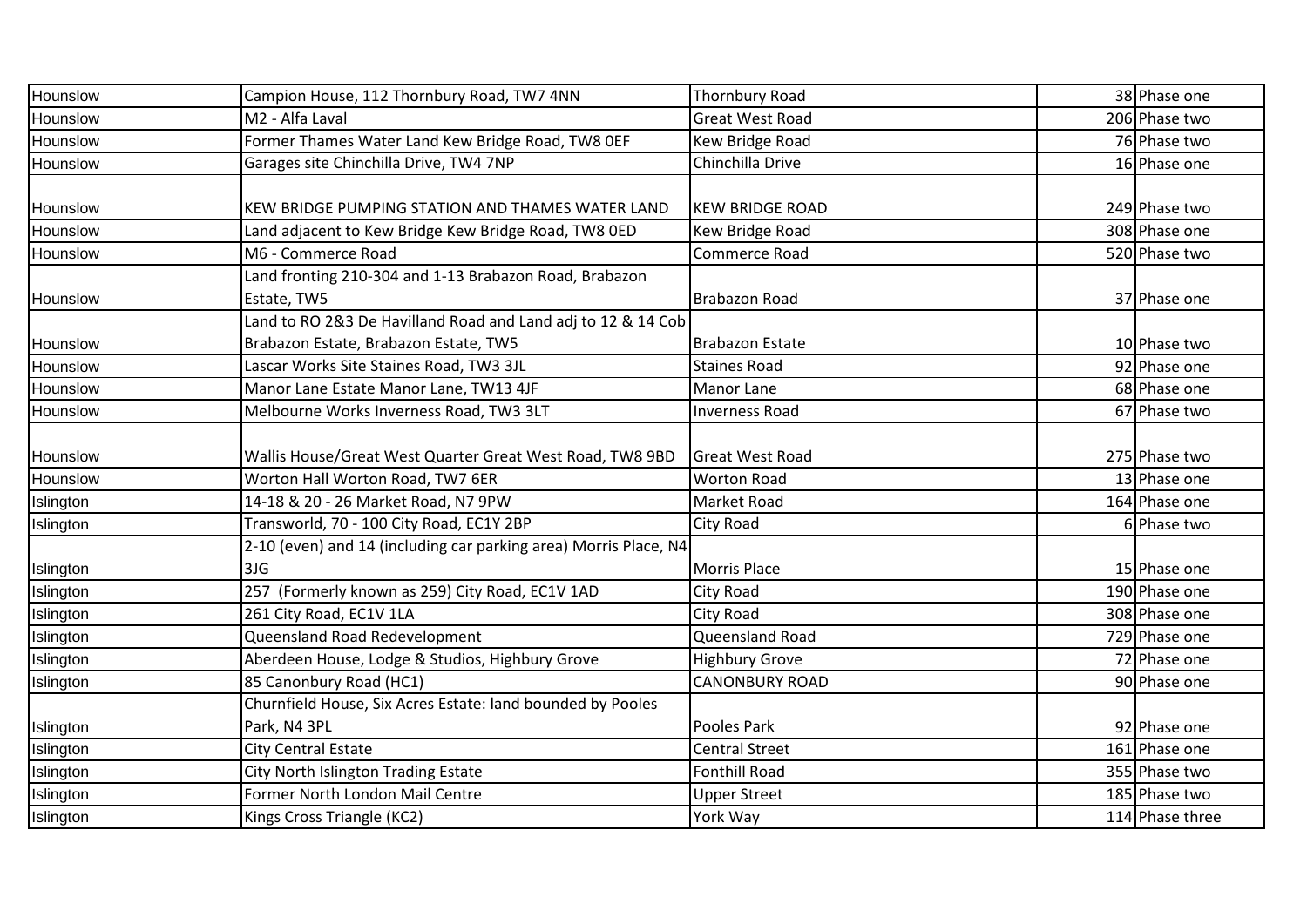| | | | | |
|---|---|---|---|---|
| Hounslow | Campion House, 112 Thornbury Road, TW7 4NN | Thornbury Road | 38 | Phase one |
| Hounslow | M2 - Alfa Laval | Great West Road | 206 | Phase two |
| Hounslow | Former Thames Water Land Kew Bridge Road, TW8 0EF | Kew Bridge Road | 76 | Phase two |
| Hounslow | Garages site Chinchilla Drive, TW4 7NP | Chinchilla Drive | 16 | Phase one |
| Hounslow | KEW BRIDGE PUMPING STATION AND THAMES WATER LAND | KEW BRIDGE ROAD | 249 | Phase two |
| Hounslow | Land adjacent to Kew Bridge Kew Bridge Road, TW8 0ED | Kew Bridge Road | 308 | Phase one |
| Hounslow | M6 - Commerce Road | Commerce Road | 520 | Phase two |
| Hounslow | Land fronting 210-304 and 1-13 Brabazon Road, Brabazon Estate, TW5 | Brabazon Road | 37 | Phase one |
| Hounslow | Land to RO 2&3 De Havilland Road and Land adj to 12 & 14 Cob Brabazon Estate, Brabazon Estate, TW5 | Brabazon Estate | 10 | Phase two |
| Hounslow | Lascar Works Site Staines Road, TW3 3JL | Staines Road | 92 | Phase one |
| Hounslow | Manor Lane Estate Manor Lane, TW13 4JF | Manor Lane | 68 | Phase one |
| Hounslow | Melbourne Works Inverness Road, TW3 3LT | Inverness Road | 67 | Phase two |
| Hounslow | Wallis House/Great West Quarter Great West Road, TW8 9BD | Great West Road | 275 | Phase two |
| Hounslow | Worton Hall Worton Road, TW7 6ER | Worton Road | 13 | Phase one |
| Islington | 14-18 & 20 - 26 Market Road, N7 9PW | Market Road | 164 | Phase one |
| Islington | Transworld, 70 - 100 City Road, EC1Y 2BP | City Road | 6 | Phase two |
| Islington | 2-10 (even) and 14 (including car parking area) Morris Place, N4 3JG | Morris Place | 15 | Phase one |
| Islington | 257 (Formerly known as 259) City Road, EC1V 1AD | City Road | 190 | Phase one |
| Islington | 261 City Road, EC1V 1LA | City Road | 308 | Phase one |
| Islington | Queensland Road Redevelopment | Queensland Road | 729 | Phase one |
| Islington | Aberdeen House, Lodge & Studios, Highbury Grove | Highbury Grove | 72 | Phase one |
| Islington | 85 Canonbury Road (HC1) | CANONBURY ROAD | 90 | Phase one |
| Islington | Churnfield House, Six Acres Estate: land bounded by Pooles Park, N4 3PL | Pooles Park | 92 | Phase one |
| Islington | City Central Estate | Central Street | 161 | Phase one |
| Islington | City North Islington Trading Estate | Fonthill Road | 355 | Phase two |
| Islington | Former North London Mail Centre | Upper Street | 185 | Phase two |
| Islington | Kings Cross Triangle (KC2) | York Way | 114 | Phase three |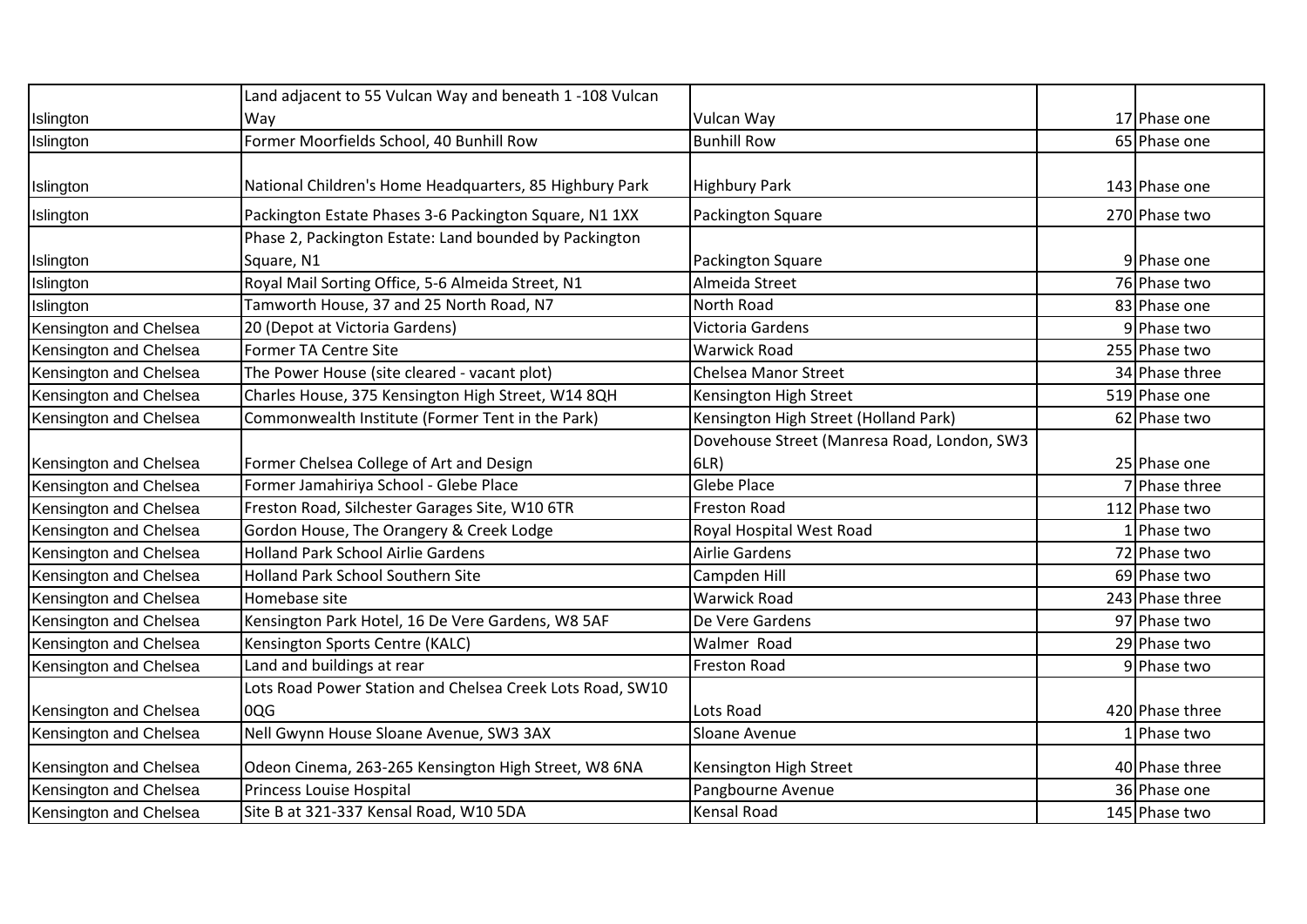| | | | | |
|---|---|---|---|---|
| Islington | Land adjacent to 55 Vulcan Way and beneath 1 -108 Vulcan Way | Vulcan Way | 17 | Phase one |
| Islington | Former Moorfields School, 40 Bunhill Row | Bunhill Row | 65 | Phase one |
| Islington | National Children's Home Headquarters, 85 Highbury Park | Highbury Park | 143 | Phase one |
| Islington | Packington Estate Phases 3-6 Packington Square, N1 1XX | Packington Square | 270 | Phase two |
| Islington | Phase 2, Packington Estate: Land bounded by Packington Square, N1 | Packington Square | 9 | Phase one |
| Islington | Royal Mail Sorting Office, 5-6 Almeida Street, N1 | Almeida Street | 76 | Phase two |
| Islington | Tamworth House, 37 and 25 North Road, N7 | North Road | 83 | Phase one |
| Kensington and Chelsea | 20 (Depot at Victoria Gardens) | Victoria Gardens | 9 | Phase two |
| Kensington and Chelsea | Former TA Centre Site | Warwick Road | 255 | Phase two |
| Kensington and Chelsea | The Power House (site cleared - vacant plot) | Chelsea Manor Street | 34 | Phase three |
| Kensington and Chelsea | Charles House, 375 Kensington High Street, W14 8QH | Kensington High Street | 519 | Phase one |
| Kensington and Chelsea | Commonwealth Institute (Former Tent in the Park) | Kensington High Street (Holland Park) | 62 | Phase two |
| Kensington and Chelsea | Former Chelsea College of Art and Design | Dovehouse Street (Manresa Road, London, SW3 6LR) | 25 | Phase one |
| Kensington and Chelsea | Former Jamahiriya School - Glebe Place | Glebe Place | 7 | Phase three |
| Kensington and Chelsea | Freston Road, Silchester Garages Site, W10 6TR | Freston Road | 112 | Phase two |
| Kensington and Chelsea | Gordon House, The Orangery & Creek Lodge | Royal Hospital West Road | 1 | Phase two |
| Kensington and Chelsea | Holland Park School Airlie Gardens | Airlie Gardens | 72 | Phase two |
| Kensington and Chelsea | Holland Park School Southern Site | Campden Hill | 69 | Phase two |
| Kensington and Chelsea | Homebase site | Warwick Road | 243 | Phase three |
| Kensington and Chelsea | Kensington Park Hotel, 16 De Vere Gardens, W8 5AF | De Vere Gardens | 97 | Phase two |
| Kensington and Chelsea | Kensington Sports Centre (KALC) | Walmer Road | 29 | Phase two |
| Kensington and Chelsea | Land and buildings at rear | Freston Road | 9 | Phase two |
| Kensington and Chelsea | Lots Road Power Station and Chelsea Creek Lots Road, SW10 0QG | Lots Road | 420 | Phase three |
| Kensington and Chelsea | Nell Gwynn House Sloane Avenue, SW3 3AX | Sloane Avenue | 1 | Phase two |
| Kensington and Chelsea | Odeon Cinema, 263-265 Kensington High Street, W8 6NA | Kensington High Street | 40 | Phase three |
| Kensington and Chelsea | Princess Louise Hospital | Pangbourne Avenue | 36 | Phase one |
| Kensington and Chelsea | Site B at 321-337 Kensal Road, W10 5DA | Kensal Road | 145 | Phase two |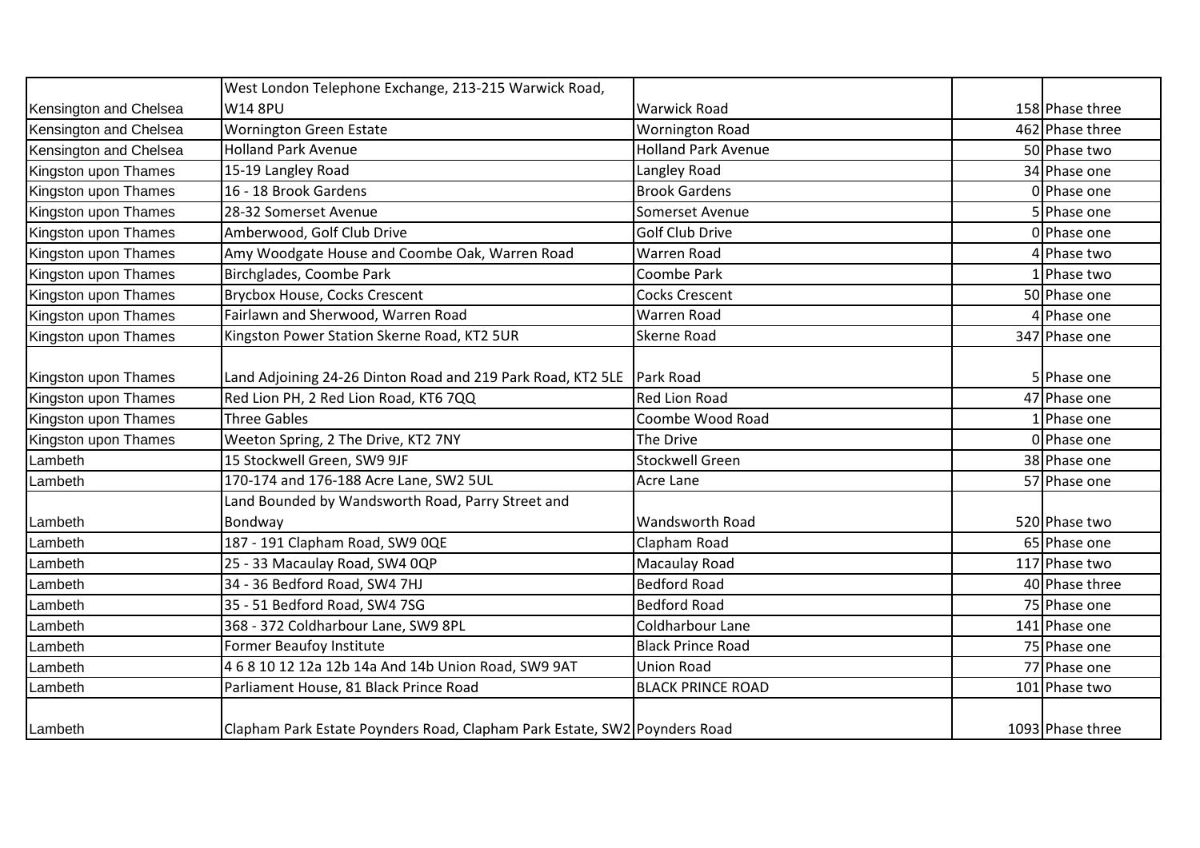| | | | | |
|---|---|---|---|---|
| Kensington and Chelsea | West London Telephone Exchange, 213-215 Warwick Road, W14 8PU | Warwick Road | 158 | Phase three |
| Kensington and Chelsea | Wornington Green Estate | Wornington Road | 462 | Phase three |
| Kensington and Chelsea | Holland Park Avenue | Holland Park Avenue | 50 | Phase two |
| Kingston upon Thames | 15-19 Langley Road | Langley Road | 34 | Phase one |
| Kingston upon Thames | 16 - 18 Brook Gardens | Brook Gardens | 0 | Phase one |
| Kingston upon Thames | 28-32 Somerset Avenue | Somerset Avenue | 5 | Phase one |
| Kingston upon Thames | Amberwood, Golf Club Drive | Golf Club Drive | 0 | Phase one |
| Kingston upon Thames | Amy Woodgate House and Coombe Oak, Warren Road | Warren Road | 4 | Phase two |
| Kingston upon Thames | Birchglades, Coombe Park | Coombe Park | 1 | Phase two |
| Kingston upon Thames | Brycbox House, Cocks Crescent | Cocks Crescent | 50 | Phase one |
| Kingston upon Thames | Fairlawn and Sherwood, Warren Road | Warren Road | 4 | Phase one |
| Kingston upon Thames | Kingston Power Station Skerne Road, KT2 5UR | Skerne Road | 347 | Phase one |
| Kingston upon Thames | Land Adjoining 24-26 Dinton Road and 219 Park Road, KT2 5LE | Park Road | 5 | Phase one |
| Kingston upon Thames | Red Lion PH, 2 Red Lion Road, KT6 7QQ | Red Lion Road | 47 | Phase one |
| Kingston upon Thames | Three Gables | Coombe Wood Road | 1 | Phase one |
| Kingston upon Thames | Weeton Spring, 2 The Drive, KT2 7NY | The Drive | 0 | Phase one |
| Lambeth | 15 Stockwell Green, SW9 9JF | Stockwell Green | 38 | Phase one |
| Lambeth | 170-174 and 176-188 Acre Lane, SW2 5UL | Acre Lane | 57 | Phase one |
| Lambeth | Land Bounded by Wandsworth Road, Parry Street and Bondway | Wandsworth Road | 520 | Phase two |
| Lambeth | 187 - 191 Clapham Road, SW9 0QE | Clapham Road | 65 | Phase one |
| Lambeth | 25 - 33 Macaulay Road, SW4 0QP | Macaulay Road | 117 | Phase two |
| Lambeth | 34 - 36 Bedford Road, SW4 7HJ | Bedford Road | 40 | Phase three |
| Lambeth | 35 - 51 Bedford Road, SW4 7SG | Bedford Road | 75 | Phase one |
| Lambeth | 368 - 372 Coldharbour Lane, SW9 8PL | Coldharbour Lane | 141 | Phase one |
| Lambeth | Former Beaufoy Institute | Black Prince Road | 75 | Phase one |
| Lambeth | 4 6 8 10 12 12a 12b 14a And 14b Union Road, SW9 9AT | Union Road | 77 | Phase one |
| Lambeth | Parliament House, 81 Black Prince Road | BLACK PRINCE ROAD | 101 | Phase two |
| Lambeth | Clapham Park Estate Poynders Road, Clapham Park Estate, SW2 | Poynders Road | 1093 | Phase three |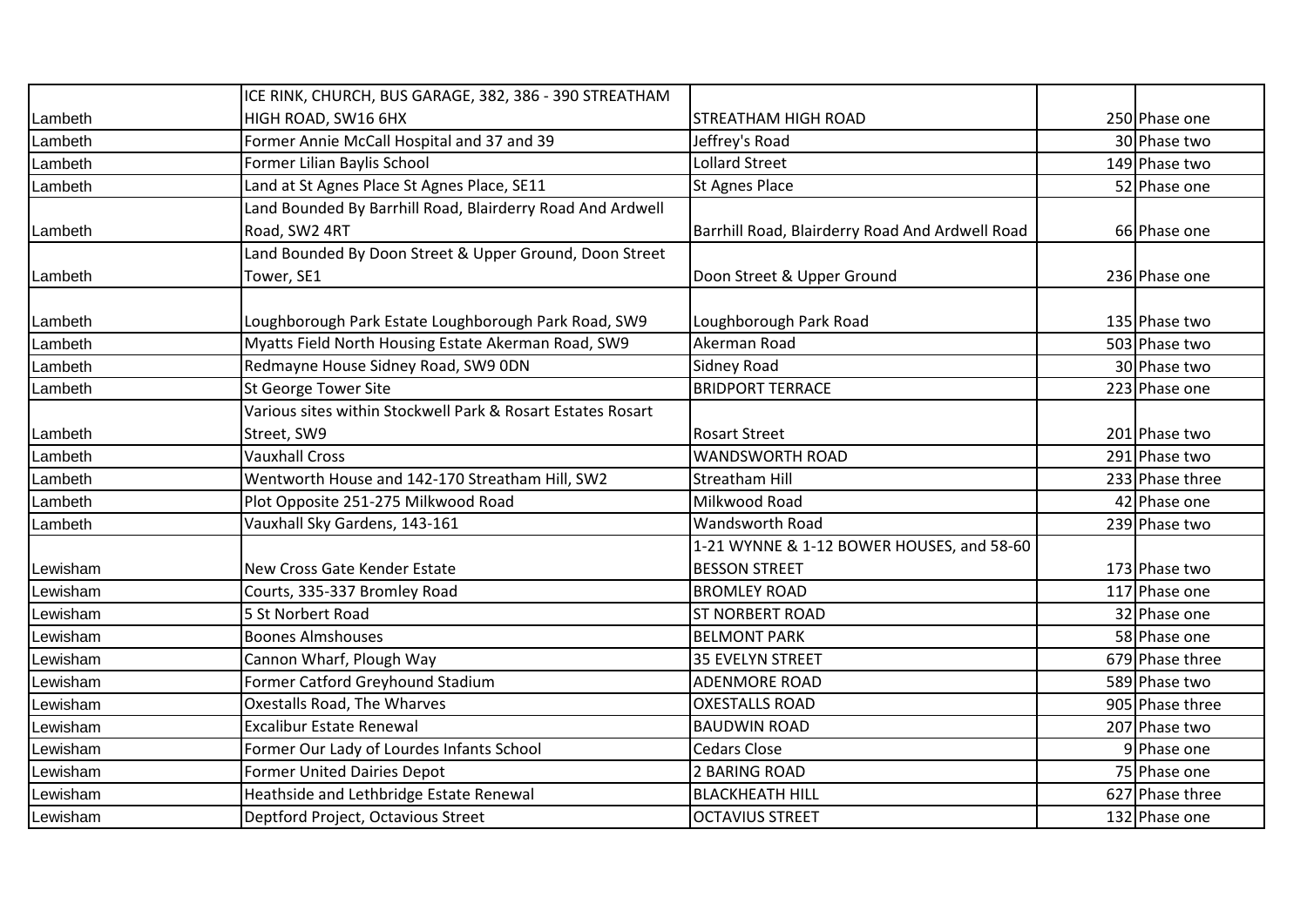| | | | | |
|---|---|---|---|---|
| Lambeth | ICE RINK, CHURCH, BUS GARAGE, 382, 386 - 390 STREATHAM HIGH ROAD, SW16 6HX | STREATHAM HIGH ROAD | 250 | Phase one |
| Lambeth | Former Annie McCall Hospital and 37 and 39 | Jeffrey's Road | 30 | Phase two |
| Lambeth | Former Lilian Baylis School | Lollard Street | 149 | Phase two |
| Lambeth | Land at St Agnes Place St Agnes Place, SE11 | St Agnes Place | 52 | Phase one |
| Lambeth | Land Bounded By Barrhill Road, Blairderry Road And Ardwell Road, SW2 4RT | Barrhill Road, Blairderry Road And Ardwell Road | 66 | Phase one |
| Lambeth | Land Bounded By Doon Street & Upper Ground, Doon Street Tower, SE1 | Doon Street & Upper Ground | 236 | Phase one |
| Lambeth | Loughborough Park Estate Loughborough Park Road, SW9 | Loughborough Park Road | 135 | Phase two |
| Lambeth | Myatts Field North Housing Estate Akerman Road, SW9 | Akerman Road | 503 | Phase two |
| Lambeth | Redmayne House Sidney Road, SW9 0DN | Sidney Road | 30 | Phase two |
| Lambeth | St George Tower Site | BRIDPORT TERRACE | 223 | Phase one |
| Lambeth | Various sites within Stockwell Park & Rosart Estates Rosart Street, SW9 | Rosart Street | 201 | Phase two |
| Lambeth | Vauxhall Cross | WANDSWORTH ROAD | 291 | Phase two |
| Lambeth | Wentworth House and 142-170 Streatham Hill, SW2 | Streatham Hill | 233 | Phase three |
| Lambeth | Plot Opposite 251-275 Milkwood Road | Milkwood Road | 42 | Phase one |
| Lambeth | Vauxhall Sky Gardens, 143-161 | Wandsworth Road | 239 | Phase two |
| Lewisham | New Cross Gate Kender Estate | 1-21 WYNNE & 1-12 BOWER HOUSES, and 58-60 BESSON STREET | 173 | Phase two |
| Lewisham | Courts, 335-337 Bromley Road | BROMLEY ROAD | 117 | Phase one |
| Lewisham | 5 St Norbert Road | ST NORBERT ROAD | 32 | Phase one |
| Lewisham | Boones Almshouses | BELMONT PARK | 58 | Phase one |
| Lewisham | Cannon Wharf, Plough Way | 35 EVELYN STREET | 679 | Phase three |
| Lewisham | Former Catford Greyhound Stadium | ADENMORE ROAD | 589 | Phase two |
| Lewisham | Oxestalls Road, The Wharves | OXESTALLS ROAD | 905 | Phase three |
| Lewisham | Excalibur Estate Renewal | BAUDWIN ROAD | 207 | Phase two |
| Lewisham | Former Our Lady of Lourdes Infants School | Cedars Close | 9 | Phase one |
| Lewisham | Former United Dairies Depot | 2 BARING ROAD | 75 | Phase one |
| Lewisham | Heathside and Lethbridge Estate Renewal | BLACKHEATH HILL | 627 | Phase three |
| Lewisham | Deptford Project, Octavious Street | OCTAVIUS STREET | 132 | Phase one |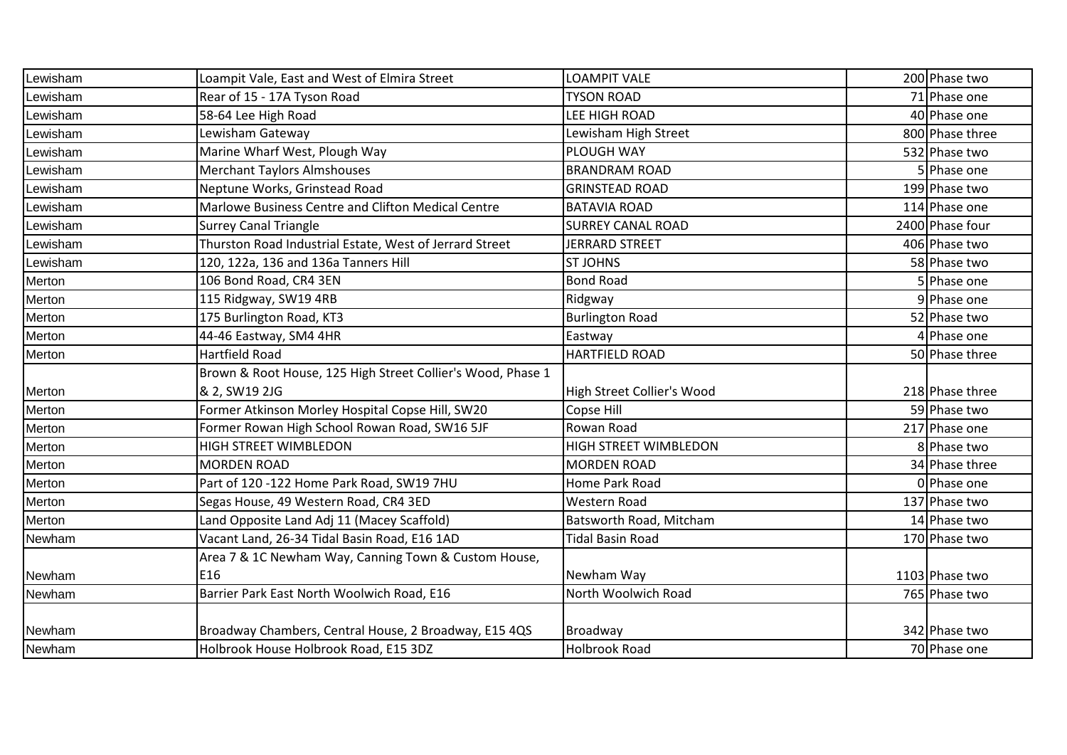| | | | | |
|---|---|---|---|---|
| Lewisham | Loampit Vale, East and West of Elmira Street | LOAMPIT VALE | 200 | Phase two |
| Lewisham | Rear of 15 - 17A Tyson Road | TYSON ROAD | 71 | Phase one |
| Lewisham | 58-64 Lee High Road | LEE HIGH ROAD | 40 | Phase one |
| Lewisham | Lewisham Gateway | Lewisham High Street | 800 | Phase three |
| Lewisham | Marine Wharf West, Plough Way | PLOUGH WAY | 532 | Phase two |
| Lewisham | Merchant Taylors Almshouses | BRANDRAM ROAD | 5 | Phase one |
| Lewisham | Neptune Works, Grinstead Road | GRINSTEAD ROAD | 199 | Phase two |
| Lewisham | Marlowe Business Centre and Clifton Medical Centre | BATAVIA ROAD | 114 | Phase one |
| Lewisham | Surrey Canal Triangle | SURREY CANAL ROAD | 2400 | Phase four |
| Lewisham | Thurston Road Industrial Estate, West of Jerrard Street | JERRARD STREET | 406 | Phase two |
| Lewisham | 120, 122a, 136 and 136a Tanners Hill | ST JOHNS | 58 | Phase two |
| Merton | 106 Bond Road, CR4 3EN | Bond Road | 5 | Phase one |
| Merton | 115 Ridgway, SW19 4RB | Ridgway | 9 | Phase one |
| Merton | 175 Burlington Road, KT3 | Burlington Road | 52 | Phase two |
| Merton | 44-46 Eastway, SM4 4HR | Eastway | 4 | Phase one |
| Merton | Hartfield Road | HARTFIELD ROAD | 50 | Phase three |
| Merton | Brown & Root House, 125 High Street Collier's Wood, Phase 1 & 2, SW19 2JG | High Street Collier's Wood | 218 | Phase three |
| Merton | Former Atkinson Morley Hospital Copse Hill, SW20 | Copse Hill | 59 | Phase two |
| Merton | Former Rowan High School Rowan Road, SW16 5JF | Rowan Road | 217 | Phase one |
| Merton | HIGH STREET WIMBLEDON | HIGH STREET WIMBLEDON | 8 | Phase two |
| Merton | MORDEN ROAD | MORDEN ROAD | 34 | Phase three |
| Merton | Part of 120 -122 Home Park Road, SW19 7HU | Home Park Road | 0 | Phase one |
| Merton | Segas House, 49 Western Road, CR4 3ED | Western Road | 137 | Phase two |
| Merton | Land Opposite Land Adj 11 (Macey Scaffold) | Batsworth Road, Mitcham | 14 | Phase two |
| Newham | Vacant Land, 26-34 Tidal Basin Road, E16 1AD | Tidal Basin Road | 170 | Phase two |
| Newham | Area 7 & 1C Newham Way, Canning Town & Custom House, E16 | Newham Way | 1103 | Phase two |
| Newham | Barrier Park East North Woolwich Road, E16 | North Woolwich Road | 765 | Phase two |
| Newham | Broadway Chambers, Central House, 2 Broadway, E15 4QS | Broadway | 342 | Phase two |
| Newham | Holbrook House Holbrook Road, E15 3DZ | Holbrook Road | 70 | Phase one |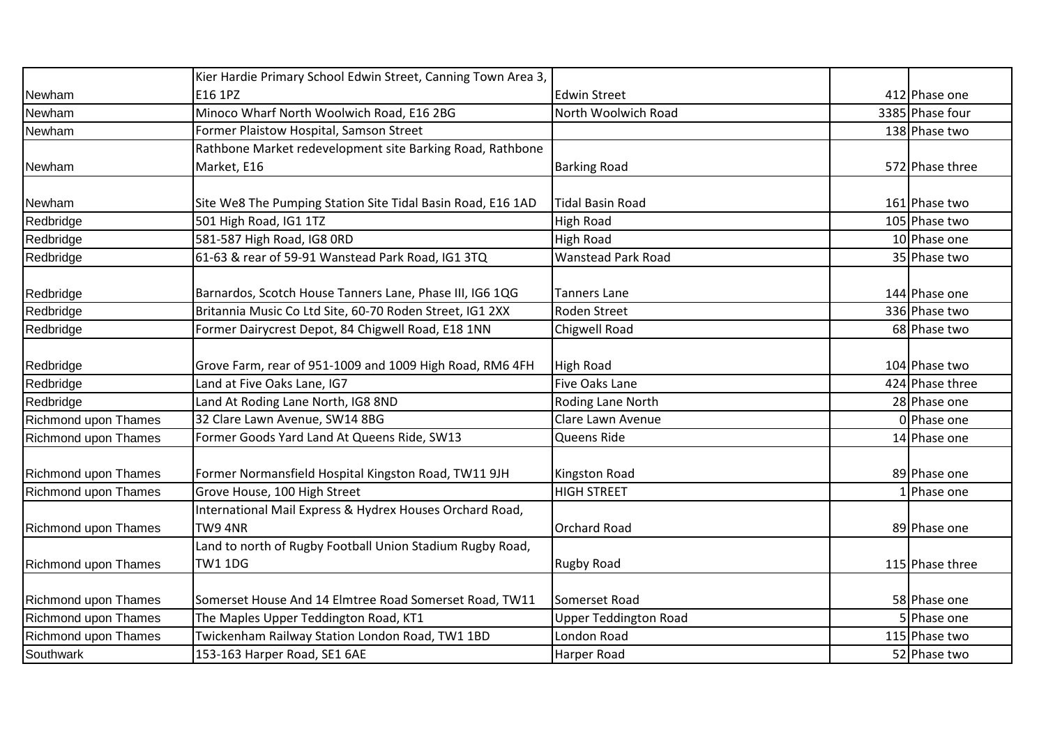| | | | | |
|---|---|---|---|---|
| Newham | Kier Hardie Primary School Edwin Street, Canning Town Area 3, E16 1PZ | Edwin Street | 412 | Phase one |
| Newham | Minoco Wharf North Woolwich Road, E16 2BG | North Woolwich Road | 3385 | Phase four |
| Newham | Former Plaistow Hospital, Samson Street | | 138 | Phase two |
| Newham | Rathbone Market redevelopment site Barking Road, Rathbone Market, E16 | Barking Road | 572 | Phase three |
| Newham | Site We8 The Pumping Station Site Tidal Basin Road, E16 1AD | Tidal Basin Road | 161 | Phase two |
| Redbridge | 501 High Road, IG1 1TZ | High Road | 105 | Phase two |
| Redbridge | 581-587 High Road, IG8 0RD | High Road | 10 | Phase one |
| Redbridge | 61-63 & rear of 59-91 Wanstead Park Road, IG1 3TQ | Wanstead Park Road | 35 | Phase two |
| Redbridge | Barnardos, Scotch House Tanners Lane, Phase III, IG6 1QG | Tanners Lane | 144 | Phase one |
| Redbridge | Britannia Music Co Ltd Site, 60-70 Roden Street, IG1 2XX | Roden Street | 336 | Phase two |
| Redbridge | Former Dairycrest Depot, 84 Chigwell Road, E18 1NN | Chigwell Road | 68 | Phase two |
| Redbridge | Grove Farm, rear of 951-1009 and 1009 High Road, RM6 4FH | High Road | 104 | Phase two |
| Redbridge | Land at Five Oaks Lane, IG7 | Five Oaks Lane | 424 | Phase three |
| Redbridge | Land At Roding Lane North, IG8 8ND | Roding Lane North | 28 | Phase one |
| Richmond upon Thames | 32 Clare Lawn Avenue, SW14 8BG | Clare Lawn Avenue | 0 | Phase one |
| Richmond upon Thames | Former Goods Yard Land At Queens Ride, SW13 | Queens Ride | 14 | Phase one |
| Richmond upon Thames | Former Normansfield Hospital Kingston Road, TW11 9JH | Kingston Road | 89 | Phase one |
| Richmond upon Thames | Grove House, 100 High Street | HIGH STREET | 1 | Phase one |
| Richmond upon Thames | International Mail Express & Hydrex Houses Orchard Road, TW9 4NR | Orchard Road | 89 | Phase one |
| Richmond upon Thames | Land to north of Rugby Football Union Stadium Rugby Road, TW1 1DG | Rugby Road | 115 | Phase three |
| Richmond upon Thames | Somerset House And 14 Elmtree Road Somerset Road, TW11 | Somerset Road | 58 | Phase one |
| Richmond upon Thames | The Maples Upper Teddington Road, KT1 | Upper Teddington Road | 5 | Phase one |
| Richmond upon Thames | Twickenham Railway Station London Road, TW1 1BD | London Road | 115 | Phase two |
| Southwark | 153-163 Harper Road, SE1 6AE | Harper Road | 52 | Phase two |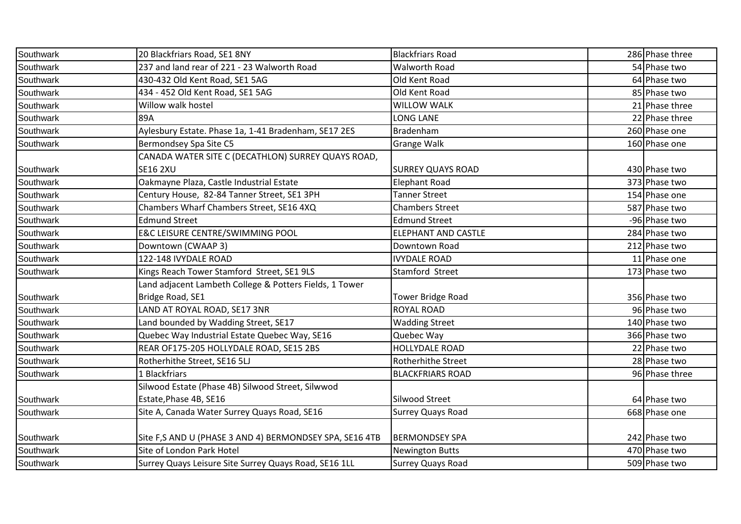| Southwark | 20 Blackfriars Road, SE1 8NY | Blackfriars Road | 286 | Phase three |
|---|---|---|---|---|
| Southwark | 237 and land rear of 221 - 23 Walworth Road | Walworth Road | 54 | Phase two |
| Southwark | 430-432 Old Kent Road, SE1 5AG | Old Kent Road | 64 | Phase two |
| Southwark | 434 - 452 Old Kent Road, SE1 5AG | Old Kent Road | 85 | Phase two |
| Southwark | Willow walk hostel | WILLOW WALK | 21 | Phase three |
| Southwark | 89A | LONG LANE | 22 | Phase three |
| Southwark | Aylesbury Estate. Phase 1a, 1-41 Bradenham, SE17 2ES | Bradenham | 260 | Phase one |
| Southwark | Bermondsey Spa Site C5 | Grange Walk | 160 | Phase one |
| Southwark | CANADA WATER SITE C (DECATHLON) SURREY QUAYS ROAD, SE16 2XU | SURREY QUAYS ROAD | 430 | Phase two |
| Southwark | Oakmayne Plaza, Castle Industrial Estate | Elephant Road | 373 | Phase two |
| Southwark | Century House, 82-84 Tanner Street, SE1 3PH | Tanner Street | 154 | Phase one |
| Southwark | Chambers Wharf Chambers Street, SE16 4XQ | Chambers Street | 587 | Phase two |
| Southwark | Edmund Street | Edmund Street | -96 | Phase two |
| Southwark | E&C LEISURE CENTRE/SWIMMING POOL | ELEPHANT AND CASTLE | 284 | Phase two |
| Southwark | Downtown (CWAAP 3) | Downtown Road | 212 | Phase two |
| Southwark | 122-148 IVYDALE ROAD | IVYDALE ROAD | 11 | Phase one |
| Southwark | Kings Reach Tower Stamford Street, SE1 9LS | Stamford Street | 173 | Phase two |
| Southwark | Land adjacent Lambeth College & Potters Fields, 1 Tower Bridge Road, SE1 | Tower Bridge Road | 356 | Phase two |
| Southwark | LAND AT ROYAL ROAD, SE17 3NR | ROYAL ROAD | 96 | Phase two |
| Southwark | Land bounded by Wadding Street, SE17 | Wadding Street | 140 | Phase two |
| Southwark | Quebec Way Industrial Estate Quebec Way, SE16 | Quebec Way | 366 | Phase two |
| Southwark | REAR OF175-205 HOLLYDALE ROAD, SE15 2BS | HOLLYDALE ROAD | 22 | Phase two |
| Southwark | Rotherhithe Street, SE16 5LJ | Rotherhithe Street | 28 | Phase two |
| Southwark | 1 Blackfriars | BLACKFRIARS ROAD | 96 | Phase three |
| Southwark | Silwood Estate (Phase 4B) Silwood Street, Silwwod Estate,Phase 4B, SE16 | Silwood Street | 64 | Phase two |
| Southwark | Site A, Canada Water Surrey Quays Road, SE16 | Surrey Quays Road | 668 | Phase one |
| Southwark | Site F,S AND U (PHASE 3 AND 4) BERMONDSEY SPA, SE16 4TB | BERMONDSEY SPA | 242 | Phase two |
| Southwark | Site of London Park Hotel | Newington Butts | 470 | Phase two |
| Southwark | Surrey Quays Leisure Site Surrey Quays Road, SE16 1LL | Surrey Quays Road | 509 | Phase two |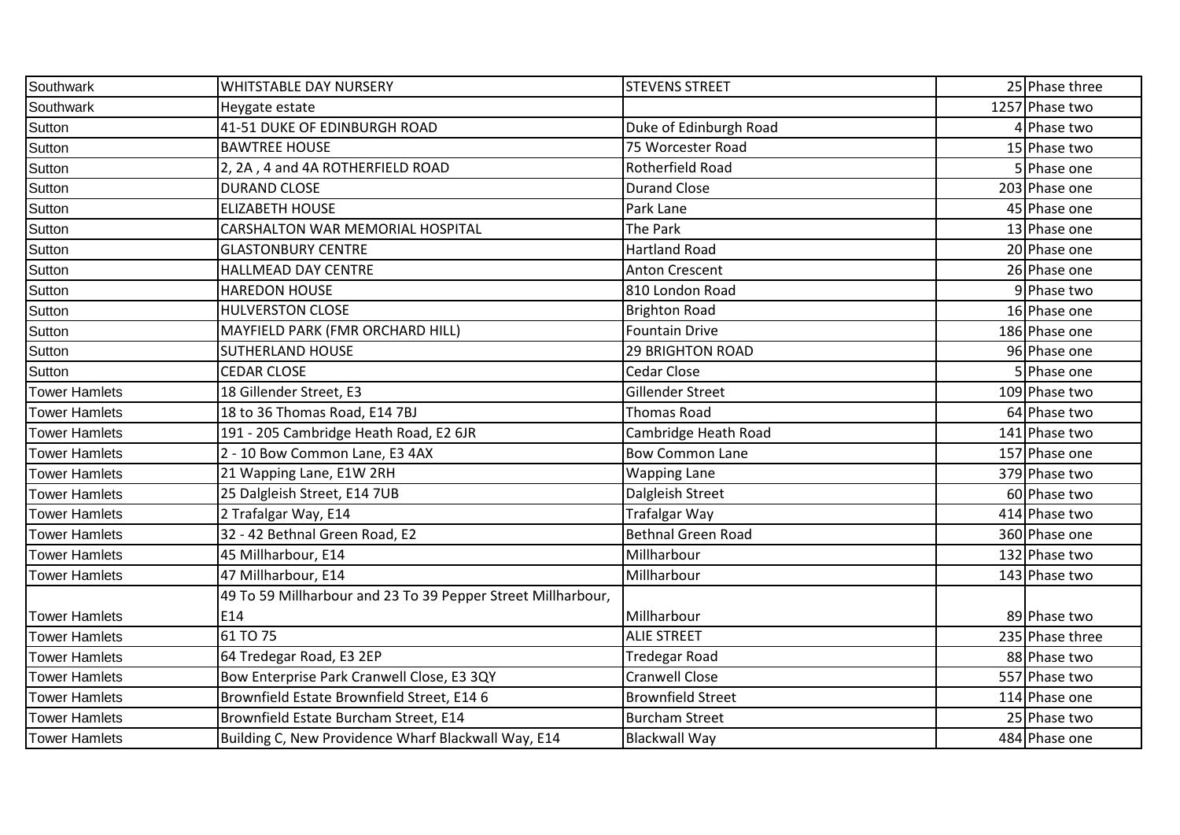| Southwark | WHITSTABLE DAY NURSERY | STEVENS STREET | 25 | Phase three |
|---|---|---|---|---|
| Southwark | Heygate estate | | 1257 | Phase two |
| Sutton | 41-51 DUKE OF EDINBURGH ROAD | Duke of Edinburgh Road | 4 | Phase two |
| Sutton | BAWTREE HOUSE | 75 Worcester Road | 15 | Phase two |
| Sutton | 2, 2A , 4 and 4A ROTHERFIELD ROAD | Rotherfield Road | 5 | Phase one |
| Sutton | DURAND CLOSE | Durand Close | 203 | Phase one |
| Sutton | ELIZABETH HOUSE | Park Lane | 45 | Phase one |
| Sutton | CARSHALTON WAR MEMORIAL HOSPITAL | The Park | 13 | Phase one |
| Sutton | GLASTONBURY CENTRE | Hartland Road | 20 | Phase one |
| Sutton | HALLMEAD DAY CENTRE | Anton Crescent | 26 | Phase one |
| Sutton | HAREDON HOUSE | 810 London Road | 9 | Phase two |
| Sutton | HULVERSTON CLOSE | Brighton Road | 16 | Phase one |
| Sutton | MAYFIELD PARK (FMR ORCHARD HILL) | Fountain Drive | 186 | Phase one |
| Sutton | SUTHERLAND HOUSE | 29 BRIGHTON ROAD | 96 | Phase one |
| Sutton | CEDAR CLOSE | Cedar Close | 5 | Phase one |
| Tower Hamlets | 18 Gillender Street, E3 | Gillender Street | 109 | Phase two |
| Tower Hamlets | 18 to 36 Thomas Road, E14 7BJ | Thomas Road | 64 | Phase two |
| Tower Hamlets | 191 - 205 Cambridge Heath Road, E2 6JR | Cambridge Heath Road | 141 | Phase two |
| Tower Hamlets | 2 - 10 Bow Common Lane, E3 4AX | Bow Common Lane | 157 | Phase one |
| Tower Hamlets | 21 Wapping Lane, E1W 2RH | Wapping Lane | 379 | Phase two |
| Tower Hamlets | 25 Dalgleish Street, E14 7UB | Dalgleish Street | 60 | Phase two |
| Tower Hamlets | 2 Trafalgar Way, E14 | Trafalgar Way | 414 | Phase two |
| Tower Hamlets | 32 - 42 Bethnal Green Road, E2 | Bethnal Green Road | 360 | Phase one |
| Tower Hamlets | 45 Millharbour, E14 | Millharbour | 132 | Phase two |
| Tower Hamlets | 47 Millharbour, E14 | Millharbour | 143 | Phase two |
| Tower Hamlets | 49 To 59 Millharbour and 23 To 39 Pepper Street Millharbour, E14 | Millharbour | 89 | Phase two |
| Tower Hamlets | 61 TO 75 | ALIE STREET | 235 | Phase three |
| Tower Hamlets | 64 Tredegar Road, E3 2EP | Tredegar Road | 88 | Phase two |
| Tower Hamlets | Bow Enterprise Park Cranwell Close, E3 3QY | Cranwell Close | 557 | Phase two |
| Tower Hamlets | Brownfield Estate Brownfield Street, E14 6 | Brownfield Street | 114 | Phase one |
| Tower Hamlets | Brownfield Estate Burcham Street, E14 | Burcham Street | 25 | Phase two |
| Tower Hamlets | Building C, New Providence Wharf Blackwall Way, E14 | Blackwall Way | 484 | Phase one |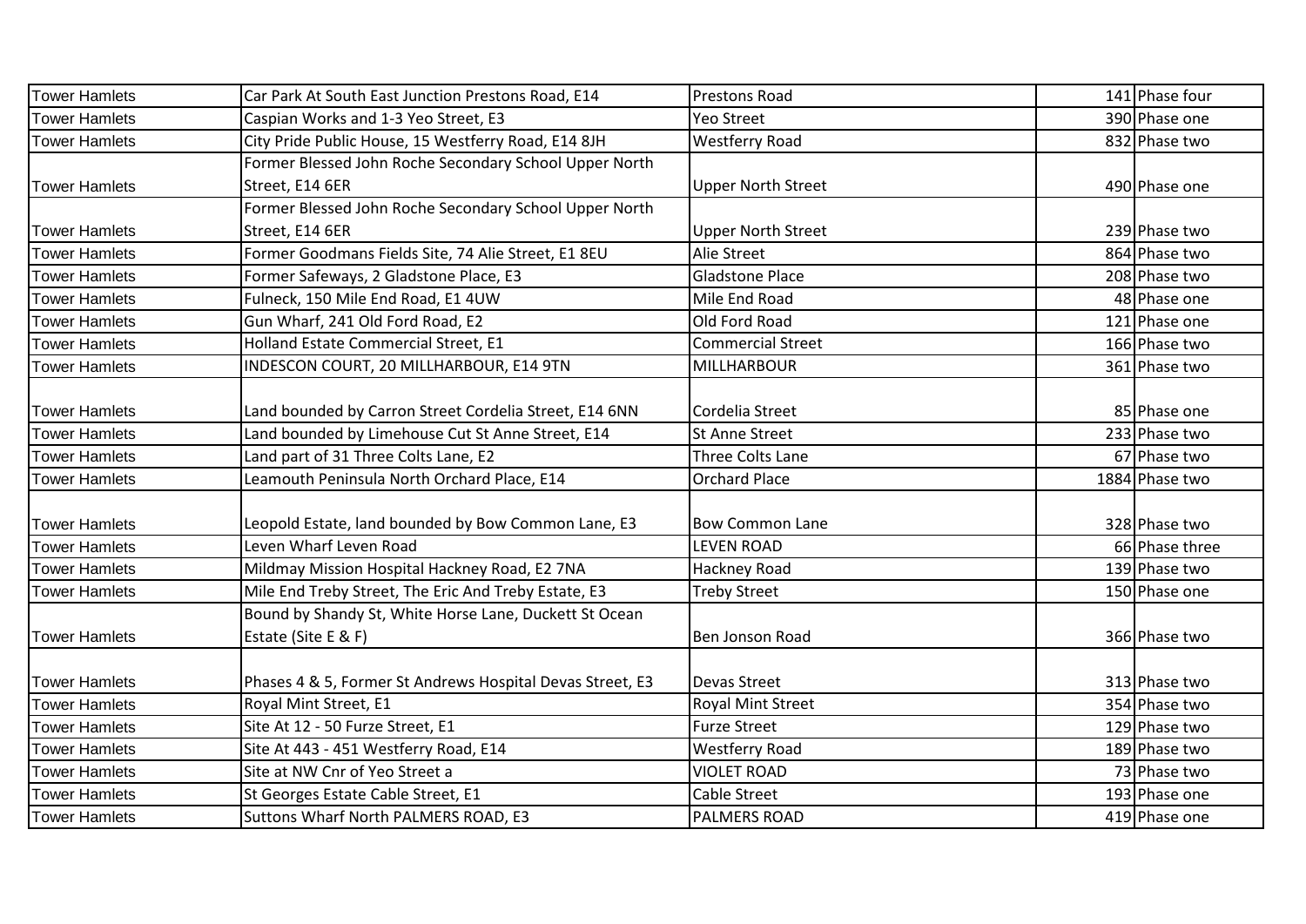| | | | | |
|---|---|---|---|---|
| Tower Hamlets | Car Park At South East Junction Prestons Road, E14 | Prestons Road | 141 | Phase four |
| Tower Hamlets | Caspian Works and 1-3 Yeo Street, E3 | Yeo Street | 390 | Phase one |
| Tower Hamlets | City Pride Public House, 15 Westferry Road, E14 8JH | Westferry Road | 832 | Phase two |
| Tower Hamlets | Former Blessed John Roche Secondary School Upper North Street, E14 6ER | Upper North Street | 490 | Phase one |
| Tower Hamlets | Former Blessed John Roche Secondary School Upper North Street, E14 6ER | Upper North Street | 239 | Phase two |
| Tower Hamlets | Former Goodmans Fields Site, 74 Alie Street, E1 8EU | Alie Street | 864 | Phase two |
| Tower Hamlets | Former Safeways, 2 Gladstone Place, E3 | Gladstone Place | 208 | Phase two |
| Tower Hamlets | Fulneck, 150 Mile End Road, E1 4UW | Mile End Road | 48 | Phase one |
| Tower Hamlets | Gun Wharf, 241 Old Ford Road, E2 | Old Ford Road | 121 | Phase one |
| Tower Hamlets | Holland Estate Commercial Street, E1 | Commercial Street | 166 | Phase two |
| Tower Hamlets | INDESCON COURT, 20 MILLHARBOUR, E14 9TN | MILLHARBOUR | 361 | Phase two |
| Tower Hamlets | Land bounded by Carron Street Cordelia Street, E14 6NN | Cordelia Street | 85 | Phase one |
| Tower Hamlets | Land bounded by Limehouse Cut St Anne Street, E14 | St Anne Street | 233 | Phase two |
| Tower Hamlets | Land part of 31 Three Colts Lane, E2 | Three Colts Lane | 67 | Phase two |
| Tower Hamlets | Leamouth Peninsula North Orchard Place, E14 | Orchard Place | 1884 | Phase two |
| Tower Hamlets | Leopold Estate, land bounded by Bow Common Lane, E3 | Bow Common Lane | 328 | Phase two |
| Tower Hamlets | Leven Wharf Leven Road | LEVEN ROAD | 66 | Phase three |
| Tower Hamlets | Mildmay Mission Hospital Hackney Road, E2 7NA | Hackney Road | 139 | Phase two |
| Tower Hamlets | Mile End Treby Street, The Eric And Treby Estate, E3 | Treby Street | 150 | Phase one |
| Tower Hamlets | Bound by Shandy St, White Horse Lane, Duckett St Ocean Estate (Site E & F) | Ben Jonson Road | 366 | Phase two |
| Tower Hamlets | Phases 4 & 5, Former St Andrews Hospital Devas Street, E3 | Devas Street | 313 | Phase two |
| Tower Hamlets | Royal Mint Street, E1 | Royal Mint Street | 354 | Phase two |
| Tower Hamlets | Site At 12 - 50 Furze Street, E1 | Furze Street | 129 | Phase two |
| Tower Hamlets | Site At 443 - 451 Westferry Road, E14 | Westferry Road | 189 | Phase two |
| Tower Hamlets | Site at NW Cnr of Yeo Street a | VIOLET ROAD | 73 | Phase two |
| Tower Hamlets | St Georges Estate Cable Street, E1 | Cable Street | 193 | Phase one |
| Tower Hamlets | Suttons Wharf North PALMERS ROAD, E3 | PALMERS ROAD | 419 | Phase one |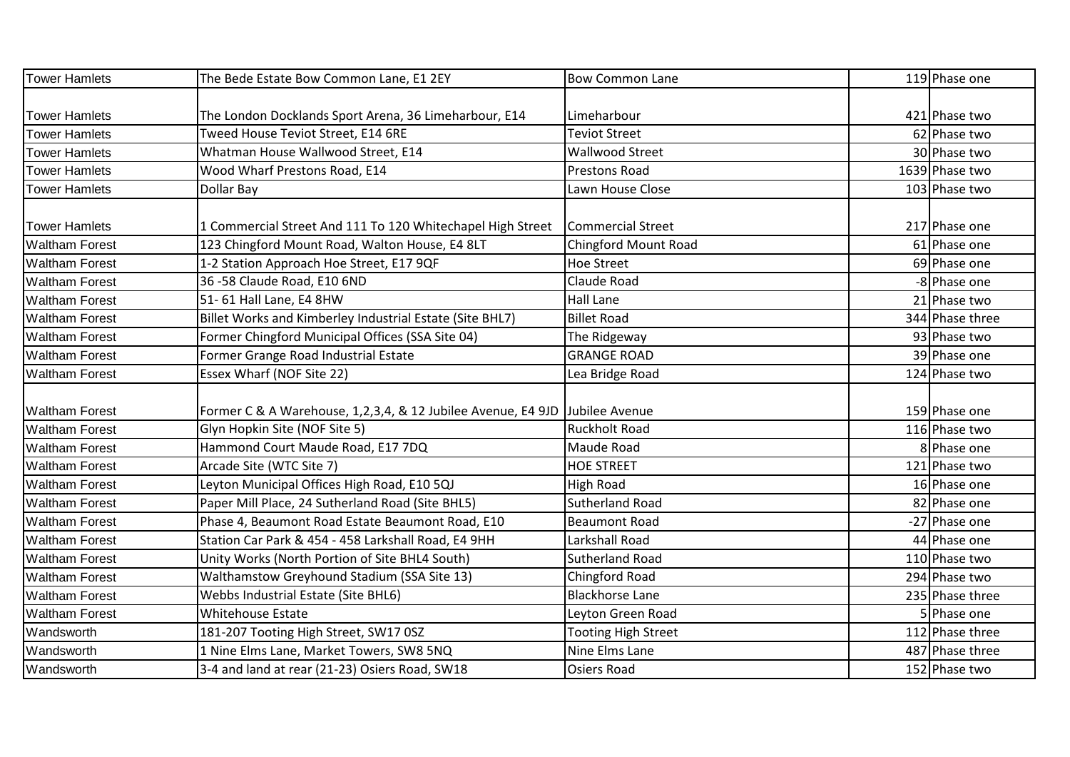| | | | | |
|---|---|---|---|---|
| Tower Hamlets | The Bede Estate Bow Common Lane, E1 2EY | Bow Common Lane | 119 | Phase one |
| Tower Hamlets | The London Docklands Sport Arena, 36 Limeharbour, E14 | Limeharbour | 421 | Phase two |
| Tower Hamlets | Tweed House Teviot Street, E14 6RE | Teviot Street | 62 | Phase two |
| Tower Hamlets | Whatman House Wallwood Street, E14 | Wallwood Street | 30 | Phase two |
| Tower Hamlets | Wood Wharf Prestons Road, E14 | Prestons Road | 1639 | Phase two |
| Tower Hamlets | Dollar Bay | Lawn House Close | 103 | Phase two |
| Tower Hamlets | 1 Commercial Street And 111 To 120 Whitechapel High Street | Commercial Street | 217 | Phase one |
| Waltham Forest | 123 Chingford Mount Road, Walton House, E4 8LT | Chingford Mount Road | 61 | Phase one |
| Waltham Forest | 1-2 Station Approach Hoe Street, E17 9QF | Hoe Street | 69 | Phase one |
| Waltham Forest | 36 -58 Claude Road, E10 6ND | Claude Road | -8 | Phase one |
| Waltham Forest | 51- 61 Hall Lane, E4 8HW | Hall Lane | 21 | Phase two |
| Waltham Forest | Billet Works and Kimberley Industrial Estate (Site BHL7) | Billet Road | 344 | Phase three |
| Waltham Forest | Former Chingford Municipal Offices (SSA Site 04) | The Ridgeway | 93 | Phase two |
| Waltham Forest | Former Grange Road Industrial Estate | GRANGE ROAD | 39 | Phase one |
| Waltham Forest | Essex Wharf (NOF Site 22) | Lea Bridge Road | 124 | Phase two |
| Waltham Forest | Former C & A Warehouse, 1,2,3,4, & 12 Jubilee Avenue, E4 9JD | Jubilee Avenue | 159 | Phase one |
| Waltham Forest | Glyn Hopkin Site (NOF Site 5) | Ruckholt Road | 116 | Phase two |
| Waltham Forest | Hammond Court Maude Road, E17 7DQ | Maude Road | 8 | Phase one |
| Waltham Forest | Arcade Site (WTC Site 7) | HOE STREET | 121 | Phase two |
| Waltham Forest | Leyton Municipal Offices High Road, E10 5QJ | High Road | 16 | Phase one |
| Waltham Forest | Paper Mill Place, 24 Sutherland Road (Site BHL5) | Sutherland Road | 82 | Phase one |
| Waltham Forest | Phase 4, Beaumont Road Estate Beaumont Road, E10 | Beaumont Road | -27 | Phase one |
| Waltham Forest | Station Car Park & 454 - 458 Larkshall Road, E4 9HH | Larkshall Road | 44 | Phase one |
| Waltham Forest | Unity Works (North Portion of Site BHL4 South) | Sutherland Road | 110 | Phase two |
| Waltham Forest | Walthamstow Greyhound Stadium (SSA Site 13) | Chingford Road | 294 | Phase two |
| Waltham Forest | Webbs Industrial Estate (Site BHL6) | Blackhorse Lane | 235 | Phase three |
| Waltham Forest | Whitehouse Estate | Leyton Green Road | 5 | Phase one |
| Wandsworth | 181-207 Tooting High Street, SW17 0SZ | Tooting High Street | 112 | Phase three |
| Wandsworth | 1 Nine Elms Lane, Market Towers, SW8 5NQ | Nine Elms Lane | 487 | Phase three |
| Wandsworth | 3-4 and land at rear (21-23) Osiers Road, SW18 | Osiers Road | 152 | Phase two |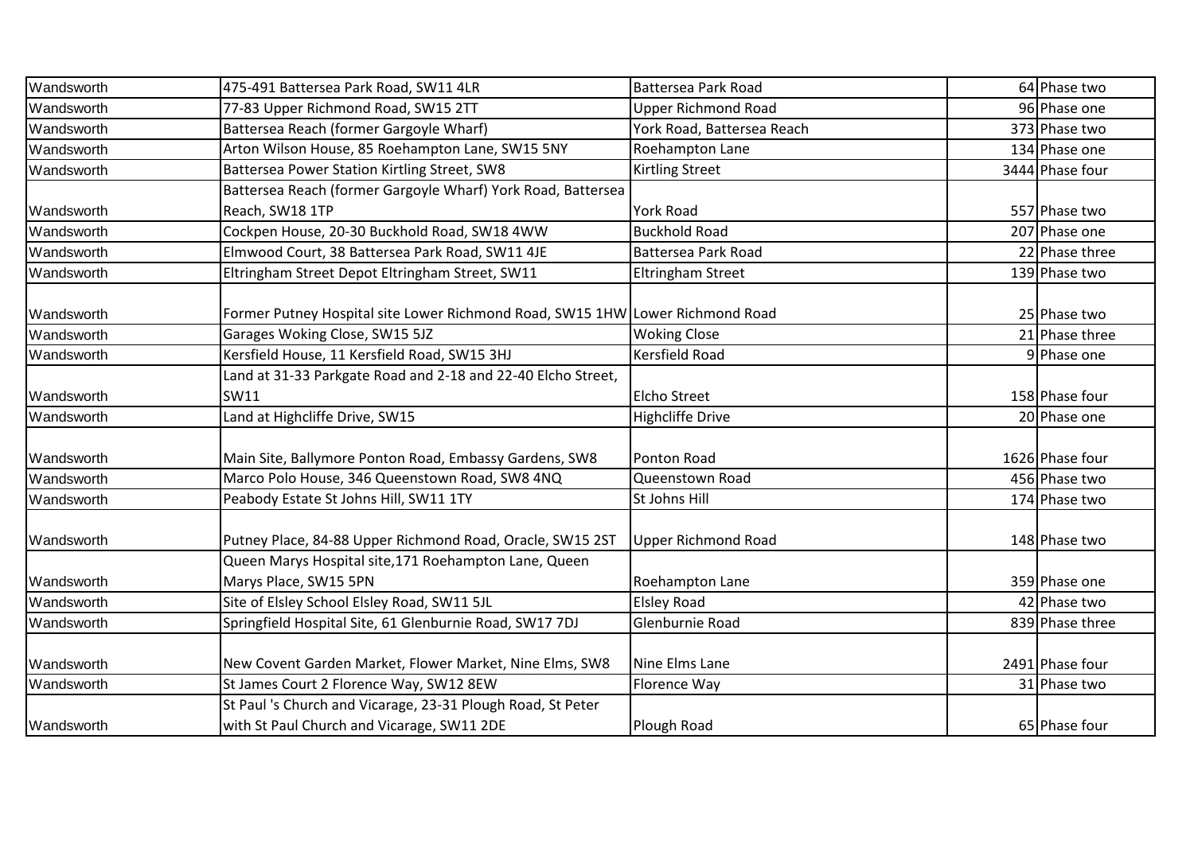| | | | | |
|---|---|---|---|---|
| Wandsworth | 475-491 Battersea Park Road, SW11 4LR | Battersea Park Road | 64 | Phase two |
| Wandsworth | 77-83 Upper Richmond Road, SW15 2TT | Upper Richmond Road | 96 | Phase one |
| Wandsworth | Battersea Reach (former Gargoyle Wharf) | York Road, Battersea Reach | 373 | Phase two |
| Wandsworth | Arton Wilson House, 85 Roehampton Lane, SW15 5NY | Roehampton Lane | 134 | Phase one |
| Wandsworth | Battersea Power Station Kirtling Street, SW8 | Kirtling Street | 3444 | Phase four |
| Wandsworth | Battersea Reach (former Gargoyle Wharf) York Road, Battersea Reach, SW18 1TP | York Road | 557 | Phase two |
| Wandsworth | Cockpen House, 20-30 Buckhold Road, SW18 4WW | Buckhold Road | 207 | Phase one |
| Wandsworth | Elmwood Court, 38 Battersea Park Road, SW11 4JE | Battersea Park Road | 22 | Phase three |
| Wandsworth | Eltringham Street Depot Eltringham Street, SW11 | Eltringham Street | 139 | Phase two |
| Wandsworth | Former Putney Hospital site Lower Richmond Road, SW15 1HW | Lower Richmond Road | 25 | Phase two |
| Wandsworth | Garages Woking Close, SW15 5JZ | Woking Close | 21 | Phase three |
| Wandsworth | Kersfield House, 11 Kersfield Road, SW15 3HJ | Kersfield Road | 9 | Phase one |
| Wandsworth | Land at 31-33 Parkgate Road and 2-18 and 22-40 Elcho Street, SW11 | Elcho Street | 158 | Phase four |
| Wandsworth | Land at Highcliffe Drive, SW15 | Highcliffe Drive | 20 | Phase one |
| Wandsworth | Main Site, Ballymore Ponton Road, Embassy Gardens, SW8 | Ponton Road | 1626 | Phase four |
| Wandsworth | Marco Polo House, 346 Queenstown Road, SW8 4NQ | Queenstown Road | 456 | Phase two |
| Wandsworth | Peabody Estate St Johns Hill, SW11 1TY | St Johns Hill | 174 | Phase two |
| Wandsworth | Putney Place, 84-88 Upper Richmond Road, Oracle, SW15 2ST | Upper Richmond Road | 148 | Phase two |
| Wandsworth | Queen Marys Hospital site,171 Roehampton Lane, Queen Marys Place, SW15 5PN | Roehampton Lane | 359 | Phase one |
| Wandsworth | Site of Elsley School Elsley Road, SW11 5JL | Elsley Road | 42 | Phase two |
| Wandsworth | Springfield Hospital Site, 61 Glenburnie Road, SW17 7DJ | Glenburnie Road | 839 | Phase three |
| Wandsworth | New Covent Garden Market, Flower Market, Nine Elms, SW8 | Nine Elms Lane | 2491 | Phase four |
| Wandsworth | St James Court 2 Florence Way, SW12 8EW | Florence Way | 31 | Phase two |
| Wandsworth | St Paul 's Church and Vicarage, 23-31 Plough Road, St Peter with St Paul Church and Vicarage, SW11 2DE | Plough Road | 65 | Phase four |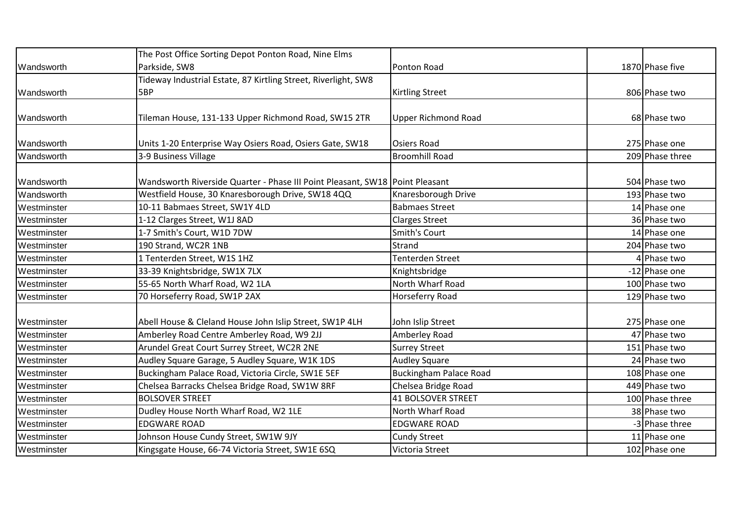| | | | | |
|---|---|---|---|---|
| Wandsworth | The Post Office Sorting Depot Ponton Road, Nine Elms Parkside, SW8 | Ponton Road | 1870 | Phase five |
| Wandsworth | Tideway Industrial Estate, 87 Kirtling Street, Riverlight, SW8 5BP | Kirtling Street | 806 | Phase two |
| Wandsworth | Tileman House, 131-133 Upper Richmond Road, SW15 2TR | Upper Richmond Road | 68 | Phase two |
| Wandsworth | Units 1-20 Enterprise Way Osiers Road, Osiers Gate, SW18 | Osiers Road | 275 | Phase one |
| Wandsworth | 3-9 Business Village | Broomhill Road | 209 | Phase three |
| Wandsworth | Wandsworth Riverside Quarter - Phase III Point Pleasant, SW18 | Point Pleasant | 504 | Phase two |
| Wandsworth | Westfield House, 30 Knaresborough Drive, SW18 4QQ | Knaresborough Drive | 193 | Phase two |
| Westminster | 10-11 Babmaes Street, SW1Y 4LD | Babmaes Street | 14 | Phase one |
| Westminster | 1-12 Clarges Street, W1J 8AD | Clarges Street | 36 | Phase two |
| Westminster | 1-7 Smith's Court, W1D 7DW | Smith's Court | 14 | Phase one |
| Westminster | 190 Strand, WC2R 1NB | Strand | 204 | Phase two |
| Westminster | 1 Tenterden Street, W1S 1HZ | Tenterden Street | 4 | Phase two |
| Westminster | 33-39 Knightsbridge, SW1X 7LX | Knightsbridge | -12 | Phase one |
| Westminster | 55-65 North Wharf Road, W2 1LA | North Wharf Road | 100 | Phase two |
| Westminster | 70 Horseferry Road, SW1P 2AX | Horseferry Road | 129 | Phase two |
| Westminster | Abell House & Cleland House John Islip Street, SW1P 4LH | John Islip Street | 275 | Phase one |
| Westminster | Amberley Road Centre Amberley Road, W9 2JJ | Amberley Road | 47 | Phase two |
| Westminster | Arundel Great Court Surrey Street, WC2R 2NE | Surrey Street | 151 | Phase two |
| Westminster | Audley Square Garage, 5 Audley Square, W1K 1DS | Audley Square | 24 | Phase two |
| Westminster | Buckingham Palace Road, Victoria Circle, SW1E 5EF | Buckingham Palace Road | 108 | Phase one |
| Westminster | Chelsea Barracks Chelsea Bridge Road, SW1W 8RF | Chelsea Bridge Road | 449 | Phase two |
| Westminster | BOLSOVER STREET | 41 BOLSOVER STREET | 100 | Phase three |
| Westminster | Dudley House North Wharf Road, W2 1LE | North Wharf Road | 38 | Phase two |
| Westminster | EDGWARE ROAD | EDGWARE ROAD | -3 | Phase three |
| Westminster | Johnson House Cundy Street, SW1W 9JY | Cundy Street | 11 | Phase one |
| Westminster | Kingsgate House, 66-74 Victoria Street, SW1E 6SQ | Victoria Street | 102 | Phase one |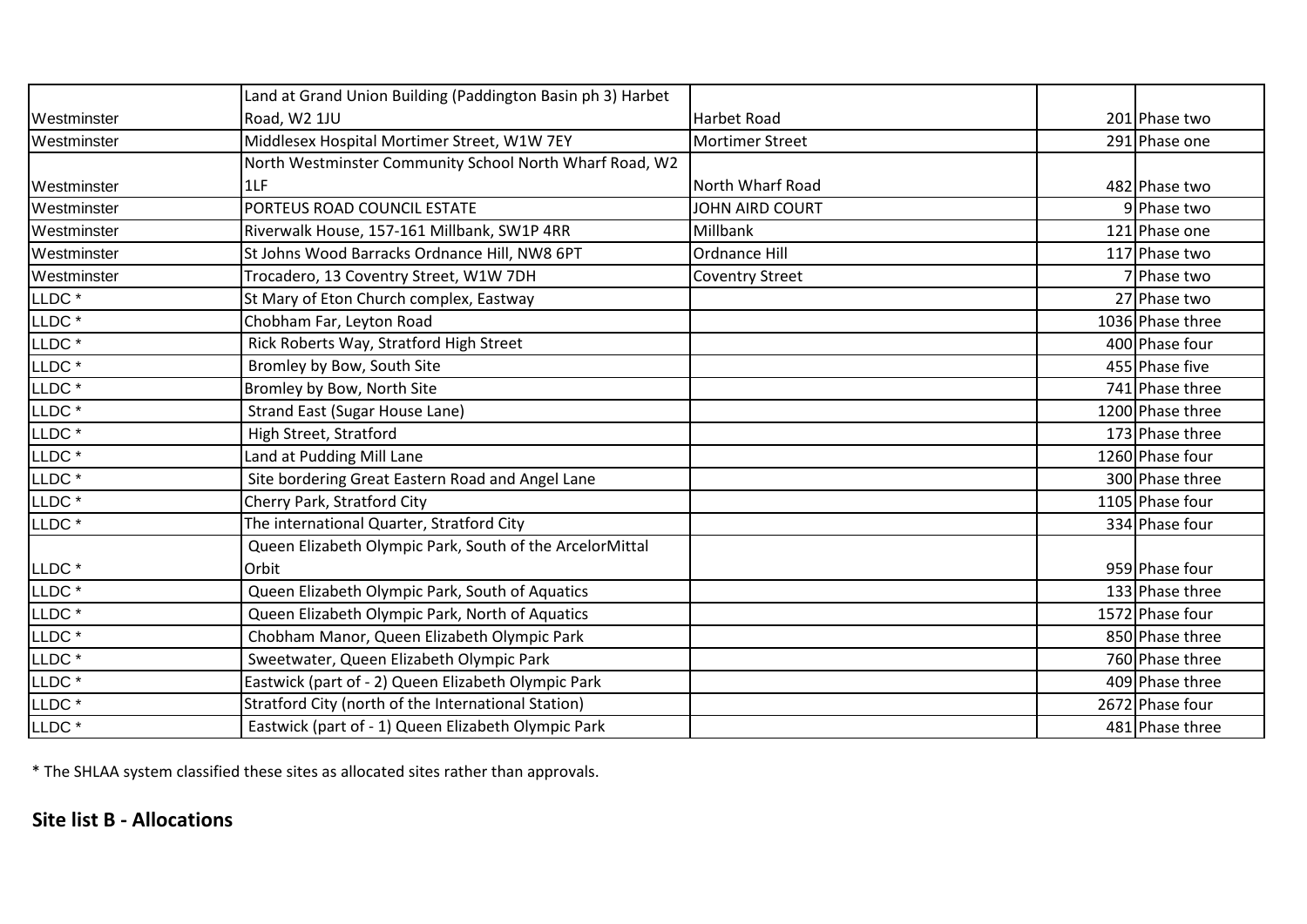| | | | | |
|---|---|---|---|---|
| Westminster | Land at Grand Union Building (Paddington Basin ph 3) Harbet Road, W2 1JU | Harbet Road | 201 | Phase two |
| Westminster | Middlesex Hospital Mortimer Street, W1W 7EY | Mortimer Street | 291 | Phase one |
| Westminster | North Westminster Community School North Wharf Road, W2 1LF | North Wharf Road | 482 | Phase two |
| Westminster | PORTEUS ROAD COUNCIL ESTATE | JOHN AIRD COURT | 9 | Phase two |
| Westminster | Riverwalk House, 157-161 Millbank, SW1P 4RR | Millbank | 121 | Phase one |
| Westminster | St Johns Wood Barracks Ordnance Hill, NW8 6PT | Ordnance Hill | 117 | Phase two |
| Westminster | Trocadero, 13 Coventry Street, W1W 7DH | Coventry Street | 7 | Phase two |
| LLDC * | St Mary of Eton Church complex, Eastway | | 27 | Phase two |
| LLDC * | Chobham Far, Leyton Road | | 1036 | Phase three |
| LLDC * | Rick Roberts Way, Stratford High Street | | 400 | Phase four |
| LLDC * | Bromley by Bow, South Site | | 455 | Phase five |
| LLDC * | Bromley by Bow, North Site | | 741 | Phase three |
| LLDC * | Strand East (Sugar House Lane) | | 1200 | Phase three |
| LLDC * | High Street, Stratford | | 173 | Phase three |
| LLDC * | Land at Pudding Mill Lane | | 1260 | Phase four |
| LLDC * | Site bordering Great Eastern Road and Angel Lane | | 300 | Phase three |
| LLDC * | Cherry Park, Stratford City | | 1105 | Phase four |
| LLDC * | The international Quarter, Stratford City | | 334 | Phase four |
| LLDC * | Queen Elizabeth Olympic Park, South of the ArcelorMittal Orbit | | 959 | Phase four |
| LLDC * | Queen Elizabeth Olympic Park, South of Aquatics | | 133 | Phase three |
| LLDC * | Queen Elizabeth Olympic Park, North of Aquatics | | 1572 | Phase four |
| LLDC * | Chobham Manor, Queen Elizabeth Olympic Park | | 850 | Phase three |
| LLDC * | Sweetwater, Queen Elizabeth Olympic Park | | 760 | Phase three |
| LLDC * | Eastwick (part of - 2) Queen Elizabeth Olympic Park | | 409 | Phase three |
| LLDC * | Stratford City (north of the International Station) | | 2672 | Phase four |
| LLDC * | Eastwick (part of - 1) Queen Elizabeth Olympic Park | | 481 | Phase three |

* The SHLAA system classified these sites as allocated sites rather than approvals.

## Site list B - Allocations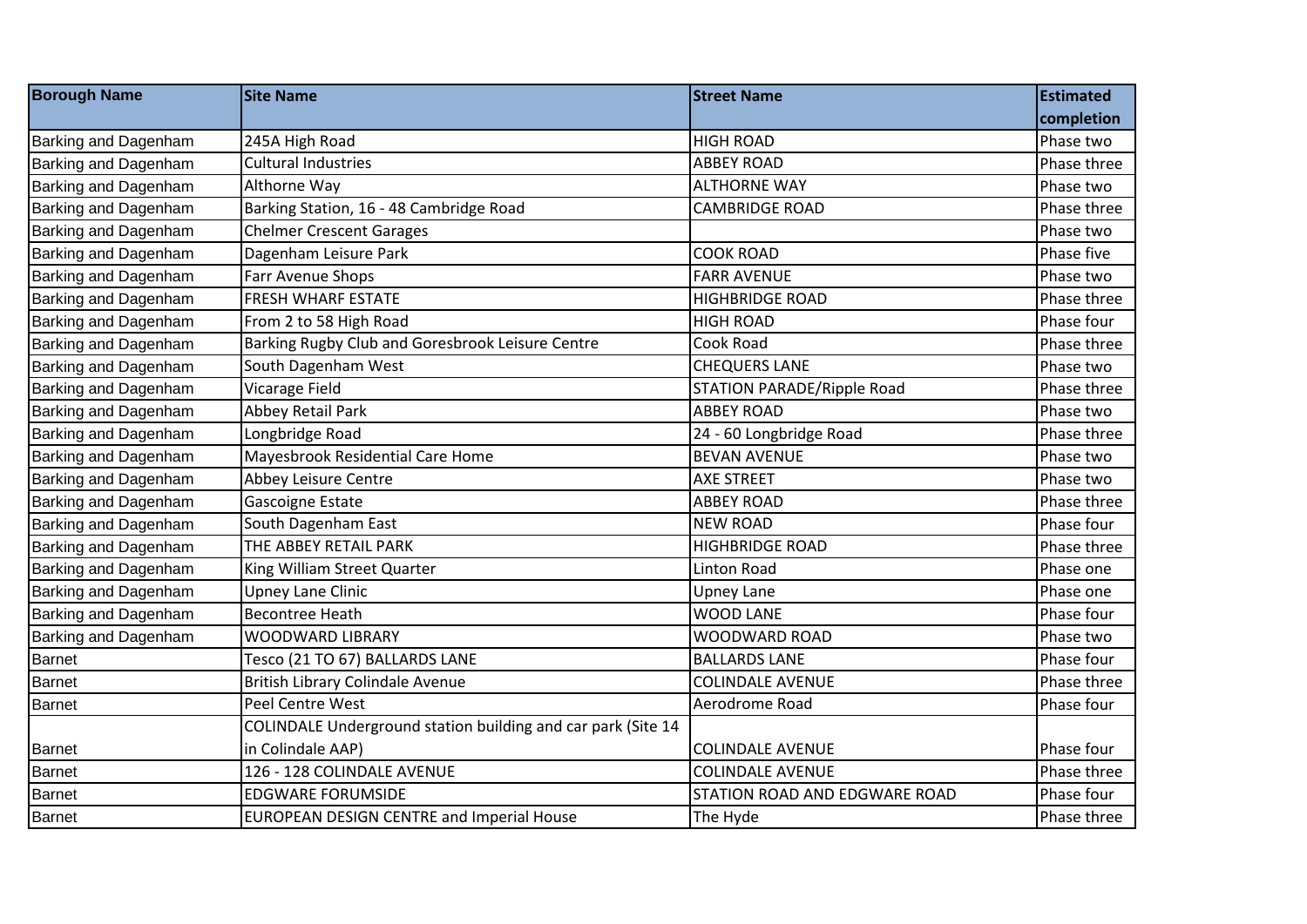| Borough Name | Site Name | Street Name | Estimated completion |
| --- | --- | --- | --- |
| Barking and Dagenham | 245A High Road | HIGH ROAD | Phase two |
| Barking and Dagenham | Cultural Industries | ABBEY ROAD | Phase three |
| Barking and Dagenham | Althorne Way | ALTHORNE WAY | Phase two |
| Barking and Dagenham | Barking Station, 16 - 48 Cambridge Road | CAMBRIDGE ROAD | Phase three |
| Barking and Dagenham | Chelmer Crescent Garages | | Phase two |
| Barking and Dagenham | Dagenham Leisure Park | COOK ROAD | Phase five |
| Barking and Dagenham | Farr Avenue Shops | FARR AVENUE | Phase two |
| Barking and Dagenham | FRESH WHARF ESTATE | HIGHBRIDGE ROAD | Phase three |
| Barking and Dagenham | From 2 to 58 High Road | HIGH ROAD | Phase four |
| Barking and Dagenham | Barking Rugby Club and Goresbrook Leisure Centre | Cook Road | Phase three |
| Barking and Dagenham | South Dagenham West | CHEQUERS LANE | Phase two |
| Barking and Dagenham | Vicarage Field | STATION PARADE/Ripple Road | Phase three |
| Barking and Dagenham | Abbey Retail Park | ABBEY ROAD | Phase two |
| Barking and Dagenham | Longbridge Road | 24 - 60 Longbridge Road | Phase three |
| Barking and Dagenham | Mayesbrook Residential Care Home | BEVAN AVENUE | Phase two |
| Barking and Dagenham | Abbey Leisure Centre | AXE STREET | Phase two |
| Barking and Dagenham | Gascoigne Estate | ABBEY ROAD | Phase three |
| Barking and Dagenham | South Dagenham East | NEW ROAD | Phase four |
| Barking and Dagenham | THE ABBEY RETAIL PARK | HIGHBRIDGE ROAD | Phase three |
| Barking and Dagenham | King William Street Quarter | Linton Road | Phase one |
| Barking and Dagenham | Upney Lane Clinic | Upney Lane | Phase one |
| Barking and Dagenham | Becontree Heath | WOOD LANE | Phase four |
| Barking and Dagenham | WOODWARD LIBRARY | WOODWARD ROAD | Phase two |
| Barnet | Tesco (21 TO 67) BALLARDS LANE | BALLARDS LANE | Phase four |
| Barnet | British Library Colindale Avenue | COLINDALE AVENUE | Phase three |
| Barnet | Peel Centre West | Aerodrome Road | Phase four |
| Barnet | COLINDALE Underground station building and car park (Site 14 in Colindale AAP) | COLINDALE AVENUE | Phase four |
| Barnet | 126 - 128 COLINDALE AVENUE | COLINDALE AVENUE | Phase three |
| Barnet | EDGWARE FORUMSIDE | STATION ROAD AND EDGWARE ROAD | Phase four |
| Barnet | EUROPEAN DESIGN CENTRE and Imperial House | The Hyde | Phase three |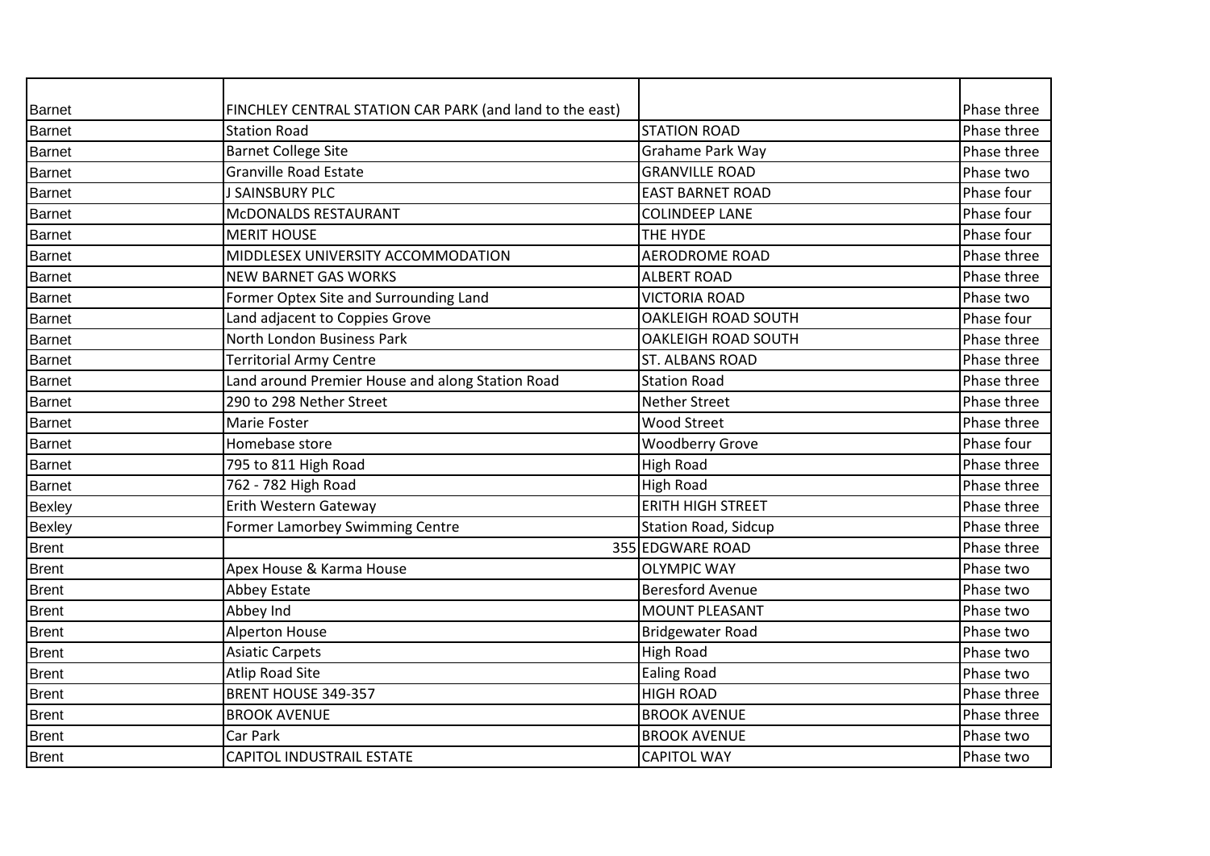| | | | |
|---|---|---|---|
| Barnet | FINCHLEY CENTRAL STATION CAR PARK (and land to the east) | | Phase three |
| Barnet | Station Road | STATION ROAD | Phase three |
| Barnet | Barnet College Site | Grahame Park Way | Phase three |
| Barnet | Granville Road Estate | GRANVILLE ROAD | Phase two |
| Barnet | J SAINSBURY PLC | EAST BARNET ROAD | Phase four |
| Barnet | McDONALDS RESTAURANT | COLINDEEP LANE | Phase four |
| Barnet | MERIT HOUSE | THE HYDE | Phase four |
| Barnet | MIDDLESEX UNIVERSITY ACCOMMODATION | AERODROME ROAD | Phase three |
| Barnet | NEW BARNET GAS WORKS | ALBERT ROAD | Phase three |
| Barnet | Former Optex Site and Surrounding Land | VICTORIA ROAD | Phase two |
| Barnet | Land adjacent to Coppies Grove | OAKLEIGH ROAD SOUTH | Phase four |
| Barnet | North London Business Park | OAKLEIGH ROAD SOUTH | Phase three |
| Barnet | Territorial Army Centre | ST. ALBANS ROAD | Phase three |
| Barnet | Land around Premier House and along Station Road | Station Road | Phase three |
| Barnet | 290 to 298 Nether Street | Nether Street | Phase three |
| Barnet | Marie Foster | Wood Street | Phase three |
| Barnet | Homebase store | Woodberry Grove | Phase four |
| Barnet | 795 to 811 High Road | High Road | Phase three |
| Barnet | 762 - 782 High Road | High Road | Phase three |
| Bexley | Erith Western Gateway | ERITH HIGH STREET | Phase three |
| Bexley | Former Lamorbey Swimming Centre | Station Road, Sidcup | Phase three |
| Brent | | 355 EDGWARE ROAD | Phase three |
| Brent | Apex House & Karma House | OLYMPIC WAY | Phase two |
| Brent | Abbey Estate | Beresford Avenue | Phase two |
| Brent | Abbey Ind | MOUNT PLEASANT | Phase two |
| Brent | Alperton House | Bridgewater Road | Phase two |
| Brent | Asiatic Carpets | High Road | Phase two |
| Brent | Atlip Road Site | Ealing Road | Phase two |
| Brent | BRENT HOUSE 349-357 | HIGH ROAD | Phase three |
| Brent | BROOK AVENUE | BROOK AVENUE | Phase three |
| Brent | Car Park | BROOK AVENUE | Phase two |
| Brent | CAPITOL INDUSTRAIL ESTATE | CAPITOL WAY | Phase two |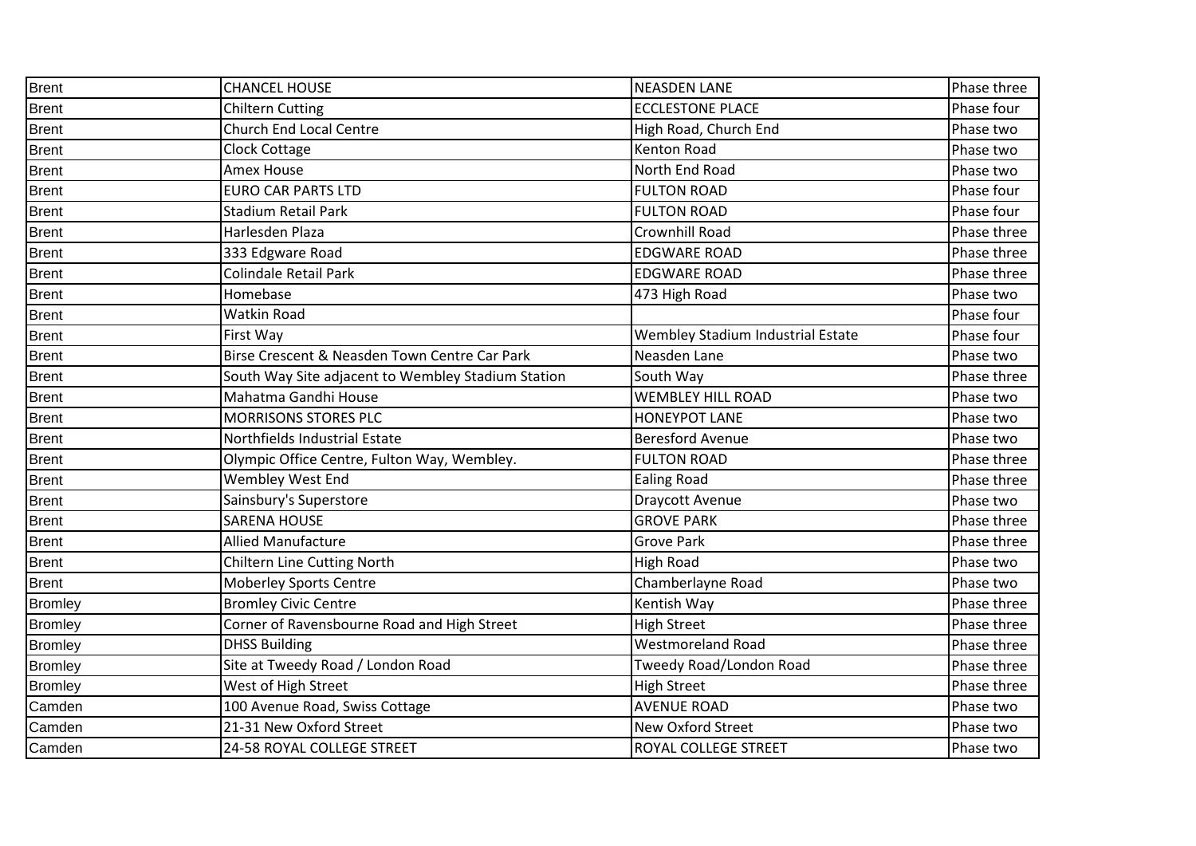| Brent | CHANCEL HOUSE | NEASDEN LANE | Phase three |
|---|---|---|---|
| Brent | Chiltern Cutting | ECCLESTONE PLACE | Phase four |
| Brent | Church End Local Centre | High Road, Church End | Phase two |
| Brent | Clock Cottage | Kenton Road | Phase two |
| Brent | Amex House | North End Road | Phase two |
| Brent | EURO CAR PARTS LTD | FULTON ROAD | Phase four |
| Brent | Stadium Retail Park | FULTON ROAD | Phase four |
| Brent | Harlesden Plaza | Crownhill Road | Phase three |
| Brent | 333 Edgware Road | EDGWARE ROAD | Phase three |
| Brent | Colindale Retail Park | EDGWARE ROAD | Phase three |
| Brent | Homebase | 473 High Road | Phase two |
| Brent | Watkin Road | | Phase four |
| Brent | First Way | Wembley Stadium Industrial Estate | Phase four |
| Brent | Birse Crescent & Neasden Town Centre Car Park | Neasden Lane | Phase two |
| Brent | South Way Site adjacent to Wembley Stadium Station | South Way | Phase three |
| Brent | Mahatma Gandhi House | WEMBLEY HILL ROAD | Phase two |
| Brent | MORRISONS STORES PLC | HONEYPOT LANE | Phase two |
| Brent | Northfields Industrial Estate | Beresford Avenue | Phase two |
| Brent | Olympic Office Centre, Fulton Way, Wembley. | FULTON ROAD | Phase three |
| Brent | Wembley West End | Ealing Road | Phase three |
| Brent | Sainsbury's Superstore | Draycott Avenue | Phase two |
| Brent | SARENA HOUSE | GROVE PARK | Phase three |
| Brent | Allied Manufacture | Grove Park | Phase three |
| Brent | Chiltern Line Cutting North | High Road | Phase two |
| Brent | Moberley Sports Centre | Chamberlayne Road | Phase two |
| Bromley | Bromley Civic Centre | Kentish Way | Phase three |
| Bromley | Corner of Ravensbourne Road and High Street | High Street | Phase three |
| Bromley | DHSS Building | Westmoreland Road | Phase three |
| Bromley | Site at Tweedy Road / London Road | Tweedy Road/London Road | Phase three |
| Bromley | West of High Street | High Street | Phase three |
| Camden | 100 Avenue Road, Swiss Cottage | AVENUE ROAD | Phase two |
| Camden | 21-31 New Oxford Street | New Oxford Street | Phase two |
| Camden | 24-58 ROYAL COLLEGE STREET | ROYAL COLLEGE STREET | Phase two |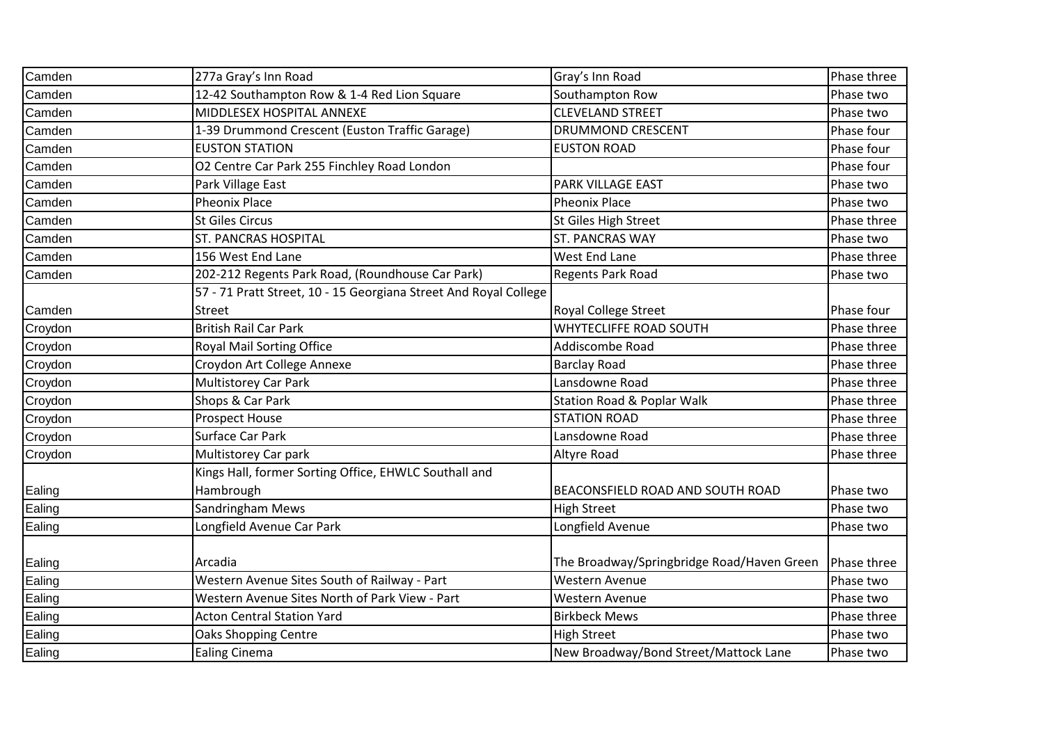| | | | |
|---|---|---|---|
| Camden | 277a Gray's Inn Road | Gray's Inn Road | Phase three |
| Camden | 12-42 Southampton Row & 1-4 Red Lion Square | Southampton Row | Phase two |
| Camden | MIDDLESEX HOSPITAL ANNEXE | CLEVELAND STREET | Phase two |
| Camden | 1-39 Drummond Crescent (Euston Traffic Garage) | DRUMMOND CRESCENT | Phase four |
| Camden | EUSTON STATION | EUSTON ROAD | Phase four |
| Camden | O2 Centre Car Park 255 Finchley Road London | | Phase four |
| Camden | Park Village East | PARK VILLAGE EAST | Phase two |
| Camden | Pheonix Place | Pheonix Place | Phase two |
| Camden | St Giles Circus | St Giles High Street | Phase three |
| Camden | ST. PANCRAS HOSPITAL | ST. PANCRAS WAY | Phase two |
| Camden | 156 West End Lane | West End Lane | Phase three |
| Camden | 202-212 Regents Park Road, (Roundhouse Car Park) | Regents Park Road | Phase two |
| Camden | 57 - 71 Pratt Street, 10 - 15 Georgiana Street And Royal College Street | Royal College Street | Phase four |
| Croydon | British Rail Car Park | WHYTECLIFFE ROAD SOUTH | Phase three |
| Croydon | Royal Mail Sorting Office | Addiscombe Road | Phase three |
| Croydon | Croydon Art College Annexe | Barclay Road | Phase three |
| Croydon | Multistorey Car Park | Lansdowne Road | Phase three |
| Croydon | Shops & Car Park | Station Road & Poplar Walk | Phase three |
| Croydon | Prospect House | STATION ROAD | Phase three |
| Croydon | Surface Car Park | Lansdowne Road | Phase three |
| Croydon | Multistorey Car park | Altyre Road | Phase three |
| Ealing | Kings Hall, former Sorting Office, EHWLC Southall and Hambrough | BEACONSFIELD ROAD AND SOUTH ROAD | Phase two |
| Ealing | Sandringham Mews | High Street | Phase two |
| Ealing | Longfield Avenue Car Park | Longfield Avenue | Phase two |
| Ealing | Arcadia | The Broadway/Springbridge Road/Haven Green | Phase three |
| Ealing | Western Avenue Sites South of Railway - Part | Western Avenue | Phase two |
| Ealing | Western Avenue Sites North of Park View - Part | Western Avenue | Phase two |
| Ealing | Acton Central Station Yard | Birkbeck Mews | Phase three |
| Ealing | Oaks Shopping Centre | High Street | Phase two |
| Ealing | Ealing Cinema | New Broadway/Bond Street/Mattock Lane | Phase two |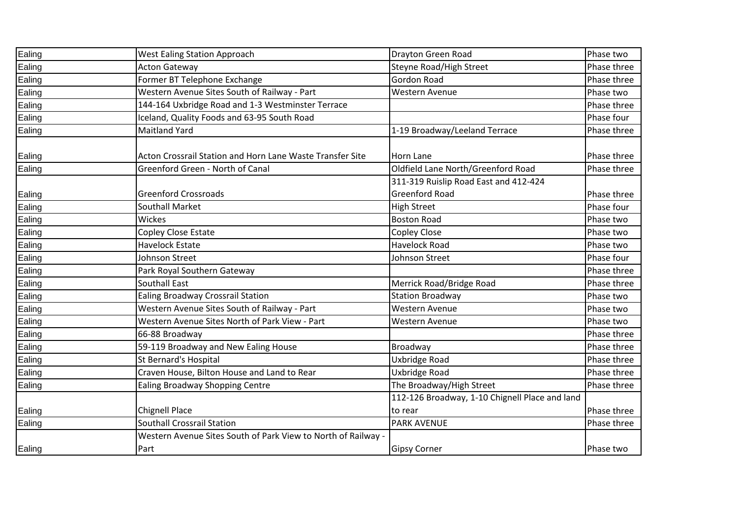| | | | |
|---|---|---|---|
| Ealing | West Ealing Station Approach | Drayton Green Road | Phase two |
| Ealing | Acton Gateway | Steyne Road/High Street | Phase three |
| Ealing | Former BT Telephone Exchange | Gordon Road | Phase three |
| Ealing | Western Avenue Sites South of Railway - Part | Western Avenue | Phase two |
| Ealing | 144-164 Uxbridge Road and 1-3 Westminster Terrace | | Phase three |
| Ealing | Iceland, Quality Foods and 63-95 South Road | | Phase four |
| Ealing | Maitland Yard | 1-19 Broadway/Leeland Terrace | Phase three |
| Ealing | Acton Crossrail Station and Horn Lane Waste Transfer Site | Horn Lane | Phase three |
| Ealing | Greenford Green - North of Canal | Oldfield Lane North/Greenford Road | Phase three |
| Ealing | Greenford Crossroads | 311-319 Ruislip Road East and 412-424 Greenford Road | Phase three |
| Ealing | Southall Market | High Street | Phase four |
| Ealing | Wickes | Boston Road | Phase two |
| Ealing | Copley Close Estate | Copley Close | Phase two |
| Ealing | Havelock Estate | Havelock Road | Phase two |
| Ealing | Johnson Street | Johnson Street | Phase four |
| Ealing | Park Royal Southern Gateway | | Phase three |
| Ealing | Southall East | Merrick Road/Bridge Road | Phase three |
| Ealing | Ealing Broadway Crossrail Station | Station Broadway | Phase two |
| Ealing | Western Avenue Sites South of Railway - Part | Western Avenue | Phase two |
| Ealing | Western Avenue Sites North of Park View - Part | Western Avenue | Phase two |
| Ealing | 66-88 Broadway | | Phase three |
| Ealing | 59-119 Broadway and New Ealing House | Broadway | Phase three |
| Ealing | St Bernard's Hospital | Uxbridge Road | Phase three |
| Ealing | Craven House, Bilton House and Land to Rear | Uxbridge Road | Phase three |
| Ealing | Ealing Broadway Shopping Centre | The Broadway/High Street | Phase three |
| Ealing | Chignell Place | 112-126 Broadway, 1-10 Chignell Place and land to rear | Phase three |
| Ealing | Southall Crossrail Station | PARK AVENUE | Phase three |
| Ealing | Western Avenue Sites South of Park View to North of Railway - Part | Gipsy Corner | Phase two |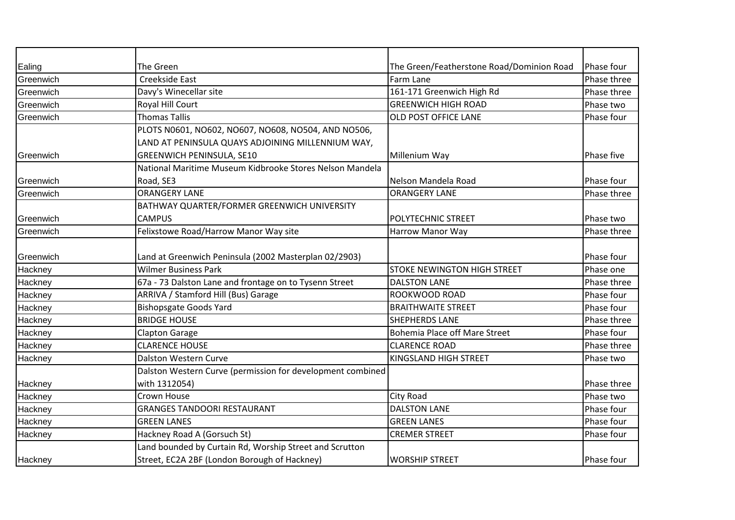| | | | |
|---|---|---|---|
| Ealing | The Green | The Green/Featherstone Road/Dominion Road | Phase four |
| Greenwich | Creekside East | Farm Lane | Phase three |
| Greenwich | Davy's Winecellar site | 161-171 Greenwich High Rd | Phase three |
| Greenwich | Royal Hill Court | GREENWICH HIGH ROAD | Phase two |
| Greenwich | Thomas Tallis | OLD POST OFFICE LANE | Phase four |
| Greenwich | PLOTS N0601, NO602, NO607, NO608, NO504, AND NO506, LAND AT PENINSULA QUAYS ADJOINING MILLENNIUM WAY, GREENWICH PENINSULA, SE10 | Millenium Way | Phase five |
| Greenwich | National Maritime Museum Kidbrooke Stores Nelson Mandela Road, SE3 | Nelson Mandela Road | Phase four |
| Greenwich | ORANGERY LANE | ORANGERY LANE | Phase three |
| Greenwich | BATHWAY QUARTER/FORMER GREENWICH UNIVERSITY CAMPUS | POLYTECHNIC STREET | Phase two |
| Greenwich | Felixstowe Road/Harrow Manor Way site | Harrow Manor Way | Phase three |
| Greenwich | Land at Greenwich Peninsula (2002 Masterplan 02/2903) | | Phase four |
| Hackney | Wilmer Business Park | STOKE NEWINGTON HIGH STREET | Phase one |
| Hackney | 67a - 73 Dalston Lane and frontage on to Tysenn Street | DALSTON LANE | Phase three |
| Hackney | ARRIVA / Stamford Hill (Bus) Garage | ROOKWOOD ROAD | Phase four |
| Hackney | Bishopsgate Goods Yard | BRAITHWAITE STREET | Phase four |
| Hackney | BRIDGE HOUSE | SHEPHERDS LANE | Phase three |
| Hackney | Clapton Garage | Bohemia Place off Mare Street | Phase four |
| Hackney | CLARENCE HOUSE | CLARENCE ROAD | Phase three |
| Hackney | Dalston Western Curve | KINGSLAND HIGH STREET | Phase two |
| Hackney | Dalston Western Curve (permission for development combined with 1312054) | | Phase three |
| Hackney | Crown House | City Road | Phase two |
| Hackney | GRANGES TANDOORI RESTAURANT | DALSTON LANE | Phase four |
| Hackney | GREEN LANES | GREEN LANES | Phase four |
| Hackney | Hackney Road A (Gorsuch St) | CREMER STREET | Phase four |
| Hackney | Land bounded by Curtain Rd, Worship Street and Scrutton Street, EC2A 2BF (London Borough of Hackney) | WORSHIP STREET | Phase four |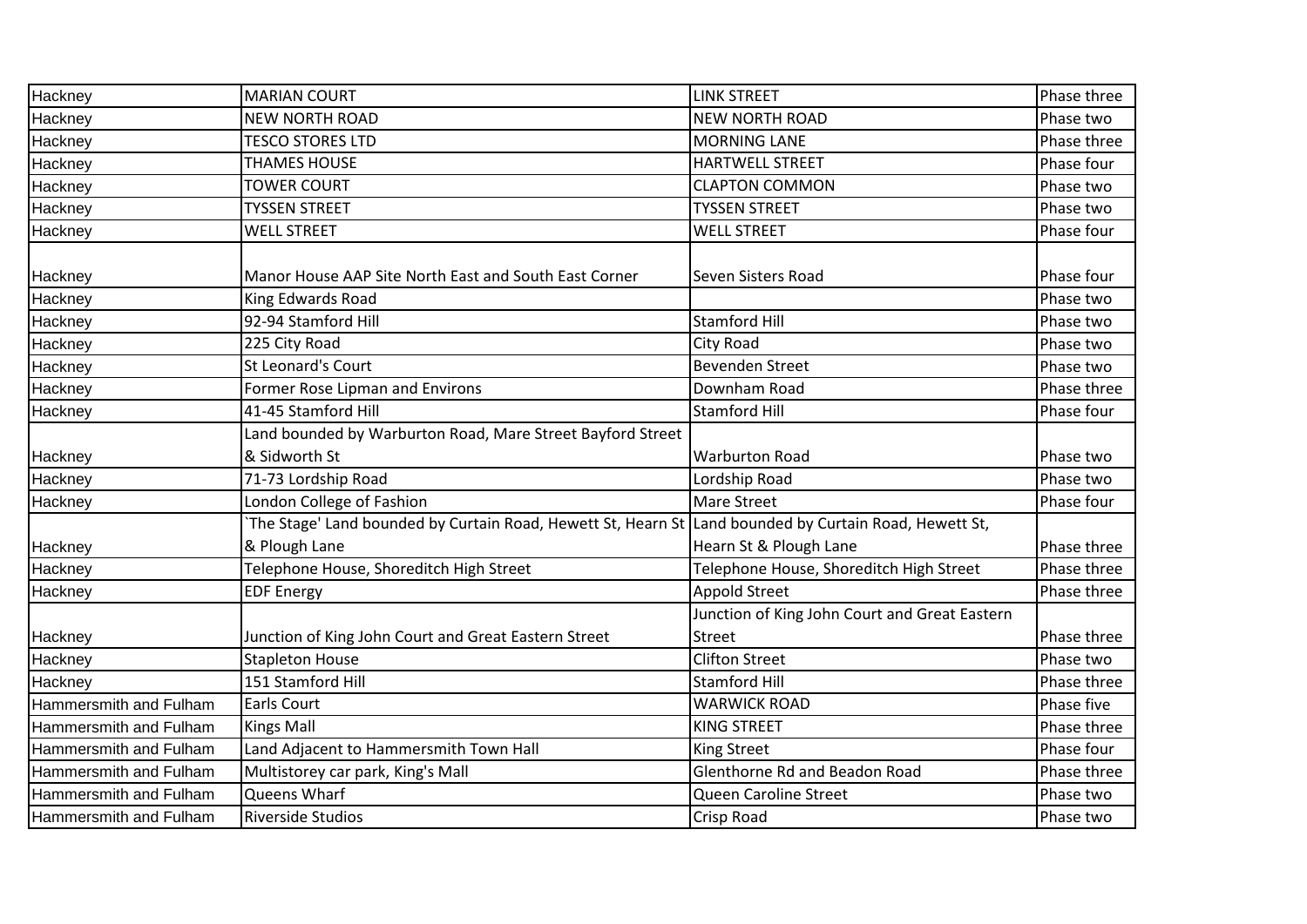| Hackney | MARIAN COURT | LINK STREET | Phase three |
|---|---|---|---|
| Hackney | NEW NORTH ROAD | NEW NORTH ROAD | Phase two |
| Hackney | TESCO STORES LTD | MORNING LANE | Phase three |
| Hackney | THAMES HOUSE | HARTWELL STREET | Phase four |
| Hackney | TOWER COURT | CLAPTON COMMON | Phase two |
| Hackney | TYSSEN STREET | TYSSEN STREET | Phase two |
| Hackney | WELL STREET | WELL STREET | Phase four |
| Hackney | Manor House AAP Site North East and South East Corner | Seven Sisters Road | Phase four |
| Hackney | King Edwards Road | | Phase two |
| Hackney | 92-94 Stamford Hill | Stamford Hill | Phase two |
| Hackney | 225 City Road | City Road | Phase two |
| Hackney | St Leonard's Court | Bevenden Street | Phase two |
| Hackney | Former Rose Lipman and Environs | Downham Road | Phase three |
| Hackney | 41-45 Stamford Hill | Stamford Hill | Phase four |
| Hackney | Land bounded by Warburton Road, Mare Street Bayford Street & Sidworth St | Warburton Road | Phase two |
| Hackney | 71-73 Lordship Road | Lordship Road | Phase two |
| Hackney | London College of Fashion | Mare Street | Phase four |
| Hackney | `The Stage' Land bounded by Curtain Road, Hewett St, Hearn St & Plough Lane | Land bounded by Curtain Road, Hewett St, Hearn St & Plough Lane | Phase three |
| Hackney | Telephone House, Shoreditch High Street | Telephone House, Shoreditch High Street | Phase three |
| Hackney | EDF Energy | Appold Street | Phase three |
| Hackney | Junction of King John Court and Great Eastern Street | Junction of King John Court and Great Eastern Street | Phase three |
| Hackney | Stapleton House | Clifton Street | Phase two |
| Hackney | 151 Stamford Hill | Stamford Hill | Phase three |
| Hammersmith and Fulham | Earls Court | WARWICK ROAD | Phase five |
| Hammersmith and Fulham | Kings Mall | KING STREET | Phase three |
| Hammersmith and Fulham | Land Adjacent to Hammersmith Town Hall | King Street | Phase four |
| Hammersmith and Fulham | Multistorey car park, King's Mall | Glenthorne Rd and Beadon Road | Phase three |
| Hammersmith and Fulham | Queens Wharf | Queen Caroline Street | Phase two |
| Hammersmith and Fulham | Riverside Studios | Crisp Road | Phase two |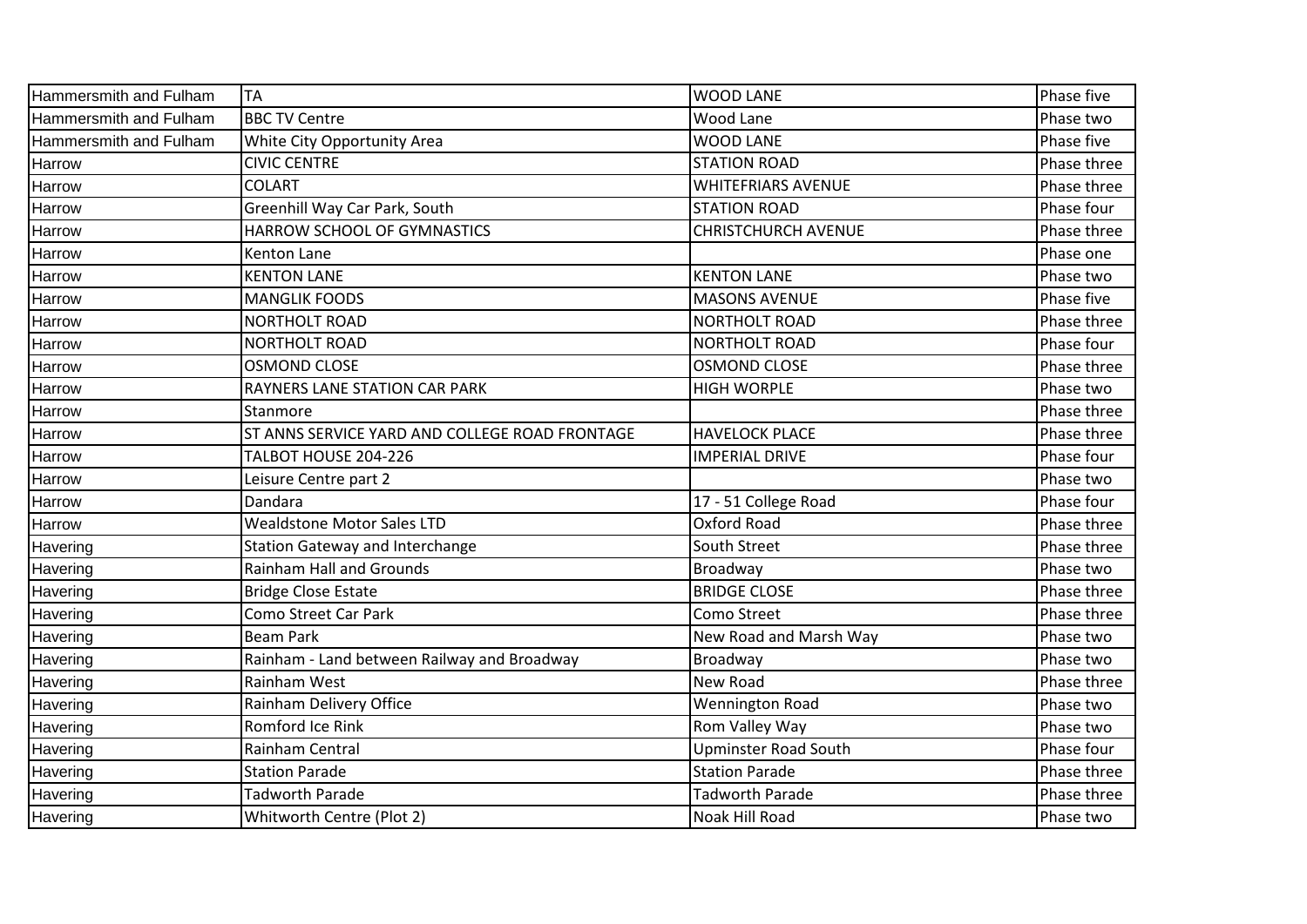| Hammersmith and Fulham | TA | WOOD LANE | Phase five |
|---|---|---|---|
| Hammersmith and Fulham | BBC TV Centre | Wood Lane | Phase two |
| Hammersmith and Fulham | White City Opportunity Area | WOOD LANE | Phase five |
| Harrow | CIVIC CENTRE | STATION ROAD | Phase three |
| Harrow | COLART | WHITEFRIARS AVENUE | Phase three |
| Harrow | Greenhill Way Car Park, South | STATION ROAD | Phase four |
| Harrow | HARROW SCHOOL OF GYMNASTICS | CHRISTCHURCH AVENUE | Phase three |
| Harrow | Kenton Lane | | Phase one |
| Harrow | KENTON LANE | KENTON LANE | Phase two |
| Harrow | MANGLIK FOODS | MASONS AVENUE | Phase five |
| Harrow | NORTHOLT ROAD | NORTHOLT ROAD | Phase three |
| Harrow | NORTHOLT ROAD | NORTHOLT ROAD | Phase four |
| Harrow | OSMOND CLOSE | OSMOND CLOSE | Phase three |
| Harrow | RAYNERS LANE STATION CAR PARK | HIGH WORPLE | Phase two |
| Harrow | Stanmore | | Phase three |
| Harrow | ST ANNS SERVICE YARD AND COLLEGE ROAD FRONTAGE | HAVELOCK PLACE | Phase three |
| Harrow | TALBOT HOUSE 204-226 | IMPERIAL DRIVE | Phase four |
| Harrow | Leisure Centre part 2 | | Phase two |
| Harrow | Dandara | 17 - 51 College Road | Phase four |
| Harrow | Wealdstone Motor Sales LTD | Oxford Road | Phase three |
| Havering | Station Gateway and Interchange | South Street | Phase three |
| Havering | Rainham Hall and Grounds | Broadway | Phase two |
| Havering | Bridge Close Estate | BRIDGE CLOSE | Phase three |
| Havering | Como Street Car Park | Como Street | Phase three |
| Havering | Beam Park | New Road and Marsh Way | Phase two |
| Havering | Rainham - Land between Railway and Broadway | Broadway | Phase two |
| Havering | Rainham West | New Road | Phase three |
| Havering | Rainham Delivery Office | Wennington Road | Phase two |
| Havering | Romford Ice Rink | Rom Valley Way | Phase two |
| Havering | Rainham Central | Upminster Road South | Phase four |
| Havering | Station Parade | Station Parade | Phase three |
| Havering | Tadworth Parade | Tadworth Parade | Phase three |
| Havering | Whitworth Centre (Plot 2) | Noak Hill Road | Phase two |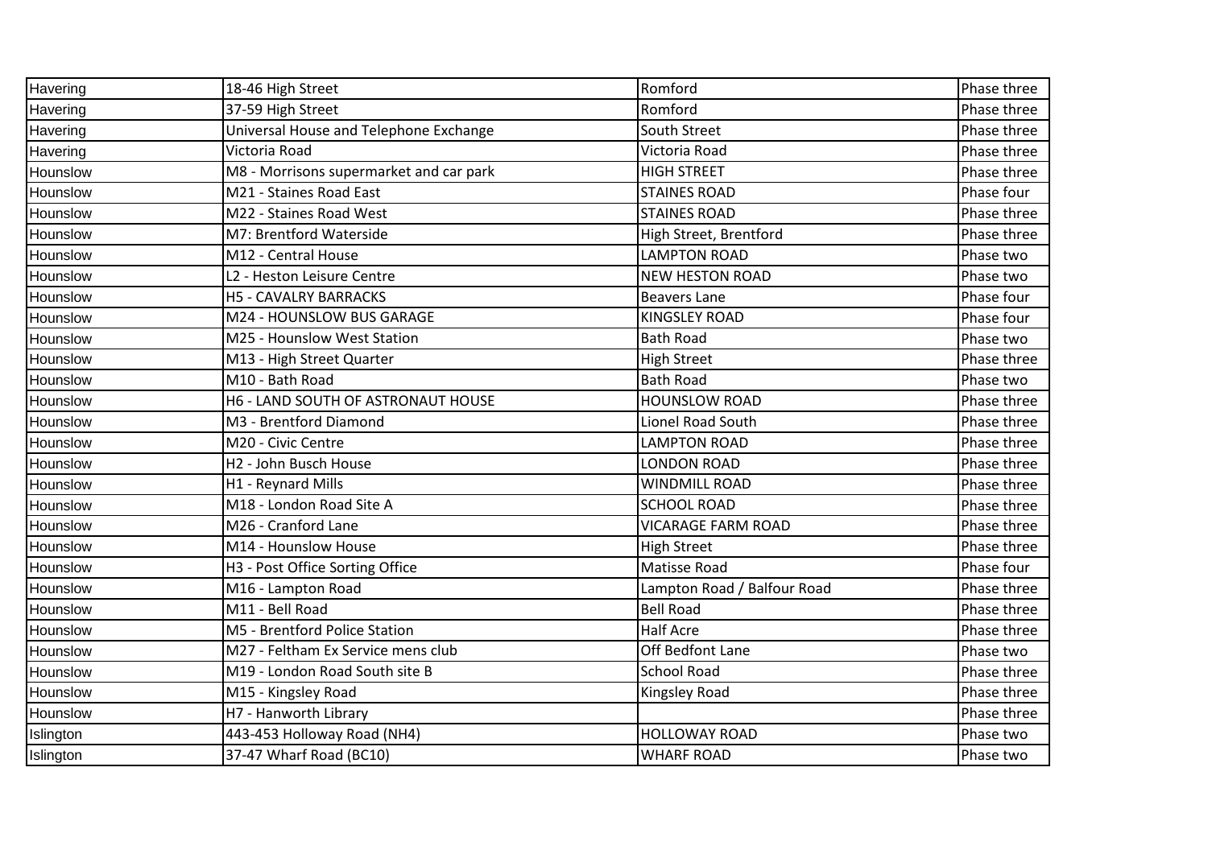| Havering | 18-46 High Street | Romford | Phase three |
|---|---|---|---|
| Havering | 37-59 High Street | Romford | Phase three |
| Havering | Universal House and Telephone Exchange | South Street | Phase three |
| Havering | Victoria Road | Victoria Road | Phase three |
| Hounslow | M8 - Morrisons supermarket and car park | HIGH STREET | Phase three |
| Hounslow | M21 - Staines Road East | STAINES ROAD | Phase four |
| Hounslow | M22 - Staines Road West | STAINES ROAD | Phase three |
| Hounslow | M7: Brentford Waterside | High Street, Brentford | Phase three |
| Hounslow | M12 - Central House | LAMPTON ROAD | Phase two |
| Hounslow | L2 - Heston Leisure Centre | NEW HESTON ROAD | Phase two |
| Hounslow | H5 - CAVALRY BARRACKS | Beavers Lane | Phase four |
| Hounslow | M24 - HOUNSLOW BUS GARAGE | KINGSLEY ROAD | Phase four |
| Hounslow | M25 - Hounslow West Station | Bath Road | Phase two |
| Hounslow | M13 - High Street Quarter | High Street | Phase three |
| Hounslow | M10 - Bath Road | Bath Road | Phase two |
| Hounslow | H6 - LAND SOUTH OF ASTRONAUT HOUSE | HOUNSLOW ROAD | Phase three |
| Hounslow | M3 - Brentford Diamond | Lionel Road South | Phase three |
| Hounslow | M20 - Civic Centre | LAMPTON ROAD | Phase three |
| Hounslow | H2 - John Busch House | LONDON ROAD | Phase three |
| Hounslow | H1 - Reynard Mills | WINDMILL ROAD | Phase three |
| Hounslow | M18 - London Road Site A | SCHOOL ROAD | Phase three |
| Hounslow | M26 - Cranford Lane | VICARAGE FARM ROAD | Phase three |
| Hounslow | M14 - Hounslow House | High Street | Phase three |
| Hounslow | H3 - Post Office Sorting Office | Matisse Road | Phase four |
| Hounslow | M16 - Lampton Road | Lampton Road / Balfour Road | Phase three |
| Hounslow | M11 - Bell Road | Bell Road | Phase three |
| Hounslow | M5 - Brentford Police Station | Half Acre | Phase three |
| Hounslow | M27 - Feltham Ex Service mens club | Off Bedfont Lane | Phase two |
| Hounslow | M19 - London Road South site B | School Road | Phase three |
| Hounslow | M15 - Kingsley Road | Kingsley Road | Phase three |
| Hounslow | H7 - Hanworth Library | | Phase three |
| Islington | 443-453 Holloway Road (NH4) | HOLLOWAY ROAD | Phase two |
| Islington | 37-47 Wharf Road (BC10) | WHARF ROAD | Phase two |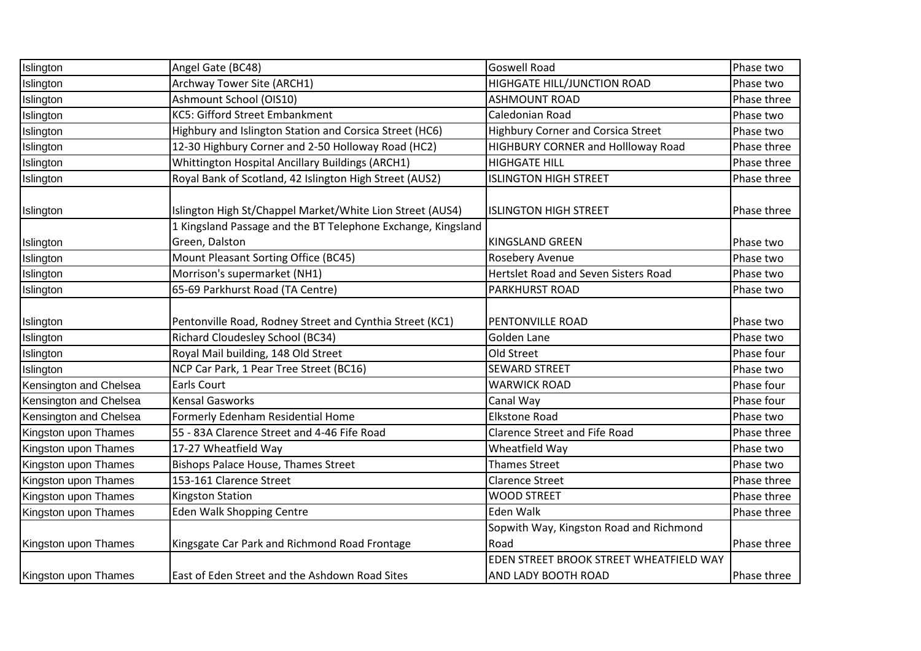| | | | |
|---|---|---|---|
| Islington | Angel Gate (BC48) | Goswell Road | Phase two |
| Islington | Archway Tower Site (ARCH1) | HIGHGATE HILL/JUNCTION ROAD | Phase two |
| Islington | Ashmount School (OIS10) | ASHMOUNT ROAD | Phase three |
| Islington | KC5: Gifford Street Embankment | Caledonian Road | Phase two |
| Islington | Highbury and Islington Station and Corsica Street (HC6) | Highbury Corner and Corsica Street | Phase two |
| Islington | 12-30 Highbury Corner and 2-50 Holloway Road (HC2) | HIGHBURY CORNER and Hollloway Road | Phase three |
| Islington | Whittington Hospital Ancillary Buildings (ARCH1) | HIGHGATE HILL | Phase three |
| Islington | Royal Bank of Scotland, 42 Islington High Street (AUS2) | ISLINGTON HIGH STREET | Phase three |
| Islington | Islington High St/Chappel Market/White Lion Street (AUS4) | ISLINGTON HIGH STREET | Phase three |
| Islington | 1 Kingsland Passage and the BT Telephone Exchange, Kingsland Green, Dalston | KINGSLAND GREEN | Phase two |
| Islington | Mount Pleasant Sorting Office (BC45) | Rosebery Avenue | Phase two |
| Islington | Morrison's supermarket (NH1) | Hertslet Road and Seven Sisters Road | Phase two |
| Islington | 65-69 Parkhurst Road (TA Centre) | PARKHURST ROAD | Phase two |
| Islington | Pentonville Road, Rodney Street and Cynthia Street (KC1) | PENTONVILLE ROAD | Phase two |
| Islington | Richard Cloudesley School (BC34) | Golden Lane | Phase two |
| Islington | Royal Mail building, 148 Old Street | Old Street | Phase four |
| Islington | NCP Car Park, 1 Pear Tree Street (BC16) | SEWARD STREET | Phase two |
| Kensington and Chelsea | Earls Court | WARWICK ROAD | Phase four |
| Kensington and Chelsea | Kensal Gasworks | Canal Way | Phase four |
| Kensington and Chelsea | Formerly Edenham Residential Home | Elkstone Road | Phase two |
| Kingston upon Thames | 55 - 83A Clarence Street and 4-46 Fife Road | Clarence Street and Fife Road | Phase three |
| Kingston upon Thames | 17-27 Wheatfield Way | Wheatfield Way | Phase two |
| Kingston upon Thames | Bishops Palace House, Thames Street | Thames Street | Phase two |
| Kingston upon Thames | 153-161 Clarence Street | Clarence Street | Phase three |
| Kingston upon Thames | Kingston Station | WOOD STREET | Phase three |
| Kingston upon Thames | Eden Walk Shopping Centre | Eden Walk | Phase three |
| Kingston upon Thames | Kingsgate Car Park and Richmond Road Frontage | Sopwith Way, Kingston Road and Richmond Road | Phase three |
| Kingston upon Thames | East of Eden Street and the Ashdown Road Sites | EDEN STREET BROOK STREET WHEATFIELD WAY AND LADY BOOTH ROAD | Phase three |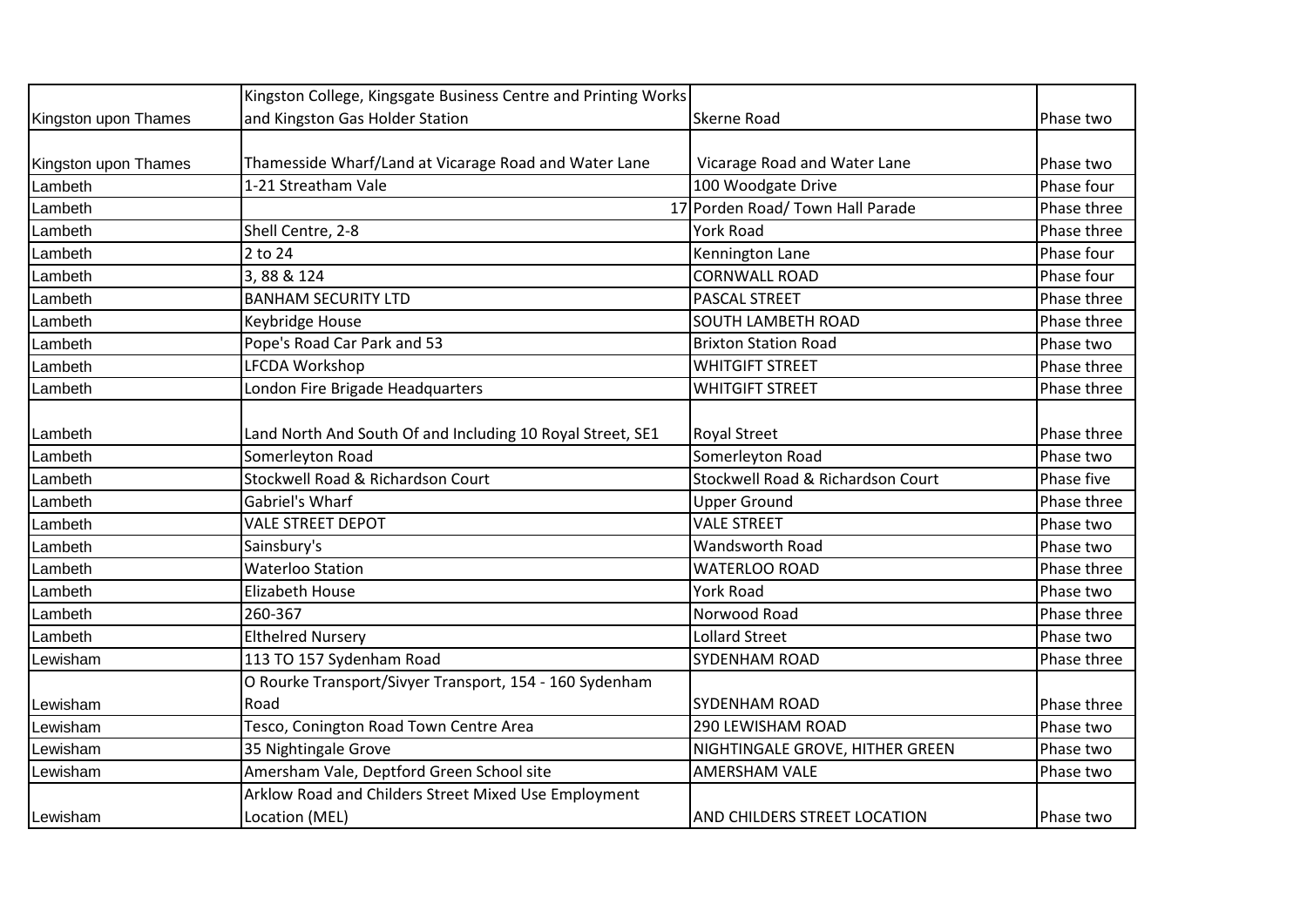| | | | |
|---|---|---|---|
| Kingston upon Thames | Kingston College, Kingsgate Business Centre and Printing Works and Kingston Gas Holder Station | Skerne Road | Phase two |
| Kingston upon Thames | Thameside Wharf/Land at Vicarage Road and Water Lane | Vicarage Road and Water Lane | Phase two |
| Lambeth | 1-21 Streatham Vale | 100 Woodgate Drive | Phase four |
| Lambeth | 17 | Porden Road/ Town Hall Parade | Phase three |
| Lambeth | Shell Centre, 2-8 | York Road | Phase three |
| Lambeth | 2 to 24 | Kennington Lane | Phase four |
| Lambeth | 3, 88 & 124 | CORNWALL ROAD | Phase four |
| Lambeth | BANHAM SECURITY LTD | PASCAL STREET | Phase three |
| Lambeth | Keybridge House | SOUTH LAMBETH ROAD | Phase three |
| Lambeth | Pope's Road Car Park and 53 | Brixton Station Road | Phase two |
| Lambeth | LFCDA Workshop | WHITGIFT STREET | Phase three |
| Lambeth | London Fire Brigade Headquarters | WHITGIFT STREET | Phase three |
| Lambeth | Land North And South Of and Including 10 Royal Street, SE1 | Royal Street | Phase three |
| Lambeth | Somerleyton Road | Somerleyton Road | Phase two |
| Lambeth | Stockwell Road & Richardson Court | Stockwell Road & Richardson Court | Phase five |
| Lambeth | Gabriel's Wharf | Upper Ground | Phase three |
| Lambeth | VALE STREET DEPOT | VALE STREET | Phase two |
| Lambeth | Sainsbury's | Wandsworth Road | Phase two |
| Lambeth | Waterloo Station | WATERLOO ROAD | Phase three |
| Lambeth | Elizabeth House | York Road | Phase two |
| Lambeth | 260-367 | Norwood Road | Phase three |
| Lambeth | Elthelred Nursery | Lollard Street | Phase two |
| Lewisham | 113 TO 157 Sydenham Road | SYDENHAM ROAD | Phase three |
| Lewisham | O Rourke Transport/Sivyer Transport, 154 - 160 Sydenham Road | SYDENHAM ROAD | Phase three |
| Lewisham | Tesco, Conington Road Town Centre Area | 290 LEWISHAM ROAD | Phase two |
| Lewisham | 35 Nightingale Grove | NIGHTINGALE GROVE, HITHER GREEN | Phase two |
| Lewisham | Amersham Vale, Deptford Green School site | AMERSHAM VALE | Phase two |
| Lewisham | Arklow Road and Childers Street Mixed Use Employment Location (MEL) | AND CHILDERS STREET LOCATION | Phase two |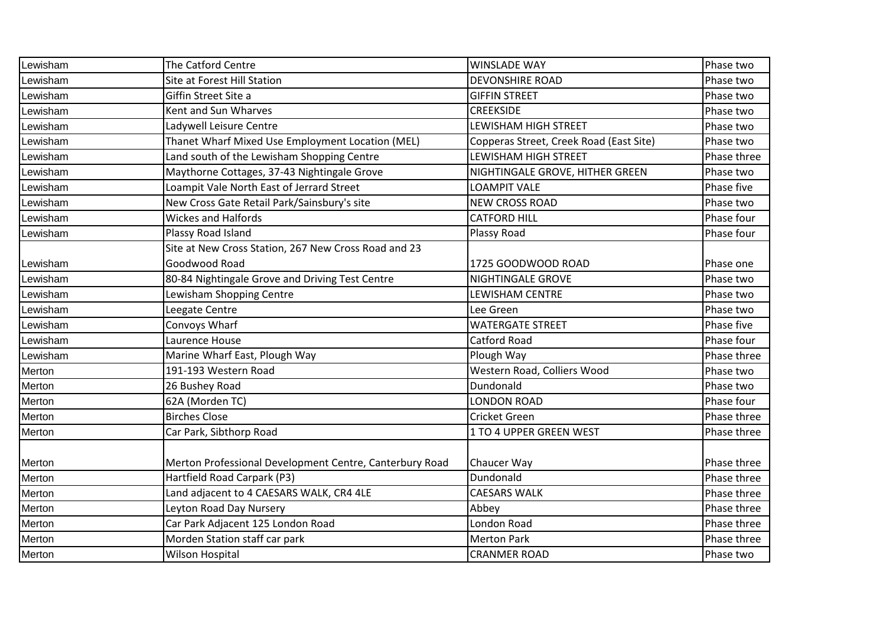| | | | |
|---|---|---|---|
| Lewisham | The Catford Centre | WINSLADE WAY | Phase two |
| Lewisham | Site at Forest Hill Station | DEVONSHIRE ROAD | Phase two |
| Lewisham | Giffin Street Site a | GIFFIN STREET | Phase two |
| Lewisham | Kent and Sun Wharves | CREEKSIDE | Phase two |
| Lewisham | Ladywell Leisure Centre | LEWISHAM HIGH STREET | Phase two |
| Lewisham | Thanet Wharf Mixed Use Employment Location (MEL) | Copperas Street, Creek Road (East Site) | Phase two |
| Lewisham | Land south of the Lewisham Shopping Centre | LEWISHAM HIGH STREET | Phase three |
| Lewisham | Maythorne Cottages, 37-43 Nightingale Grove | NIGHTINGALE GROVE, HITHER GREEN | Phase two |
| Lewisham | Loampit Vale North East of Jerrard Street | LOAMPIT VALE | Phase five |
| Lewisham | New Cross Gate Retail Park/Sainsbury's site | NEW CROSS ROAD | Phase two |
| Lewisham | Wickes and Halfords | CATFORD HILL | Phase four |
| Lewisham | Plassy Road Island | Plassy Road | Phase four |
| Lewisham | Site at New Cross Station, 267 New Cross Road and 23 Goodwood Road | 1725 GOODWOOD ROAD | Phase one |
| Lewisham | 80-84 Nightingale Grove and Driving Test Centre | NIGHTINGALE GROVE | Phase two |
| Lewisham | Lewisham Shopping Centre | LEWISHAM CENTRE | Phase two |
| Lewisham | Leegate Centre | Lee Green | Phase two |
| Lewisham | Convoys Wharf | WATERGATE STREET | Phase five |
| Lewisham | Laurence House | Catford Road | Phase four |
| Lewisham | Marine Wharf East, Plough Way | Plough Way | Phase three |
| Merton | 191-193 Western Road | Western Road, Colliers Wood | Phase two |
| Merton | 26 Bushey Road | Dundonald | Phase two |
| Merton | 62A (Morden TC) | LONDON ROAD | Phase four |
| Merton | Birches Close | Cricket Green | Phase three |
| Merton | Car Park, Sibthorp Road | 1 TO 4 UPPER GREEN WEST | Phase three |
| Merton | Merton Professional Development Centre, Canterbury Road | Chaucer Way | Phase three |
| Merton | Hartfield Road Carpark (P3) | Dundonald | Phase three |
| Merton | Land adjacent to 4 CAESARS WALK, CR4 4LE | CAESARS WALK | Phase three |
| Merton | Leyton Road Day Nursery | Abbey | Phase three |
| Merton | Car Park Adjacent 125 London Road | London Road | Phase three |
| Merton | Morden Station staff car park | Merton Park | Phase three |
| Merton | Wilson Hospital | CRANMER ROAD | Phase two |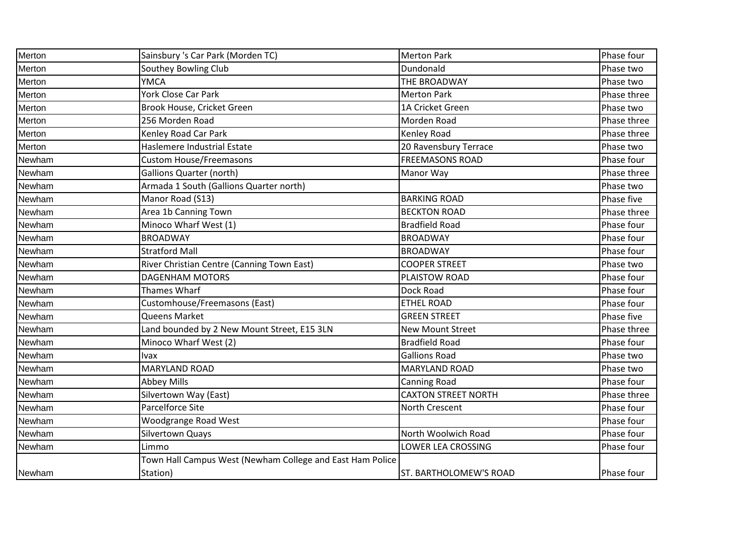| Merton | Sainsbury 's Car Park (Morden TC) | Merton Park | Phase four |
|---|---|---|---|
| Merton | Southey Bowling Club | Dundonald | Phase two |
| Merton | YMCA | THE BROADWAY | Phase two |
| Merton | York Close Car Park | Merton Park | Phase three |
| Merton | Brook House, Cricket Green | 1A Cricket Green | Phase two |
| Merton | 256 Morden Road | Morden Road | Phase three |
| Merton | Kenley Road Car Park | Kenley Road | Phase three |
| Merton | Haslemere Industrial Estate | 20 Ravensbury Terrace | Phase two |
| Newham | Custom House/Freemasons | FREEMASONS ROAD | Phase four |
| Newham | Gallions Quarter (north) | Manor Way | Phase three |
| Newham | Armada 1 South (Gallions Quarter north) | | Phase two |
| Newham | Manor Road (S13) | BARKING ROAD | Phase five |
| Newham | Area 1b Canning Town | BECKTON ROAD | Phase three |
| Newham | Minoco Wharf West (1) | Bradfield Road | Phase four |
| Newham | BROADWAY | BROADWAY | Phase four |
| Newham | Stratford Mall | BROADWAY | Phase four |
| Newham | River Christian Centre (Canning Town East) | COOPER STREET | Phase two |
| Newham | DAGENHAM MOTORS | PLAISTOW ROAD | Phase four |
| Newham | Thames Wharf | Dock Road | Phase four |
| Newham | Customhouse/Freemasons (East) | ETHEL ROAD | Phase four |
| Newham | Queens Market | GREEN STREET | Phase five |
| Newham | Land bounded by 2 New Mount Street, E15 3LN | New Mount Street | Phase three |
| Newham | Minoco Wharf West (2) | Bradfield Road | Phase four |
| Newham | Ivax | Gallions Road | Phase two |
| Newham | MARYLAND ROAD | MARYLAND ROAD | Phase two |
| Newham | Abbey Mills | Canning Road | Phase four |
| Newham | Silvertown Way (East) | CAXTON STREET NORTH | Phase three |
| Newham | Parcelforce Site | North Crescent | Phase four |
| Newham | Woodgrange Road West | | Phase four |
| Newham | Silvertown Quays | North Woolwich Road | Phase four |
| Newham | Limmo | LOWER LEA CROSSING | Phase four |
| Newham | Town Hall Campus West (Newham College and East Ham Police Station) | ST. BARTHOLOMEW'S ROAD | Phase four |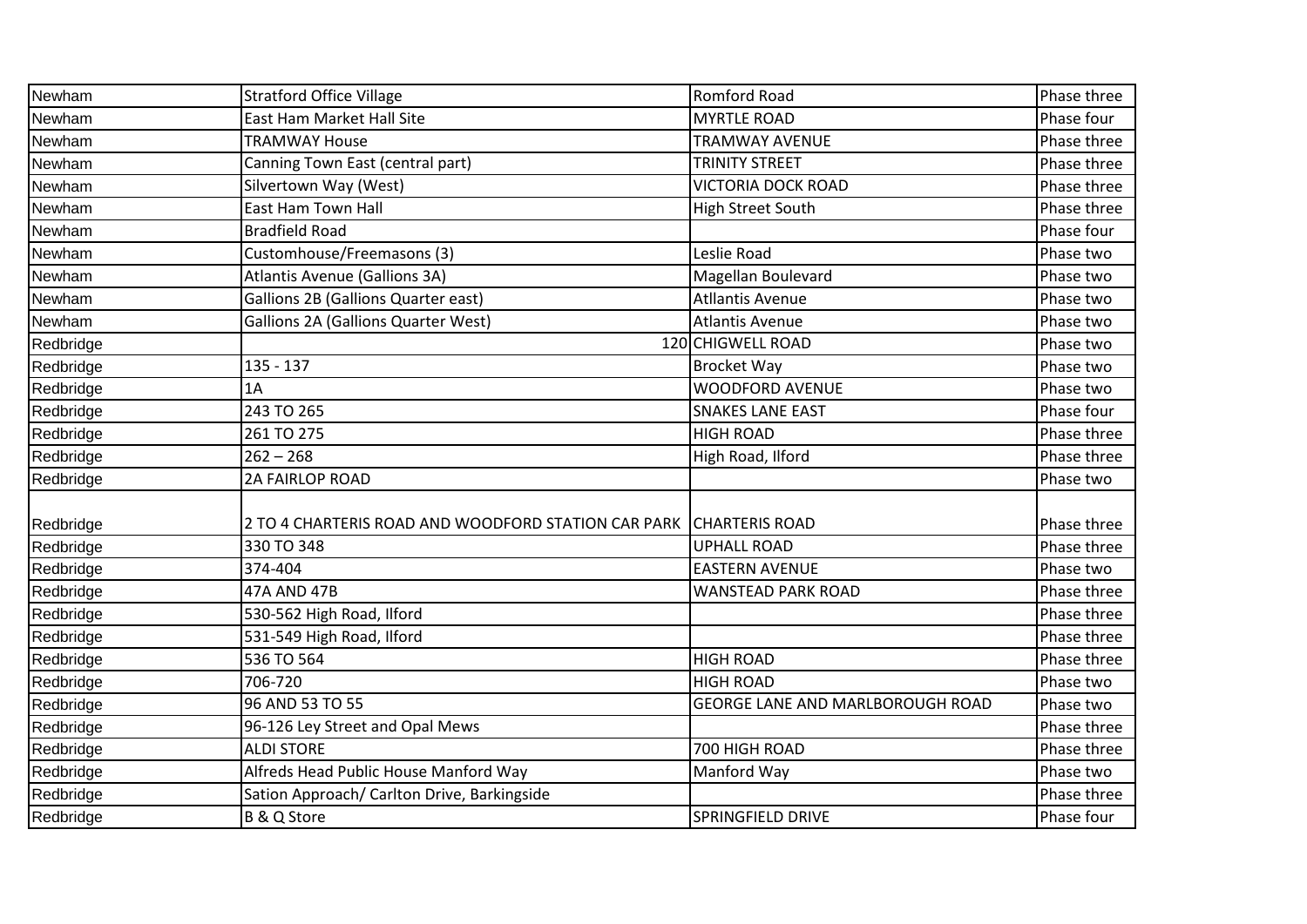| Newham | Stratford Office Village | Romford Road | Phase three |
|---|---|---|---|
| Newham | East Ham Market Hall Site | MYRTLE ROAD | Phase four |
| Newham | TRAMWAY House | TRAMWAY AVENUE | Phase three |
| Newham | Canning Town East (central part) | TRINITY STREET | Phase three |
| Newham | Silvertown Way (West) | VICTORIA DOCK ROAD | Phase three |
| Newham | East Ham Town Hall | High Street South | Phase three |
| Newham | Bradfield Road | | Phase four |
| Newham | Customhouse/Freemasons (3) | Leslie Road | Phase two |
| Newham | Atlantis Avenue (Gallions 3A) | Magellan Boulevard | Phase two |
| Newham | Gallions 2B (Gallions Quarter east) | Atllantis Avenue | Phase two |
| Newham | Gallions 2A (Gallions Quarter West) | Atlantis Avenue | Phase two |
| Redbridge | 120 | CHIGWELL ROAD | Phase two |
| Redbridge | 135 - 137 | Brocket Way | Phase two |
| Redbridge | 1A | WOODFORD AVENUE | Phase two |
| Redbridge | 243 TO 265 | SNAKES LANE EAST | Phase four |
| Redbridge | 261 TO 275 | HIGH ROAD | Phase three |
| Redbridge | 262 – 268 | High Road, Ilford | Phase three |
| Redbridge | 2A FAIRLOP ROAD | | Phase two |
| Redbridge | 2 TO 4 CHARTERIS ROAD AND WOODFORD STATION CAR PARK | CHARTERIS ROAD | Phase three |
| Redbridge | 330 TO 348 | UPHALL ROAD | Phase three |
| Redbridge | 374-404 | EASTERN AVENUE | Phase two |
| Redbridge | 47A AND 47B | WANSTEAD PARK ROAD | Phase three |
| Redbridge | 530-562 High Road, Ilford | | Phase three |
| Redbridge | 531-549 High Road, Ilford | | Phase three |
| Redbridge | 536 TO 564 | HIGH ROAD | Phase three |
| Redbridge | 706-720 | HIGH ROAD | Phase two |
| Redbridge | 96 AND 53 TO 55 | GEORGE LANE AND MARLBOROUGH ROAD | Phase two |
| Redbridge | 96-126 Ley Street and Opal Mews | | Phase three |
| Redbridge | ALDI STORE | 700 HIGH ROAD | Phase three |
| Redbridge | Alfreds Head Public House Manford Way | Manford Way | Phase two |
| Redbridge | Sation Approach/ Carlton Drive, Barkingside | | Phase three |
| Redbridge | B & Q Store | SPRINGFIELD DRIVE | Phase four |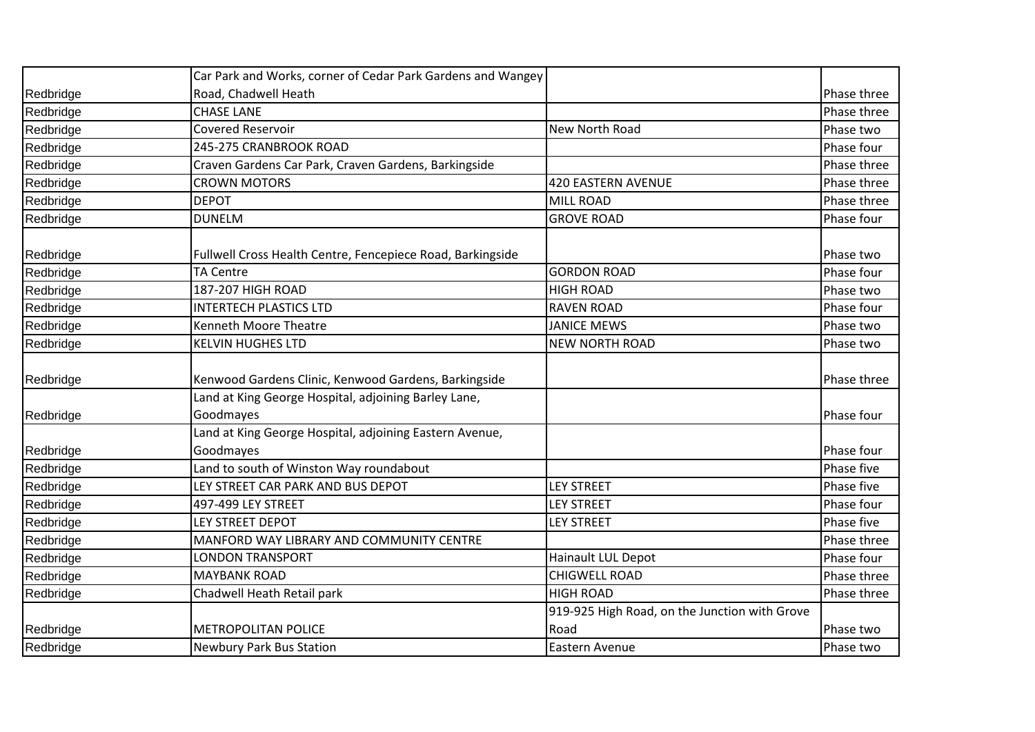| | | | |
|---|---|---|---|
| Redbridge | Car Park and Works, corner of Cedar Park Gardens and Wangey Road, Chadwell Heath | | Phase three |
| Redbridge | CHASE LANE | | Phase three |
| Redbridge | Covered Reservoir | New North Road | Phase two |
| Redbridge | 245-275 CRANBROOK ROAD | | Phase four |
| Redbridge | Craven Gardens Car Park, Craven Gardens, Barkingside | | Phase three |
| Redbridge | CROWN MOTORS | 420 EASTERN AVENUE | Phase three |
| Redbridge | DEPOT | MILL ROAD | Phase three |
| Redbridge | DUNELM | GROVE ROAD | Phase four |
| Redbridge | Fullwell Cross Health Centre, Fencepiece Road, Barkingside | | Phase two |
| Redbridge | TA Centre | GORDON ROAD | Phase four |
| Redbridge | 187-207 HIGH ROAD | HIGH ROAD | Phase two |
| Redbridge | INTERTECH PLASTICS LTD | RAVEN ROAD | Phase four |
| Redbridge | Kenneth Moore Theatre | JANICE MEWS | Phase two |
| Redbridge | KELVIN HUGHES LTD | NEW NORTH ROAD | Phase two |
| Redbridge | Kenwood Gardens Clinic, Kenwood Gardens, Barkingside | | Phase three |
| Redbridge | Land at King George Hospital, adjoining Barley Lane, Goodmayes | | Phase four |
| Redbridge | Land at King George Hospital, adjoining Eastern Avenue, Goodmayes | | Phase four |
| Redbridge | Land to south of Winston Way roundabout | | Phase five |
| Redbridge | LEY STREET CAR PARK AND BUS DEPOT | LEY STREET | Phase five |
| Redbridge | 497-499 LEY STREET | LEY STREET | Phase four |
| Redbridge | LEY STREET DEPOT | LEY STREET | Phase five |
| Redbridge | MANFORD WAY LIBRARY AND COMMUNITY CENTRE | | Phase three |
| Redbridge | LONDON TRANSPORT | Hainault LUL Depot | Phase four |
| Redbridge | MAYBANK ROAD | CHIGWELL ROAD | Phase three |
| Redbridge | Chadwell Heath Retail park | HIGH ROAD | Phase three |
| Redbridge | METROPOLITAN POLICE | 919-925 High Road, on the Junction with Grove Road | Phase two |
| Redbridge | Newbury Park Bus Station | Eastern Avenue | Phase two |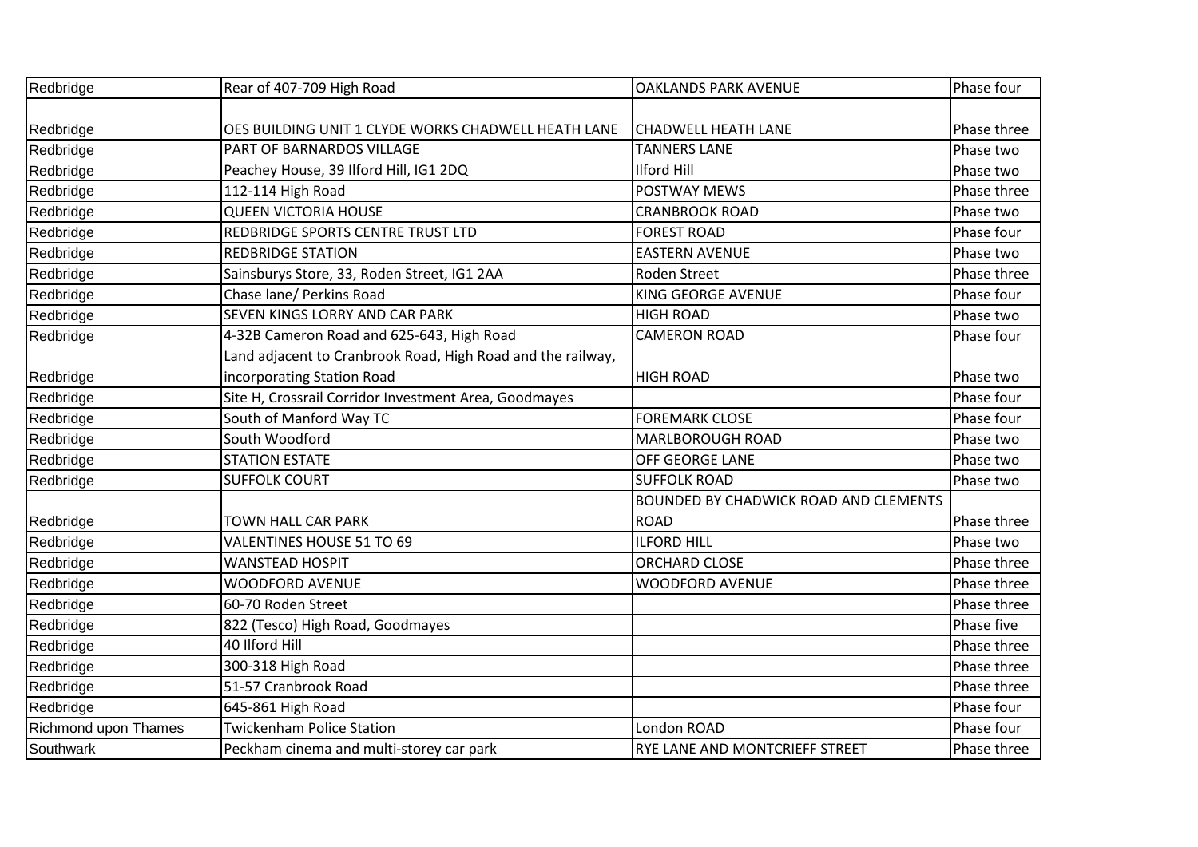| Redbridge | Rear of 407-709 High Road | OAKLANDS PARK AVENUE | Phase four |
|---|---|---|---|
| Redbridge | OES BUILDING UNIT 1 CLYDE WORKS CHADWELL HEATH LANE | CHADWELL HEATH LANE | Phase three |
| Redbridge | PART OF BARNARDOS VILLAGE | TANNERS LANE | Phase two |
| Redbridge | Peachey House, 39 Ilford Hill, IG1 2DQ | Ilford Hill | Phase two |
| Redbridge | 112-114 High Road | POSTWAY MEWS | Phase three |
| Redbridge | QUEEN VICTORIA HOUSE | CRANBROOK ROAD | Phase two |
| Redbridge | REDBRIDGE SPORTS CENTRE TRUST LTD | FOREST ROAD | Phase four |
| Redbridge | REDBRIDGE STATION | EASTERN AVENUE | Phase two |
| Redbridge | Sainsburys Store, 33, Roden Street, IG1 2AA | Roden Street | Phase three |
| Redbridge | Chase lane/ Perkins Road | KING GEORGE AVENUE | Phase four |
| Redbridge | SEVEN KINGS LORRY AND CAR PARK | HIGH ROAD | Phase two |
| Redbridge | 4-32B Cameron Road and 625-643, High Road | CAMERON ROAD | Phase four |
| Redbridge | Land adjacent to Cranbrook Road, High Road and the railway, incorporating Station Road | HIGH ROAD | Phase two |
| Redbridge | Site H, Crossrail Corridor Investment Area, Goodmayes | | Phase four |
| Redbridge | South of Manford Way TC | FOREMARK CLOSE | Phase four |
| Redbridge | South Woodford | MARLBOROUGH ROAD | Phase two |
| Redbridge | STATION ESTATE | OFF GEORGE LANE | Phase two |
| Redbridge | SUFFOLK COURT | SUFFOLK ROAD | Phase two |
| Redbridge | TOWN HALL CAR PARK | BOUNDED BY CHADWICK ROAD AND CLEMENTS ROAD | Phase three |
| Redbridge | VALENTINES HOUSE 51 TO 69 | ILFORD HILL | Phase two |
| Redbridge | WANSTEAD HOSPIT | ORCHARD CLOSE | Phase three |
| Redbridge | WOODFORD AVENUE | WOODFORD AVENUE | Phase three |
| Redbridge | 60-70 Roden Street | | Phase three |
| Redbridge | 822 (Tesco) High Road, Goodmayes | | Phase five |
| Redbridge | 40 Ilford Hill | | Phase three |
| Redbridge | 300-318 High Road | | Phase three |
| Redbridge | 51-57 Cranbrook Road | | Phase three |
| Redbridge | 645-861 High Road | | Phase four |
| Richmond upon Thames | Twickenham Police Station | London ROAD | Phase four |
| Southwark | Peckham cinema and multi-storey car park | RYE LANE AND MONTCRIEFF STREET | Phase three |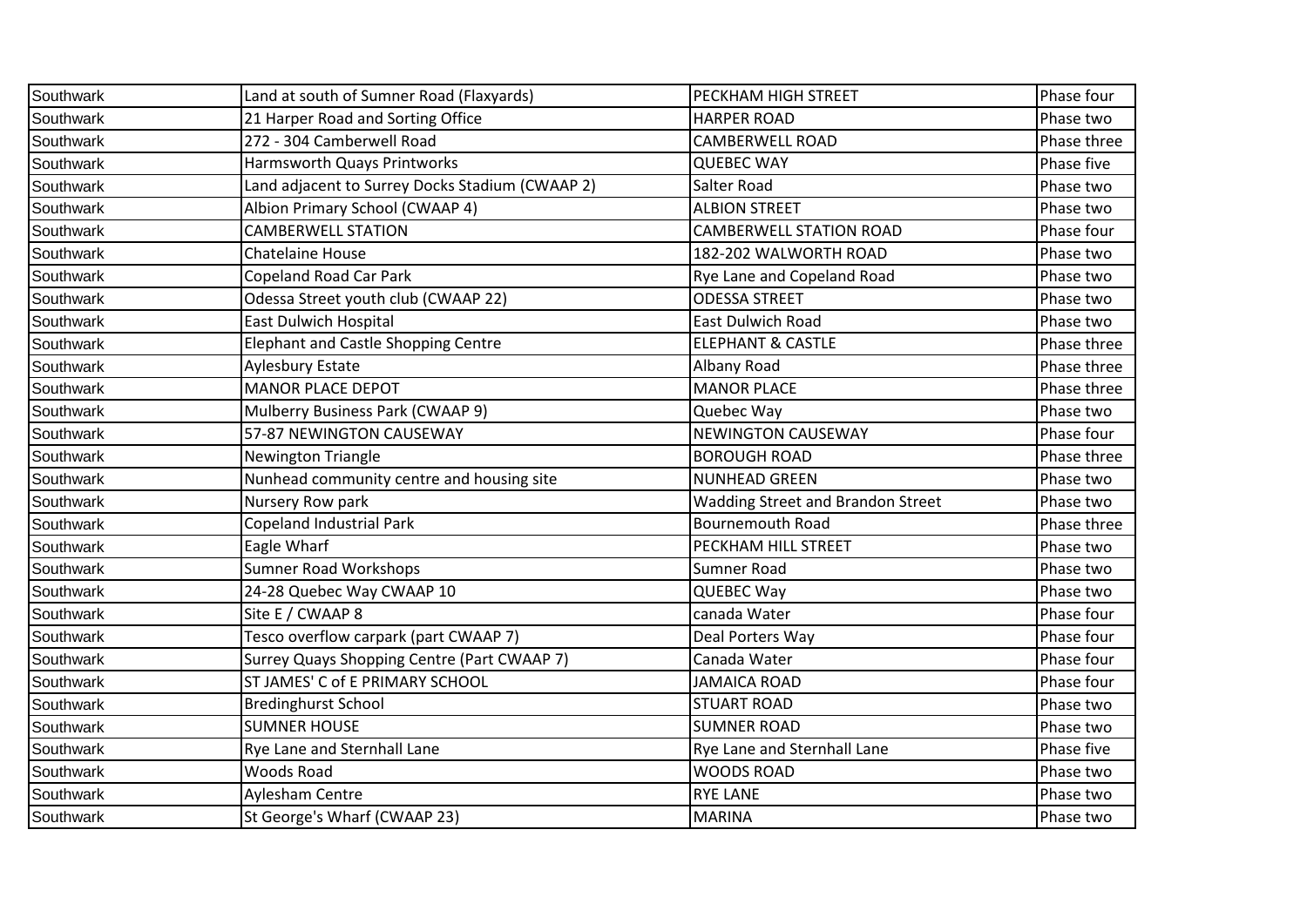| Southwark | Land at south of Sumner Road (Flaxyards) | PECKHAM HIGH STREET | Phase four |
|---|---|---|---|
| Southwark | 21 Harper Road and Sorting Office | HARPER ROAD | Phase two |
| Southwark | 272 - 304 Camberwell Road | CAMBERWELL ROAD | Phase three |
| Southwark | Harmsworth Quays Printworks | QUEBEC WAY | Phase five |
| Southwark | Land adjacent to Surrey Docks Stadium (CWAAP 2) | Salter Road | Phase two |
| Southwark | Albion Primary School (CWAAP 4) | ALBION STREET | Phase two |
| Southwark | CAMBERWELL STATION | CAMBERWELL STATION ROAD | Phase four |
| Southwark | Chatelaine House | 182-202 WALWORTH ROAD | Phase two |
| Southwark | Copeland Road Car Park | Rye Lane and Copeland Road | Phase two |
| Southwark | Odessa Street youth club (CWAAP 22) | ODESSA STREET | Phase two |
| Southwark | East Dulwich Hospital | East Dulwich Road | Phase two |
| Southwark | Elephant and Castle Shopping Centre | ELEPHANT & CASTLE | Phase three |
| Southwark | Aylesbury Estate | Albany Road | Phase three |
| Southwark | MANOR PLACE DEPOT | MANOR PLACE | Phase three |
| Southwark | Mulberry Business Park (CWAAP 9) | Quebec Way | Phase two |
| Southwark | 57-87 NEWINGTON CAUSEWAY | NEWINGTON CAUSEWAY | Phase four |
| Southwark | Newington Triangle | BOROUGH ROAD | Phase three |
| Southwark | Nunhead community centre and housing site | NUNHEAD GREEN | Phase two |
| Southwark | Nursery Row park | Wadding Street and Brandon Street | Phase two |
| Southwark | Copeland Industrial Park | Bournemouth Road | Phase three |
| Southwark | Eagle Wharf | PECKHAM HILL STREET | Phase two |
| Southwark | Sumner Road Workshops | Sumner Road | Phase two |
| Southwark | 24-28 Quebec Way CWAAP 10 | QUEBEC Way | Phase two |
| Southwark | Site E / CWAAP 8 | canada Water | Phase four |
| Southwark | Tesco overflow carpark (part CWAAP 7) | Deal Porters Way | Phase four |
| Southwark | Surrey Quays Shopping Centre (Part CWAAP 7) | Canada Water | Phase four |
| Southwark | ST JAMES' C of E PRIMARY SCHOOL | JAMAICA ROAD | Phase four |
| Southwark | Bredinghurst School | STUART ROAD | Phase two |
| Southwark | SUMNER HOUSE | SUMNER ROAD | Phase two |
| Southwark | Rye Lane and Sternhall Lane | Rye Lane and Sternhall Lane | Phase five |
| Southwark | Woods Road | WOODS ROAD | Phase two |
| Southwark | Aylesham Centre | RYE LANE | Phase two |
| Southwark | St George's Wharf (CWAAP 23) | MARINA | Phase two |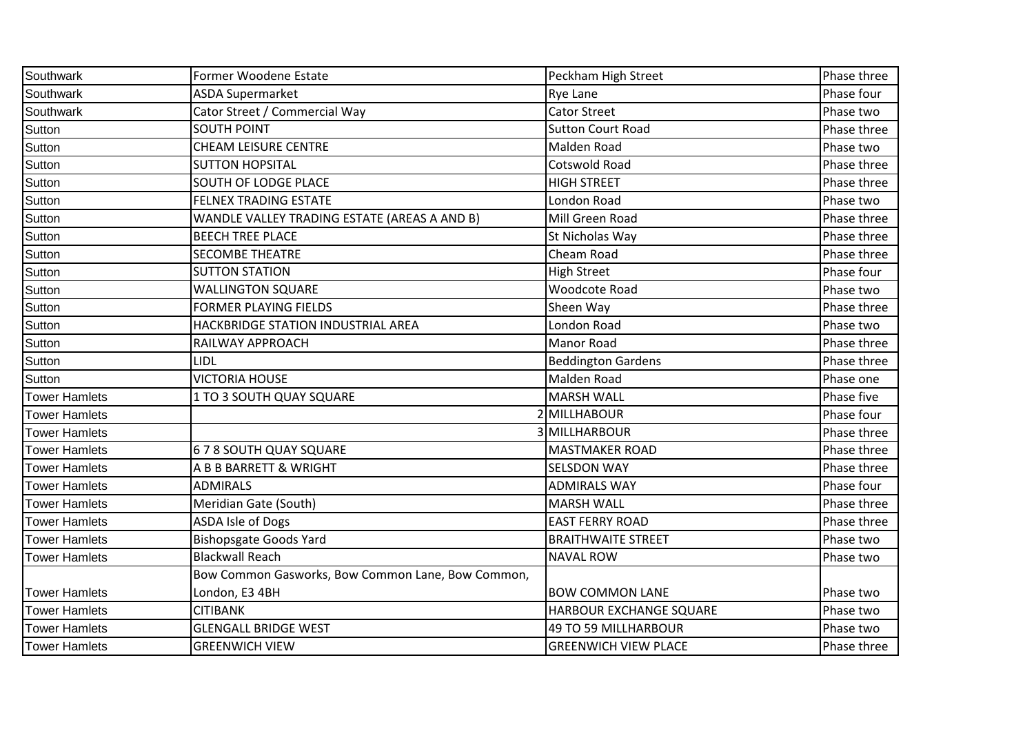| Southwark | Former Woodene Estate | Peckham High Street | Phase three |
|---|---|---|---|
| Southwark | ASDA Supermarket | Rye Lane | Phase four |
| Southwark | Cator Street / Commercial Way | Cator Street | Phase two |
| Sutton | SOUTH POINT | Sutton Court Road | Phase three |
| Sutton | CHEAM LEISURE CENTRE | Malden Road | Phase two |
| Sutton | SUTTON HOPSITAL | Cotswold Road | Phase three |
| Sutton | SOUTH OF LODGE PLACE | HIGH STREET | Phase three |
| Sutton | FELNEX TRADING ESTATE | London Road | Phase two |
| Sutton | WANDLE VALLEY TRADING ESTATE (AREAS A AND B) | Mill Green Road | Phase three |
| Sutton | BEECH TREE PLACE | St Nicholas Way | Phase three |
| Sutton | SECOMBE THEATRE | Cheam Road | Phase three |
| Sutton | SUTTON STATION | High Street | Phase four |
| Sutton | WALLINGTON SQUARE | Woodcote Road | Phase two |
| Sutton | FORMER PLAYING FIELDS | Sheen Way | Phase three |
| Sutton | HACKBRIDGE STATION INDUSTRIAL AREA | London Road | Phase two |
| Sutton | RAILWAY APPROACH | Manor Road | Phase three |
| Sutton | LIDL | Beddington Gardens | Phase three |
| Sutton | VICTORIA HOUSE | Malden Road | Phase one |
| Tower Hamlets | 1 TO 3 SOUTH QUAY SQUARE | MARSH WALL | Phase five |
| Tower Hamlets | 2 | MILLHABOUR | Phase four |
| Tower Hamlets | 3 | MILLHARBOUR | Phase three |
| Tower Hamlets | 6 7 8 SOUTH QUAY SQUARE | MASTMAKER ROAD | Phase three |
| Tower Hamlets | A B B BARRETT & WRIGHT | SELSDON WAY | Phase three |
| Tower Hamlets | ADMIRALS | ADMIRALS WAY | Phase four |
| Tower Hamlets | Meridian Gate (South) | MARSH WALL | Phase three |
| Tower Hamlets | ASDA Isle of Dogs | EAST FERRY ROAD | Phase three |
| Tower Hamlets | Bishopsgate Goods Yard | BRAITHWAITE STREET | Phase two |
| Tower Hamlets | Blackwall Reach | NAVAL ROW | Phase two |
| Tower Hamlets | Bow Common Gasworks, Bow Common Lane, Bow Common, London, E3 4BH | BOW COMMON LANE | Phase two |
| Tower Hamlets | CITIBANK | HARBOUR EXCHANGE SQUARE | Phase two |
| Tower Hamlets | GLENGALL BRIDGE WEST | 49 TO 59 MILLHARBOUR | Phase two |
| Tower Hamlets | GREENWICH VIEW | GREENWICH VIEW PLACE | Phase three |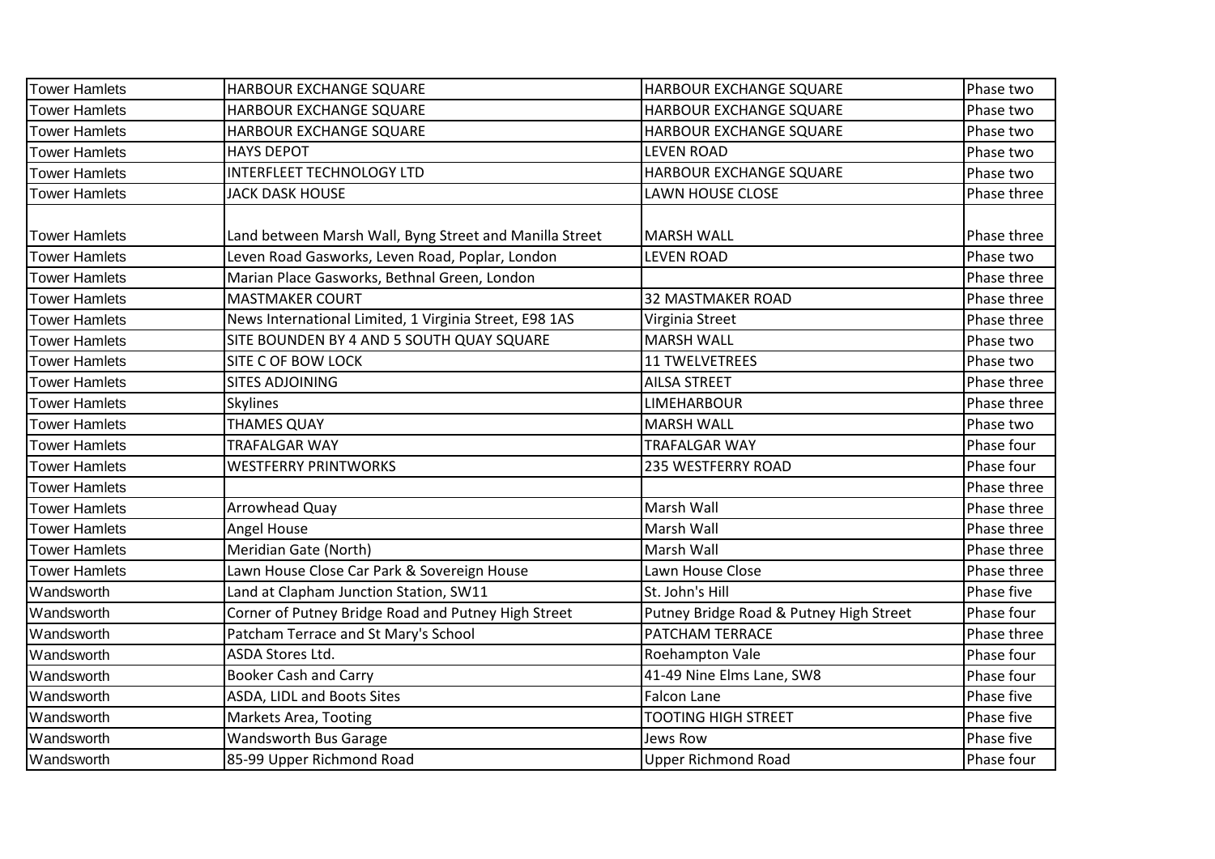| | | | |
|---|---|---|---|
| Tower Hamlets | HARBOUR EXCHANGE SQUARE | HARBOUR EXCHANGE SQUARE | Phase two |
| Tower Hamlets | HARBOUR EXCHANGE SQUARE | HARBOUR EXCHANGE SQUARE | Phase two |
| Tower Hamlets | HARBOUR EXCHANGE SQUARE | HARBOUR EXCHANGE SQUARE | Phase two |
| Tower Hamlets | HAYS DEPOT | LEVEN ROAD | Phase two |
| Tower Hamlets | INTERFLEET TECHNOLOGY LTD | HARBOUR EXCHANGE SQUARE | Phase two |
| Tower Hamlets | JACK DASK HOUSE | LAWN HOUSE CLOSE | Phase three |
| Tower Hamlets | Land between Marsh Wall, Byng Street and Manilla Street | MARSH WALL | Phase three |
| Tower Hamlets | Leven Road Gasworks, Leven Road, Poplar, London | LEVEN ROAD | Phase two |
| Tower Hamlets | Marian Place Gasworks, Bethnal Green, London | | Phase three |
| Tower Hamlets | MASTMAKER COURT | 32 MASTMAKER ROAD | Phase three |
| Tower Hamlets | News International Limited, 1 Virginia Street, E98 1AS | Virginia Street | Phase three |
| Tower Hamlets | SITE BOUNDEN BY 4 AND 5 SOUTH QUAY SQUARE | MARSH WALL | Phase two |
| Tower Hamlets | SITE C OF BOW LOCK | 11 TWELVETREES | Phase two |
| Tower Hamlets | SITES ADJOINING | AILSA STREET | Phase three |
| Tower Hamlets | Skylines | LIMEHARBOUR | Phase three |
| Tower Hamlets | THAMES QUAY | MARSH WALL | Phase two |
| Tower Hamlets | TRAFALGAR WAY | TRAFALGAR WAY | Phase four |
| Tower Hamlets | WESTFERRY PRINTWORKS | 235 WESTFERRY ROAD | Phase four |
| Tower Hamlets | | | Phase three |
| Tower Hamlets | Arrowhead Quay | Marsh Wall | Phase three |
| Tower Hamlets | Angel House | Marsh Wall | Phase three |
| Tower Hamlets | Meridian Gate (North) | Marsh Wall | Phase three |
| Tower Hamlets | Lawn House Close Car Park & Sovereign House | Lawn House Close | Phase three |
| Wandsworth | Land at Clapham Junction Station, SW11 | St. John's Hill | Phase five |
| Wandsworth | Corner of Putney Bridge Road and Putney High Street | Putney Bridge Road & Putney High Street | Phase four |
| Wandsworth | Patcham Terrace and St Mary's School | PATCHAM TERRACE | Phase three |
| Wandsworth | ASDA Stores Ltd. | Roehampton Vale | Phase four |
| Wandsworth | Booker Cash and Carry | 41-49 Nine Elms Lane, SW8 | Phase four |
| Wandsworth | ASDA, LIDL and Boots Sites | Falcon Lane | Phase five |
| Wandsworth | Markets Area, Tooting | TOOTING HIGH STREET | Phase five |
| Wandsworth | Wandsworth Bus Garage | Jews Row | Phase five |
| Wandsworth | 85-99 Upper Richmond Road | Upper Richmond Road | Phase four |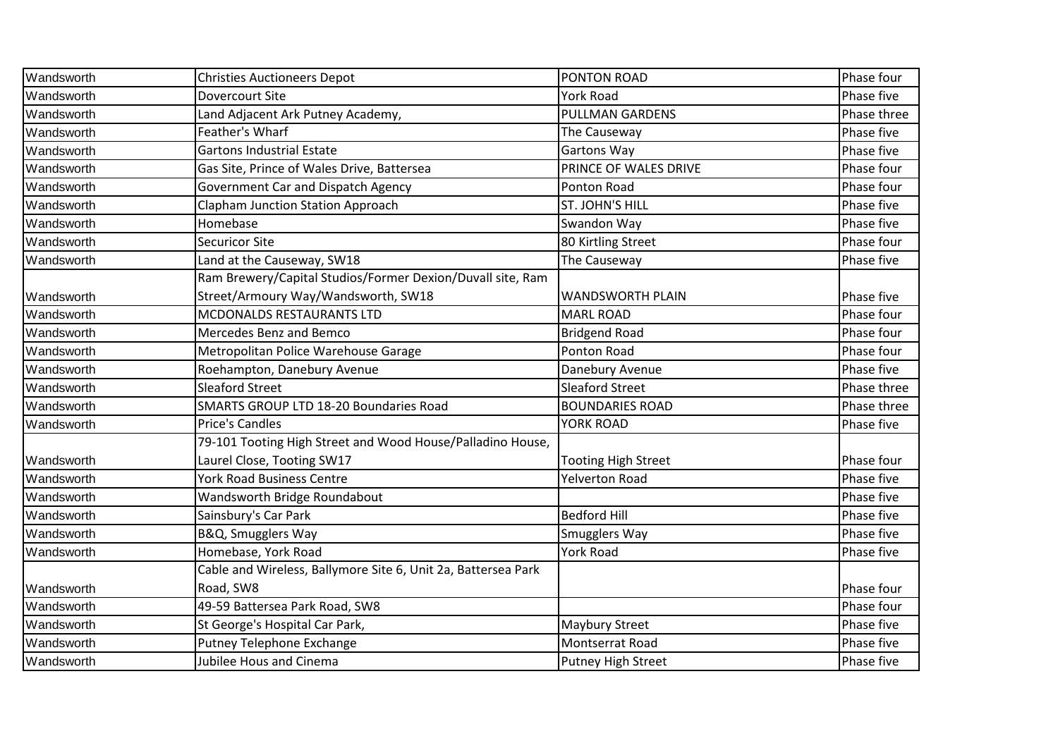| Wandsworth | Christies Auctioneers Depot | PONTON ROAD | Phase four |
|---|---|---|---|
| Wandsworth | Dovercourt Site | York Road | Phase five |
| Wandsworth | Land Adjacent Ark Putney Academy, | PULLMAN GARDENS | Phase three |
| Wandsworth | Feather's Wharf | The Causeway | Phase five |
| Wandsworth | Gartons Industrial Estate | Gartons Way | Phase five |
| Wandsworth | Gas Site, Prince of Wales Drive, Battersea | PRINCE OF WALES DRIVE | Phase four |
| Wandsworth | Government Car and Dispatch Agency | Ponton Road | Phase four |
| Wandsworth | Clapham Junction Station Approach | ST. JOHN'S HILL | Phase five |
| Wandsworth | Homebase | Swandon Way | Phase five |
| Wandsworth | Securicor Site | 80 Kirtling Street | Phase four |
| Wandsworth | Land at the Causeway, SW18 | The Causeway | Phase five |
| Wandsworth | Ram Brewery/Capital Studios/Former Dexion/Duvall site, Ram Street/Armoury Way/Wandsworth, SW18 | WANDSWORTH PLAIN | Phase five |
| Wandsworth | MCDONALDS RESTAURANTS LTD | MARL ROAD | Phase four |
| Wandsworth | Mercedes Benz and Bemco | Bridgend Road | Phase four |
| Wandsworth | Metropolitan Police Warehouse Garage | Ponton Road | Phase four |
| Wandsworth | Roehampton, Danebury Avenue | Danebury Avenue | Phase five |
| Wandsworth | Sleaford Street | Sleaford Street | Phase three |
| Wandsworth | SMARTS GROUP LTD 18-20 Boundaries Road | BOUNDARIES ROAD | Phase three |
| Wandsworth | Price's Candles | YORK ROAD | Phase five |
| Wandsworth | 79-101 Tooting High Street and Wood House/Palladino House, Laurel Close, Tooting SW17 | Tooting High Street | Phase four |
| Wandsworth | York Road Business Centre | Yelverton Road | Phase five |
| Wandsworth | Wandsworth Bridge Roundabout | | Phase five |
| Wandsworth | Sainsbury's Car Park | Bedford Hill | Phase five |
| Wandsworth | B&Q, Smugglers Way | Smugglers Way | Phase five |
| Wandsworth | Homebase, York Road | York Road | Phase five |
| Wandsworth | Cable and Wireless, Ballymore Site 6, Unit 2a, Battersea Park Road, SW8 | | Phase four |
| Wandsworth | 49-59 Battersea Park Road, SW8 | | Phase four |
| Wandsworth | St George's Hospital Car Park, | Maybury Street | Phase five |
| Wandsworth | Putney Telephone Exchange | Montserrat Road | Phase five |
| Wandsworth | Jubilee Hous and Cinema | Putney High Street | Phase five |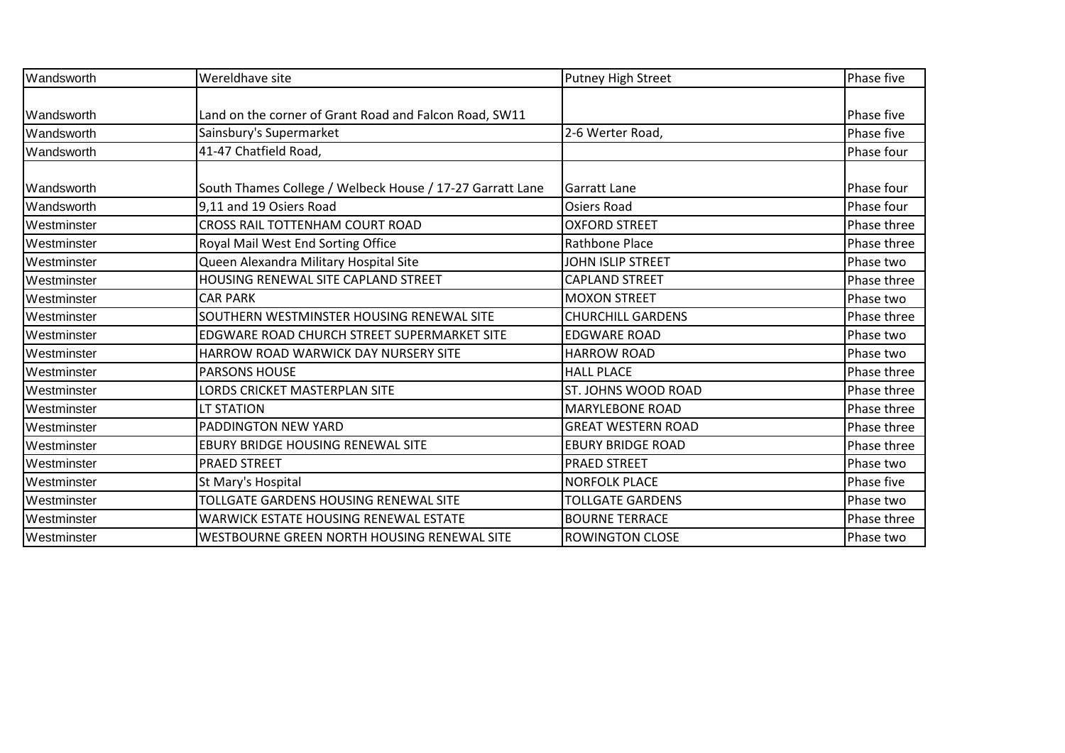| | | | |
|---|---|---|---|
| Wandsworth | Wereldhave site | Putney High Street | Phase five |
| Wandsworth | Land on the corner of Grant Road and Falcon Road, SW11 | | Phase five |
| Wandsworth | Sainsbury's Supermarket | 2-6 Werter Road, | Phase five |
| Wandsworth | 41-47 Chatfield Road, | | Phase four |
| Wandsworth | South Thames College / Welbeck House / 17-27 Garratt Lane | Garratt Lane | Phase four |
| Wandsworth | 9,11 and 19 Osiers Road | Osiers Road | Phase four |
| Westminster | CROSS RAIL TOTTENHAM COURT ROAD | OXFORD STREET | Phase three |
| Westminster | Royal Mail West End Sorting Office | Rathbone Place | Phase three |
| Westminster | Queen Alexandra Military Hospital Site | JOHN ISLIP STREET | Phase two |
| Westminster | HOUSING RENEWAL SITE CAPLAND STREET | CAPLAND STREET | Phase three |
| Westminster | CAR PARK | MOXON STREET | Phase two |
| Westminster | SOUTHERN WESTMINSTER HOUSING RENEWAL SITE | CHURCHILL GARDENS | Phase three |
| Westminster | EDGWARE ROAD CHURCH STREET SUPERMARKET SITE | EDGWARE ROAD | Phase two |
| Westminster | HARROW ROAD WARWICK DAY NURSERY SITE | HARROW ROAD | Phase two |
| Westminster | PARSONS HOUSE | HALL PLACE | Phase three |
| Westminster | LORDS CRICKET MASTERPLAN SITE | ST. JOHNS WOOD ROAD | Phase three |
| Westminster | LT STATION | MARYLEBONE ROAD | Phase three |
| Westminster | PADDINGTON NEW YARD | GREAT WESTERN ROAD | Phase three |
| Westminster | EBURY BRIDGE HOUSING RENEWAL SITE | EBURY BRIDGE ROAD | Phase three |
| Westminster | PRAED STREET | PRAED STREET | Phase two |
| Westminster | St Mary's Hospital | NORFOLK PLACE | Phase five |
| Westminster | TOLLGATE GARDENS HOUSING RENEWAL SITE | TOLLGATE GARDENS | Phase two |
| Westminster | WARWICK ESTATE HOUSING RENEWAL ESTATE | BOURNE TERRACE | Phase three |
| Westminster | WESTBOURNE GREEN NORTH HOUSING RENEWAL SITE | ROWINGTON CLOSE | Phase two |